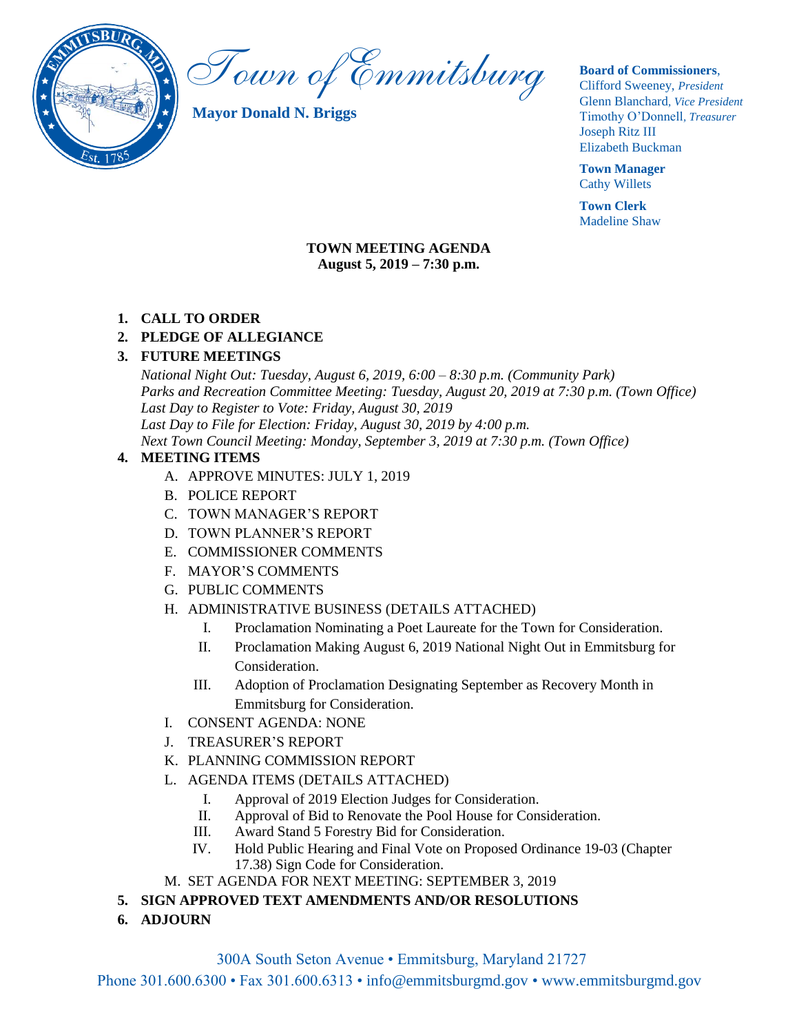# Town of Emmitsburg

**Mayor Donald N. Briggs**

**Board of Commissioners**,
Clifford Sweeney, *President*
Glenn Blanchard, *Vice President*
Timothy O'Donnell, *Treasurer*
Joseph Ritz III
Elizabeth Buckman

**Town Manager**
Cathy Willets

**Town Clerk**
Madeline Shaw

**TOWN MEETING AGENDA**
**August 5, 2019 – 7:30 p.m.**

1. **CALL TO ORDER**
2. **PLEDGE OF ALLEGIANCE**
3. **FUTURE MEETINGS**
   *National Night Out: Tuesday, August 6, 2019, 6:00 – 8:30 p.m. (Community Park)*
   *Parks and Recreation Committee Meeting: Tuesday, August 20, 2019 at 7:30 p.m. (Town Office)*
   *Last Day to Register to Vote: Friday, August 30, 2019*
   *Last Day to File for Election: Friday, August 30, 2019 by 4:00 p.m.*
   *Next Town Council Meeting: Monday, September 3, 2019 at 7:30 p.m. (Town Office)*
4. **MEETING ITEMS**
   A. APPROVE MINUTES: JULY 1, 2019
   B. POLICE REPORT
   C. TOWN MANAGER'S REPORT
   D. TOWN PLANNER'S REPORT
   E. COMMISSIONER COMMENTS
   F. MAYOR'S COMMENTS
   G. PUBLIC COMMENTS
   H. ADMINISTRATIVE BUSINESS (DETAILS ATTACHED)
      I. Proclamation Nominating a Poet Laureate for the Town for Consideration.
      II. Proclamation Making August 6, 2019 National Night Out in Emmitsburg for Consideration.
      III. Adoption of Proclamation Designating September as Recovery Month in Emmitsburg for Consideration.
   I. CONSENT AGENDA: NONE
   J. TREASURER'S REPORT
   K. PLANNING COMMISSION REPORT
   L. AGENDA ITEMS (DETAILS ATTACHED)
      I. Approval of 2019 Election Judges for Consideration.
      II. Approval of Bid to Renovate the Pool House for Consideration.
      III. Award Stand 5 Forestry Bid for Consideration.
      IV. Hold Public Hearing and Final Vote on Proposed Ordinance 19-03 (Chapter 17.38) Sign Code for Consideration.
   M. SET AGENDA FOR NEXT MEETING: SEPTEMBER 3, 2019
5. **SIGN APPROVED TEXT AMENDMENTS AND/OR RESOLUTIONS**
6. **ADJOURN**

300A South Seton Avenue • Emmitsburg, Maryland 21727
Phone 301.600.6300 • Fax 301.600.6313 • info@emmitsburgmd.gov • www.emmitsburgmd.gov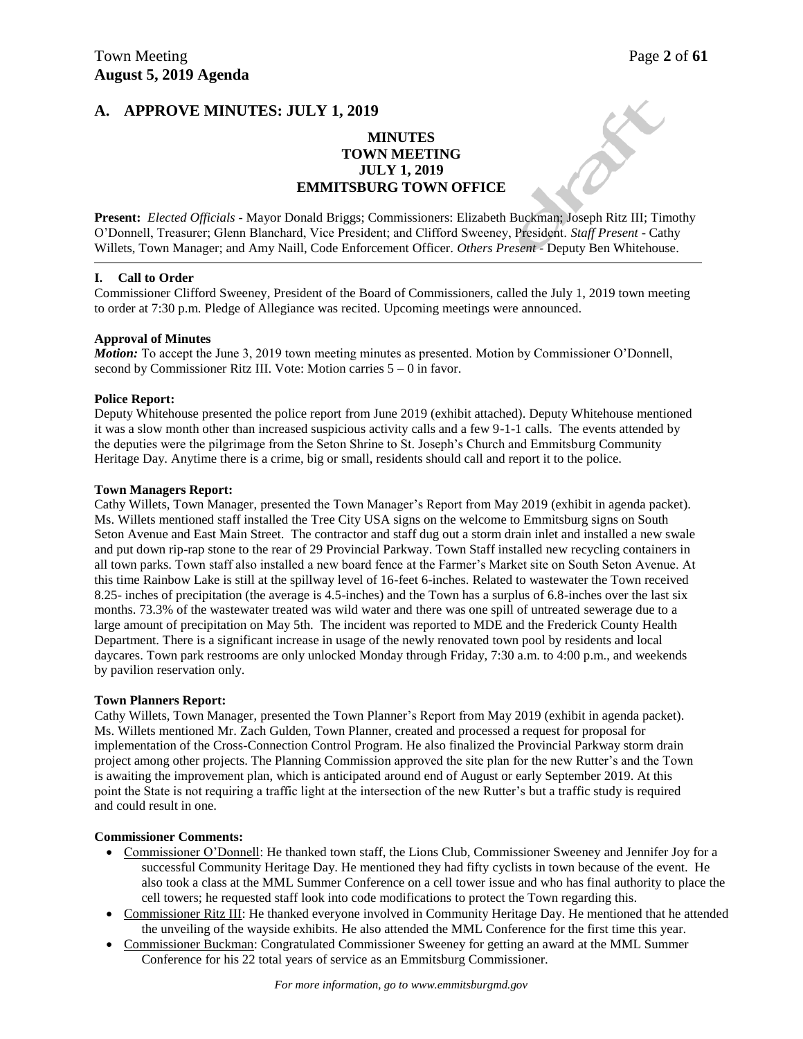## A. APPROVE MINUTES: JULY 1, 2019

**MINUTES**
**TOWN MEETING**
**JULY 1, 2019**
**EMMITSBURG TOWN OFFICE**

**Present:** *Elected Officials* - Mayor Donald Briggs; Commissioners: Elizabeth Buckman; Joseph Ritz III; Timothy O'Donnell, Treasurer; Glenn Blanchard, Vice President; and Clifford Sweeney, President. *Staff Present* - Cathy Willets, Town Manager; and Amy Naill, Code Enforcement Officer. *Others Present* - Deputy Ben Whitehouse.

---

### I. Call to Order

Commissioner Clifford Sweeney, President of the Board of Commissioners, called the July 1, 2019 town meeting to order at 7:30 p.m. Pledge of Allegiance was recited. Upcoming meetings were announced.

**Approval of Minutes**

***Motion:*** To accept the June 3, 2019 town meeting minutes as presented. Motion by Commissioner O'Donnell, second by Commissioner Ritz III. Vote: Motion carries 5 – 0 in favor.

**Police Report:**

Deputy Whitehouse presented the police report from June 2019 (exhibit attached). Deputy Whitehouse mentioned it was a slow month other than increased suspicious activity calls and a few 9-1-1 calls. The events attended by the deputies were the pilgrimage from the Seton Shrine to St. Joseph's Church and Emmitsburg Community Heritage Day. Anytime there is a crime, big or small, residents should call and report it to the police.

**Town Managers Report:**

Cathy Willets, Town Manager, presented the Town Manager's Report from May 2019 (exhibit in agenda packet). Ms. Willets mentioned staff installed the Tree City USA signs on the welcome to Emmitsburg signs on South Seton Avenue and East Main Street. The contractor and staff dug out a storm drain inlet and installed a new swale and put down rip-rap stone to the rear of 29 Provincial Parkway. Town Staff installed new recycling containers in all town parks. Town staff also installed a new board fence at the Farmer's Market site on South Seton Avenue. At this time Rainbow Lake is still at the spillway level of 16-feet 6-inches. Related to wastewater the Town received 8.25- inches of precipitation (the average is 4.5-inches) and the Town has a surplus of 6.8-inches over the last six months. 73.3% of the wastewater treated was wild water and there was one spill of untreated sewerage due to a large amount of precipitation on May 5th. The incident was reported to MDE and the Frederick County Health Department. There is a significant increase in usage of the newly renovated town pool by residents and local daycares. Town park restrooms are only unlocked Monday through Friday, 7:30 a.m. to 4:00 p.m., and weekends by pavilion reservation only.

**Town Planners Report:**

Cathy Willets, Town Manager, presented the Town Planner's Report from May 2019 (exhibit in agenda packet). Ms. Willets mentioned Mr. Zach Gulden, Town Planner, created and processed a request for proposal for implementation of the Cross-Connection Control Program. He also finalized the Provincial Parkway storm drain project among other projects. The Planning Commission approved the site plan for the new Rutter's and the Town is awaiting the improvement plan, which is anticipated around end of August or early September 2019. At this point the State is not requiring a traffic light at the intersection of the new Rutter's but a traffic study is required and could result in one.

**Commissioner Comments:**

- Commissioner O'Donnell: He thanked town staff, the Lions Club, Commissioner Sweeney and Jennifer Joy for a successful Community Heritage Day. He mentioned they had fifty cyclists in town because of the event. He also took a class at the MML Summer Conference on a cell tower issue and who has final authority to place the cell towers; he requested staff look into code modifications to protect the Town regarding this.
- Commissioner Ritz III: He thanked everyone involved in Community Heritage Day. He mentioned that he attended the unveiling of the wayside exhibits. He also attended the MML Conference for the first time this year.
- Commissioner Buckman: Congratulated Commissioner Sweeney for getting an award at the MML Summer Conference for his 22 total years of service as an Emmitsburg Commissioner.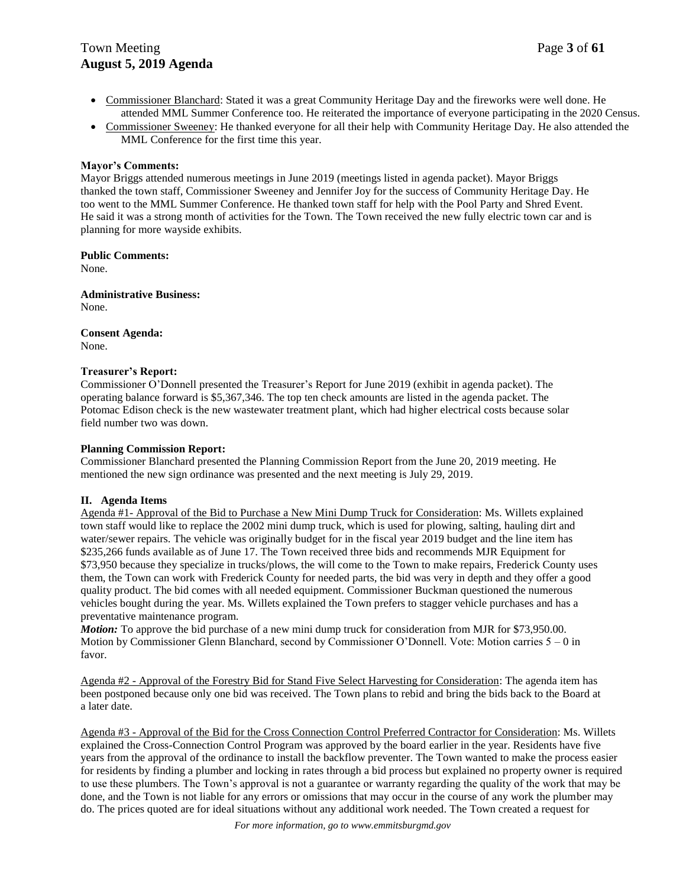- Commissioner Blanchard: Stated it was a great Community Heritage Day and the fireworks were well done. He attended MML Summer Conference too. He reiterated the importance of everyone participating in the 2020 Census.
- Commissioner Sweeney: He thanked everyone for all their help with Community Heritage Day. He also attended the MML Conference for the first time this year.

**Mayor's Comments:**
Mayor Briggs attended numerous meetings in June 2019 (meetings listed in agenda packet). Mayor Briggs thanked the town staff, Commissioner Sweeney and Jennifer Joy for the success of Community Heritage Day. He too went to the MML Summer Conference. He thanked town staff for help with the Pool Party and Shred Event. He said it was a strong month of activities for the Town. The Town received the new fully electric town car and is planning for more wayside exhibits.

**Public Comments:**
None.

**Administrative Business:**
None.

**Consent Agenda:**
None.

**Treasurer's Report:**
Commissioner O'Donnell presented the Treasurer's Report for June 2019 (exhibit in agenda packet). The operating balance forward is $5,367,346. The top ten check amounts are listed in the agenda packet. The Potomac Edison check is the new wastewater treatment plant, which had higher electrical costs because solar field number two was down.

**Planning Commission Report:**
Commissioner Blanchard presented the Planning Commission Report from the June 20, 2019 meeting. He mentioned the new sign ordinance was presented and the next meeting is July 29, 2019.

**II. Agenda Items**

Agenda #1- Approval of the Bid to Purchase a New Mini Dump Truck for Consideration: Ms. Willets explained town staff would like to replace the 2002 mini dump truck, which is used for plowing, salting, hauling dirt and water/sewer repairs. The vehicle was originally budget for in the fiscal year 2019 budget and the line item has $235,266 funds available as of June 17. The Town received three bids and recommends MJR Equipment for $73,950 because they specialize in trucks/plows, the will come to the Town to make repairs, Frederick County uses them, the Town can work with Frederick County for needed parts, the bid was very in depth and they offer a good quality product. The bid comes with all needed equipment. Commissioner Buckman questioned the numerous vehicles bought during the year. Ms. Willets explained the Town prefers to stagger vehicle purchases and has a preventative maintenance program.

***Motion:*** To approve the bid purchase of a new mini dump truck for consideration from MJR for $73,950.00. Motion by Commissioner Glenn Blanchard, second by Commissioner O'Donnell. Vote: Motion carries 5 – 0 in favor.

Agenda #2 - Approval of the Forestry Bid for Stand Five Select Harvesting for Consideration: The agenda item has been postponed because only one bid was received. The Town plans to rebid and bring the bids back to the Board at a later date.

Agenda #3 - Approval of the Bid for the Cross Connection Control Preferred Contractor for Consideration: Ms. Willets explained the Cross-Connection Control Program was approved by the board earlier in the year. Residents have five years from the approval of the ordinance to install the backflow preventer. The Town wanted to make the process easier for residents by finding a plumber and locking in rates through a bid process but explained no property owner is required to use these plumbers. The Town's approval is not a guarantee or warranty regarding the quality of the work that may be done, and the Town is not liable for any errors or omissions that may occur in the course of any work the plumber may do. The prices quoted are for ideal situations without any additional work needed. The Town created a request for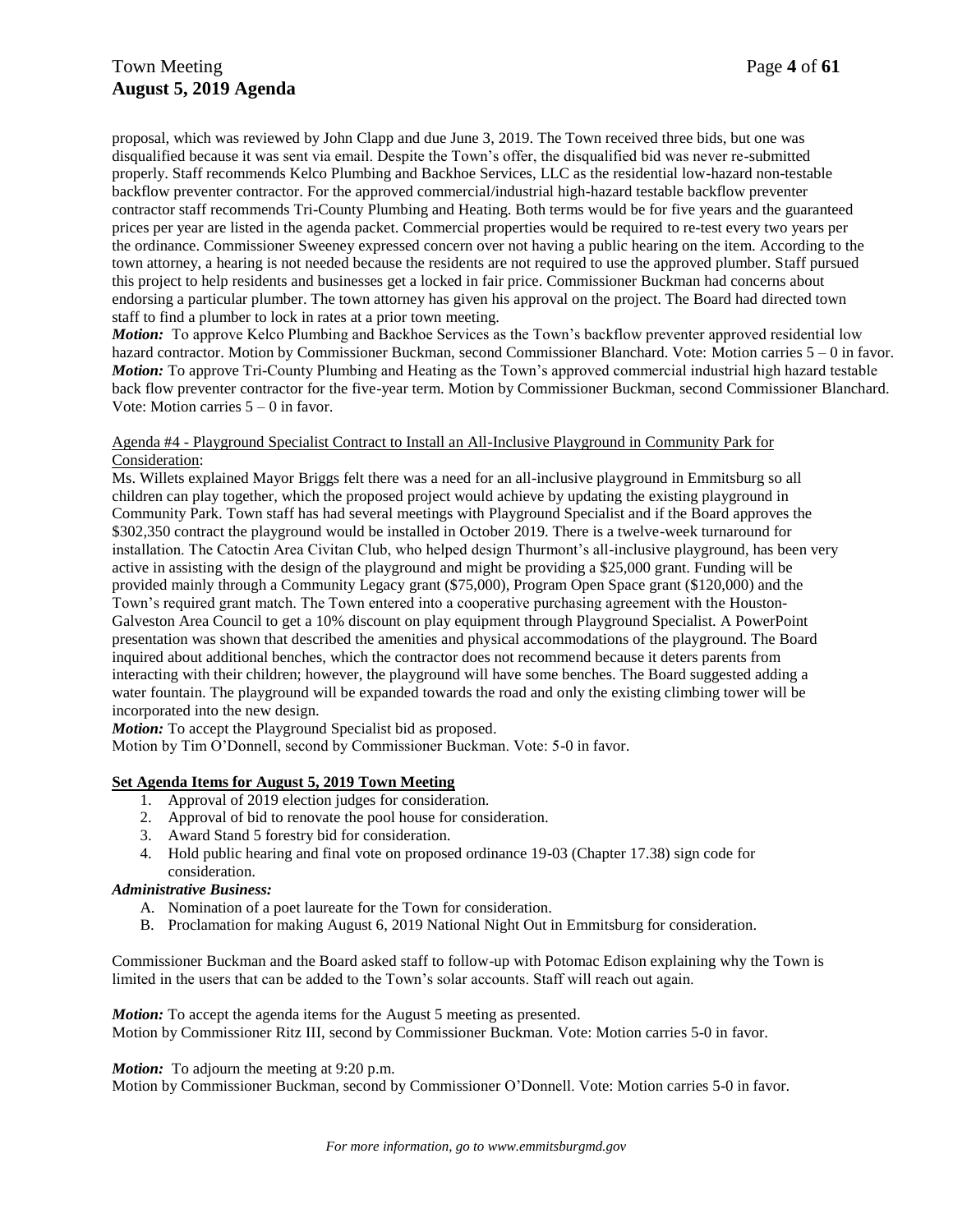proposal, which was reviewed by John Clapp and due June 3, 2019. The Town received three bids, but one was disqualified because it was sent via email. Despite the Town's offer, the disqualified bid was never re-submitted properly. Staff recommends Kelco Plumbing and Backhoe Services, LLC as the residential low-hazard non-testable backflow preventer contractor. For the approved commercial/industrial high-hazard testable backflow preventer contractor staff recommends Tri-County Plumbing and Heating. Both terms would be for five years and the guaranteed prices per year are listed in the agenda packet. Commercial properties would be required to re-test every two years per the ordinance. Commissioner Sweeney expressed concern over not having a public hearing on the item. According to the town attorney, a hearing is not needed because the residents are not required to use the approved plumber. Staff pursued this project to help residents and businesses get a locked in fair price. Commissioner Buckman had concerns about endorsing a particular plumber. The town attorney has given his approval on the project. The Board had directed town staff to find a plumber to lock in rates at a prior town meeting.

***Motion:*** To approve Kelco Plumbing and Backhoe Services as the Town's backflow preventer approved residential low hazard contractor. Motion by Commissioner Buckman, second Commissioner Blanchard. Vote: Motion carries 5 – 0 in favor.

***Motion:*** To approve Tri-County Plumbing and Heating as the Town's approved commercial industrial high hazard testable back flow preventer contractor for the five-year term. Motion by Commissioner Buckman, second Commissioner Blanchard. Vote: Motion carries 5 – 0 in favor.

Agenda #4 - Playground Specialist Contract to Install an All-Inclusive Playground in Community Park for Consideration:

Ms. Willets explained Mayor Briggs felt there was a need for an all-inclusive playground in Emmitsburg so all children can play together, which the proposed project would achieve by updating the existing playground in Community Park. Town staff has had several meetings with Playground Specialist and if the Board approves the $302,350 contract the playground would be installed in October 2019. There is a twelve-week turnaround for installation. The Catoctin Area Civitan Club, who helped design Thurmont's all-inclusive playground, has been very active in assisting with the design of the playground and might be providing a $25,000 grant. Funding will be provided mainly through a Community Legacy grant ($75,000), Program Open Space grant ($120,000) and the Town's required grant match. The Town entered into a cooperative purchasing agreement with the Houston-Galveston Area Council to get a 10% discount on play equipment through Playground Specialist. A PowerPoint presentation was shown that described the amenities and physical accommodations of the playground. The Board inquired about additional benches, which the contractor does not recommend because it deters parents from interacting with their children; however, the playground will have some benches. The Board suggested adding a water fountain. The playground will be expanded towards the road and only the existing climbing tower will be incorporated into the new design.

***Motion:*** To accept the Playground Specialist bid as proposed.
Motion by Tim O'Donnell, second by Commissioner Buckman. Vote: 5-0 in favor.

**Set Agenda Items for August 5, 2019 Town Meeting**

1. Approval of 2019 election judges for consideration.
2. Approval of bid to renovate the pool house for consideration.
3. Award Stand 5 forestry bid for consideration.
4. Hold public hearing and final vote on proposed ordinance 19-03 (Chapter 17.38) sign code for consideration.

***Administrative Business:***

A. Nomination of a poet laureate for the Town for consideration.
B. Proclamation for making August 6, 2019 National Night Out in Emmitsburg for consideration.

Commissioner Buckman and the Board asked staff to follow-up with Potomac Edison explaining why the Town is limited in the users that can be added to the Town's solar accounts. Staff will reach out again.

***Motion:*** To accept the agenda items for the August 5 meeting as presented.
Motion by Commissioner Ritz III, second by Commissioner Buckman. Vote: Motion carries 5-0 in favor.

***Motion:*** To adjourn the meeting at 9:20 p.m.
Motion by Commissioner Buckman, second by Commissioner O'Donnell. Vote: Motion carries 5-0 in favor.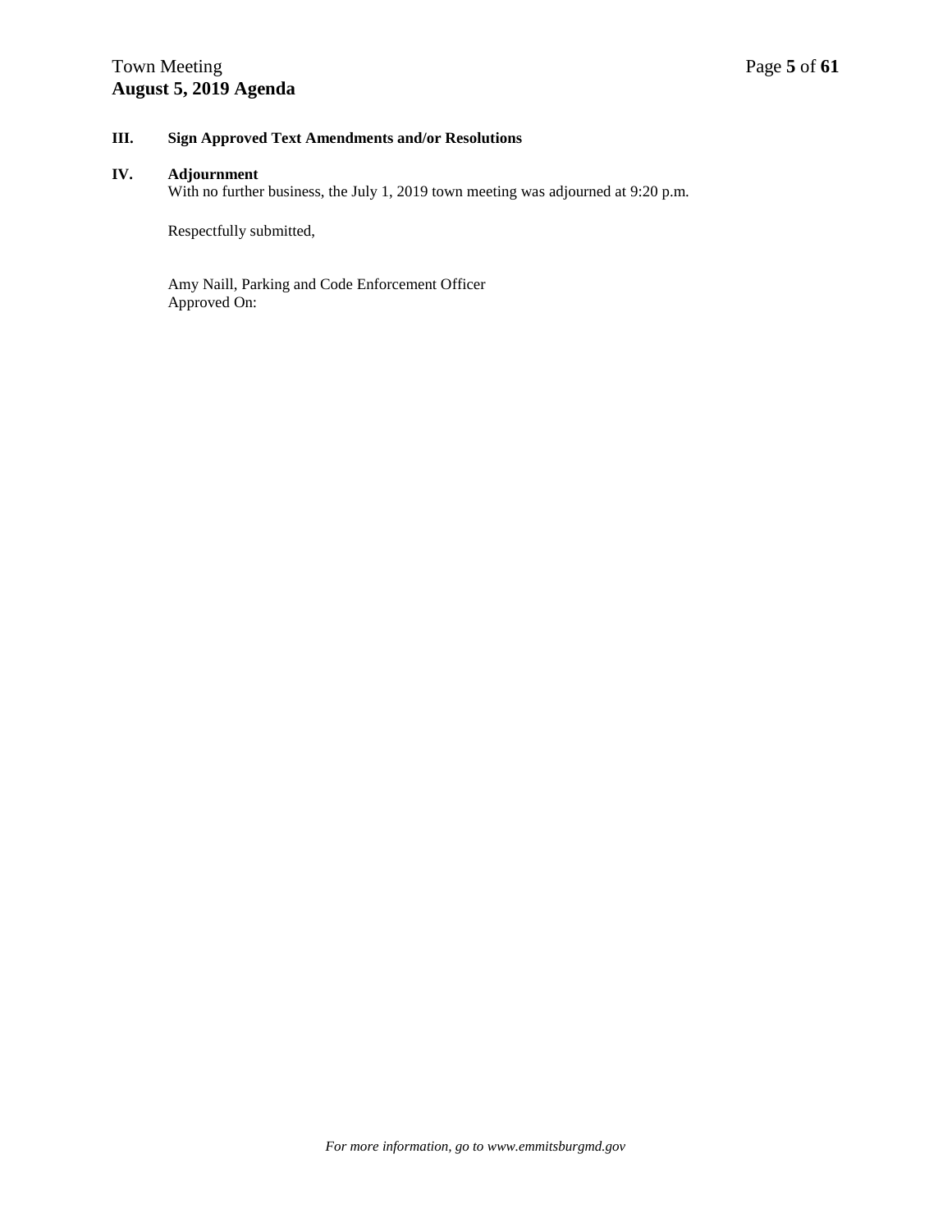## III. Sign Approved Text Amendments and/or Resolutions

## IV. Adjournment

With no further business, the July 1, 2019 town meeting was adjourned at 9:20 p.m.

Respectfully submitted,

Amy Naill, Parking and Code Enforcement Officer
Approved On: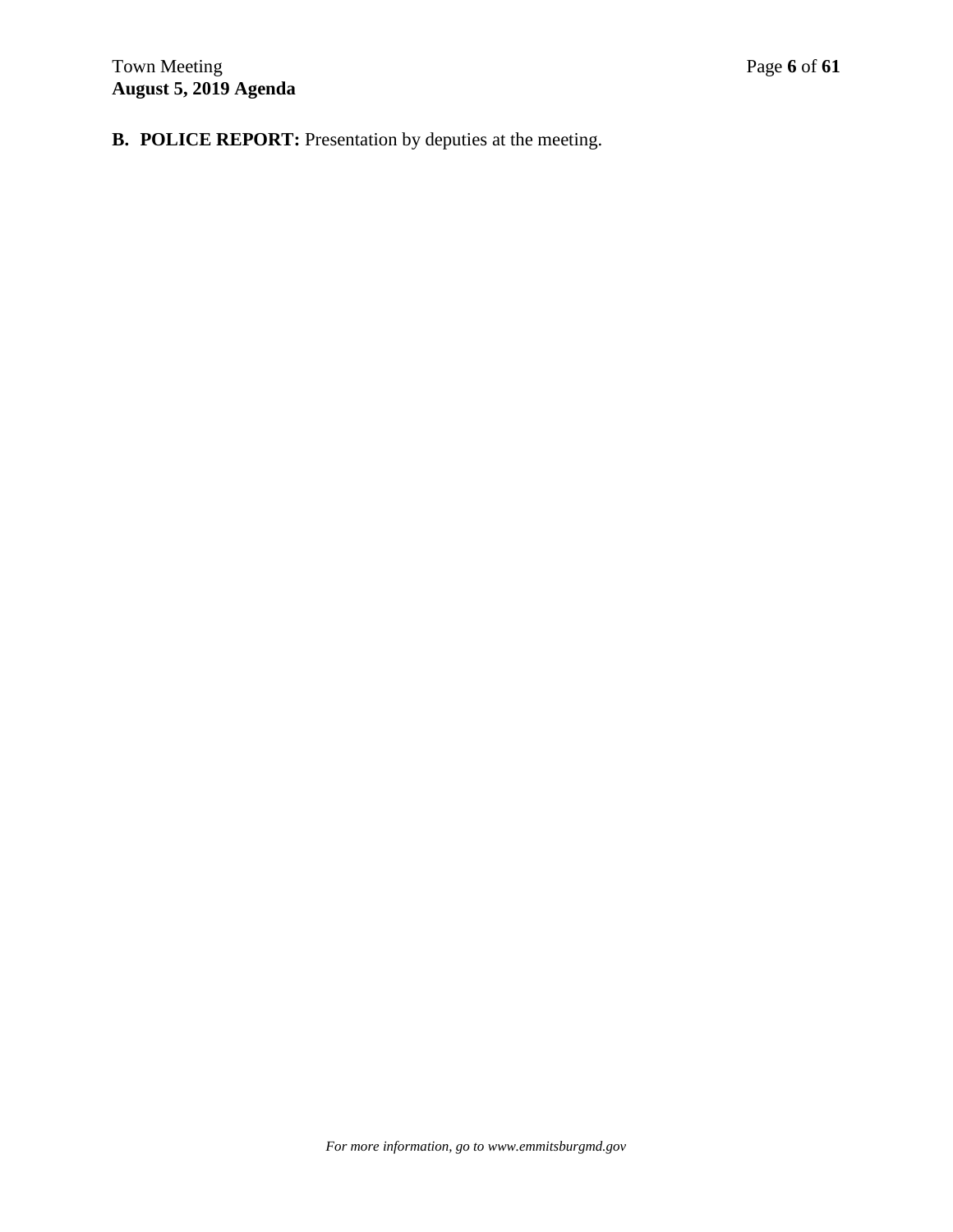**B. POLICE REPORT:** Presentation by deputies at the meeting.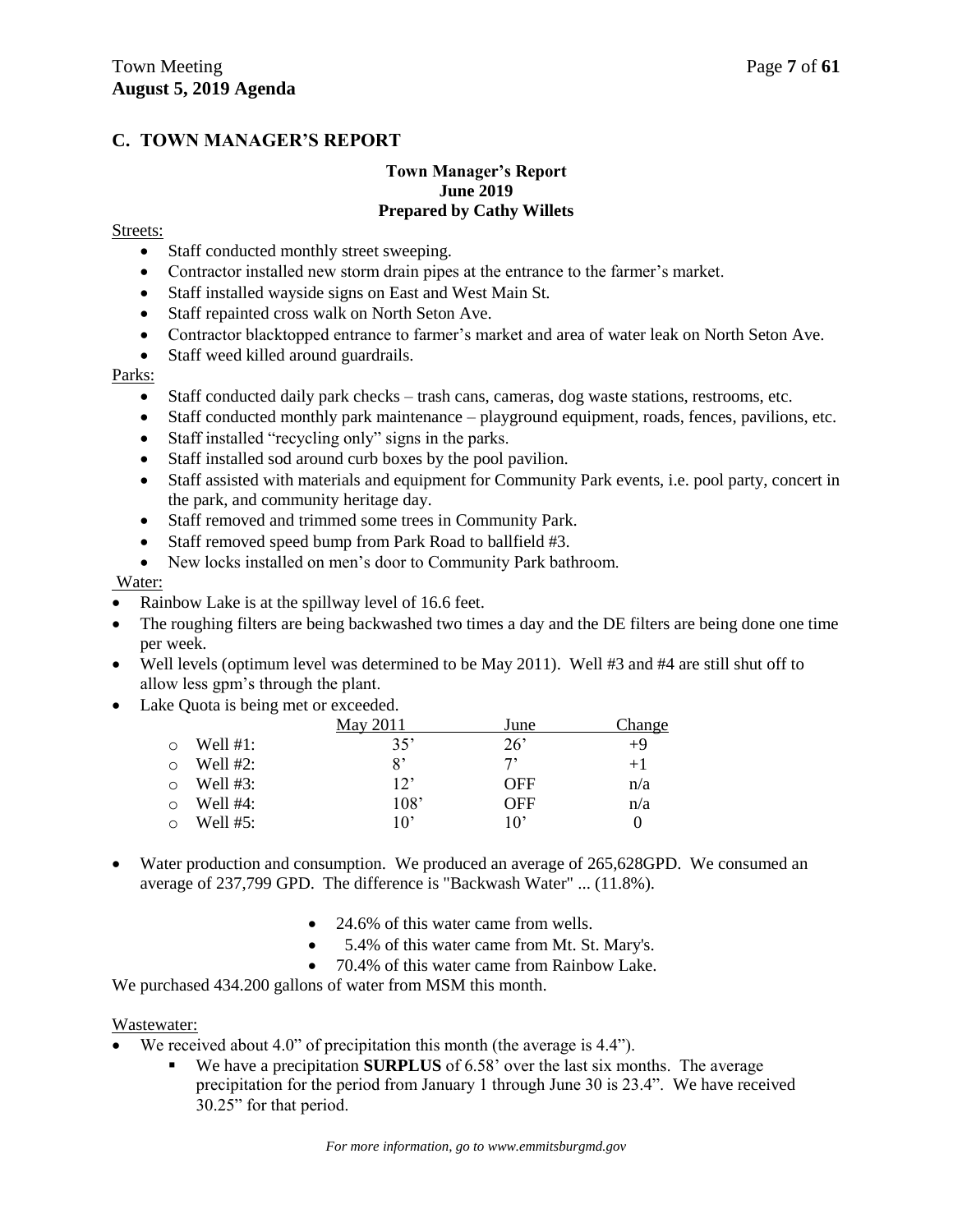## C. TOWN MANAGER'S REPORT

**Town Manager's Report**
**June 2019**
**Prepared by Cathy Willets**

Streets:

- Staff conducted monthly street sweeping.
- Contractor installed new storm drain pipes at the entrance to the farmer's market.
- Staff installed wayside signs on East and West Main St.
- Staff repainted cross walk on North Seton Ave.
- Contractor blacktopped entrance to farmer's market and area of water leak on North Seton Ave.
- Staff weed killed around guardrails.

Parks:

- Staff conducted daily park checks – trash cans, cameras, dog waste stations, restrooms, etc.
- Staff conducted monthly park maintenance – playground equipment, roads, fences, pavilions, etc.
- Staff installed "recycling only" signs in the parks.
- Staff installed sod around curb boxes by the pool pavilion.
- Staff assisted with materials and equipment for Community Park events, i.e. pool party, concert in the park, and community heritage day.
- Staff removed and trimmed some trees in Community Park.
- Staff removed speed bump from Park Road to ballfield #3.
- New locks installed on men's door to Community Park bathroom.

Water:

- Rainbow Lake is at the spillway level of 16.6 feet.
- The roughing filters are being backwashed two times a day and the DE filters are being done one time per week.
- Well levels (optimum level was determined to be May 2011). Well #3 and #4 are still shut off to allow less gpm's through the plant.
- Lake Quota is being met or exceeded.

| | May 2011 | June | Change |
|---|---|---|---|
| Well #1: | 35' | 26' | +9 |
| Well #2: | 8' | 7' | +1 |
| Well #3: | 12' | OFF | n/a |
| Well #4: | 108' | OFF | n/a |
| Well #5: | 10' | 10' | 0 |

- Water production and consumption. We produced an average of 265,628GPD. We consumed an average of 237,799 GPD. The difference is "Backwash Water" ... (11.8%).
  - 24.6% of this water came from wells.
  - 5.4% of this water came from Mt. St. Mary's.
  - 70.4% of this water came from Rainbow Lake.

We purchased 434.200 gallons of water from MSM this month.

Wastewater:

- We received about 4.0" of precipitation this month (the average is 4.4").
  - We have a precipitation **SURPLUS** of 6.58' over the last six months. The average precipitation for the period from January 1 through June 30 is 23.4". We have received 30.25" for that period.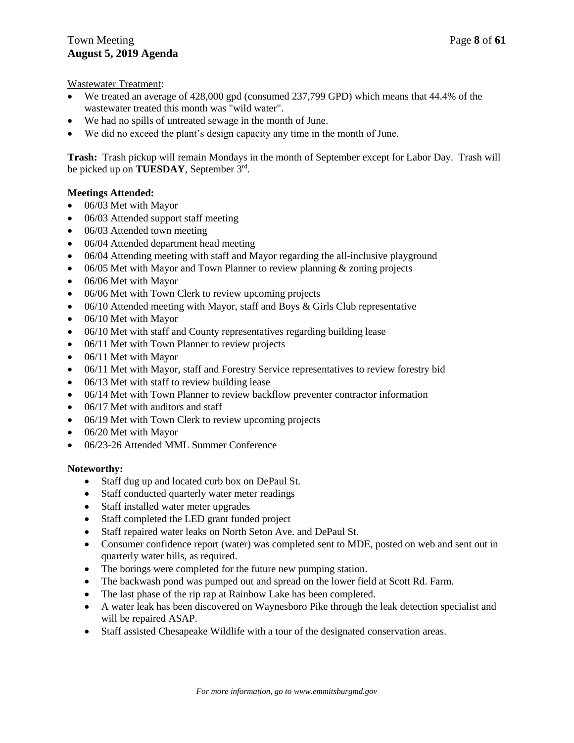Wastewater Treatment:

- We treated an average of 428,000 gpd (consumed 237,799 GPD) which means that 44.4% of the wastewater treated this month was "wild water".
- We had no spills of untreated sewage in the month of June.
- We did no exceed the plant's design capacity any time in the month of June.

**Trash:** Trash pickup will remain Mondays in the month of September except for Labor Day. Trash will be picked up on **TUESDAY**, September 3rd.

**Meetings Attended:**

- 06/03 Met with Mayor
- 06/03 Attended support staff meeting
- 06/03 Attended town meeting
- 06/04 Attended department head meeting
- 06/04 Attending meeting with staff and Mayor regarding the all-inclusive playground
- 06/05 Met with Mayor and Town Planner to review planning & zoning projects
- 06/06 Met with Mayor
- 06/06 Met with Town Clerk to review upcoming projects
- 06/10 Attended meeting with Mayor, staff and Boys & Girls Club representative
- 06/10 Met with Mayor
- 06/10 Met with staff and County representatives regarding building lease
- 06/11 Met with Town Planner to review projects
- 06/11 Met with Mayor
- 06/11 Met with Mayor, staff and Forestry Service representatives to review forestry bid
- 06/13 Met with staff to review building lease
- 06/14 Met with Town Planner to review backflow preventer contractor information
- 06/17 Met with auditors and staff
- 06/19 Met with Town Clerk to review upcoming projects
- 06/20 Met with Mayor
- 06/23-26 Attended MML Summer Conference

**Noteworthy:**

- Staff dug up and located curb box on DePaul St.
- Staff conducted quarterly water meter readings
- Staff installed water meter upgrades
- Staff completed the LED grant funded project
- Staff repaired water leaks on North Seton Ave. and DePaul St.
- Consumer confidence report (water) was completed sent to MDE, posted on web and sent out in quarterly water bills, as required.
- The borings were completed for the future new pumping station.
- The backwash pond was pumped out and spread on the lower field at Scott Rd. Farm.
- The last phase of the rip rap at Rainbow Lake has been completed.
- A water leak has been discovered on Waynesboro Pike through the leak detection specialist and will be repaired ASAP.
- Staff assisted Chesapeake Wildlife with a tour of the designated conservation areas.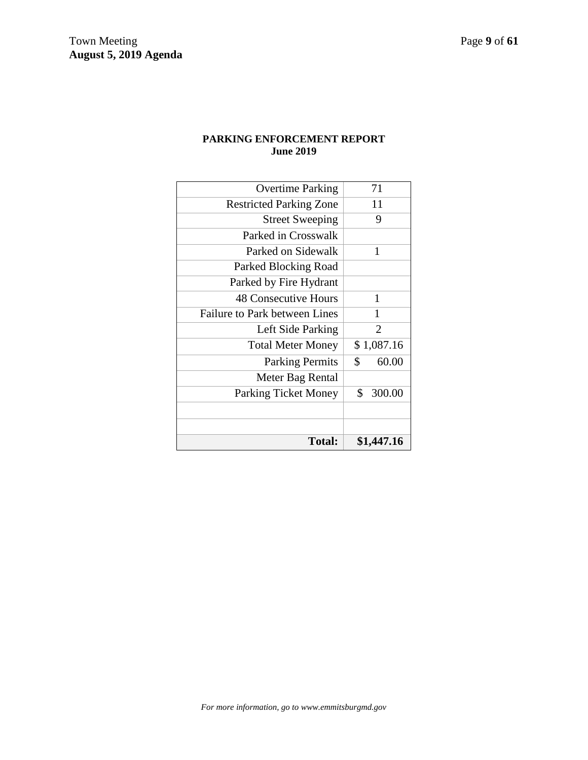**PARKING ENFORCEMENT REPORT**
**June 2019**

| | |
|---:|---:|
| Overtime Parking | 71 |
| Restricted Parking Zone | 11 |
| Street Sweeping | 9 |
| Parked in Crosswalk | |
| Parked on Sidewalk | 1 |
| Parked Blocking Road | |
| Parked by Fire Hydrant | |
| 48 Consecutive Hours | 1 |
| Failure to Park between Lines | 1 |
| Left Side Parking | 2 |
| Total Meter Money | $ 1,087.16 |
| Parking Permits | $ 60.00 |
| Meter Bag Rental | |
| Parking Ticket Money | $ 300.00 |
| | |
| | |
| **Total:** | **$1,447.16** |

*For more information, go to www.emmitsburgmd.gov*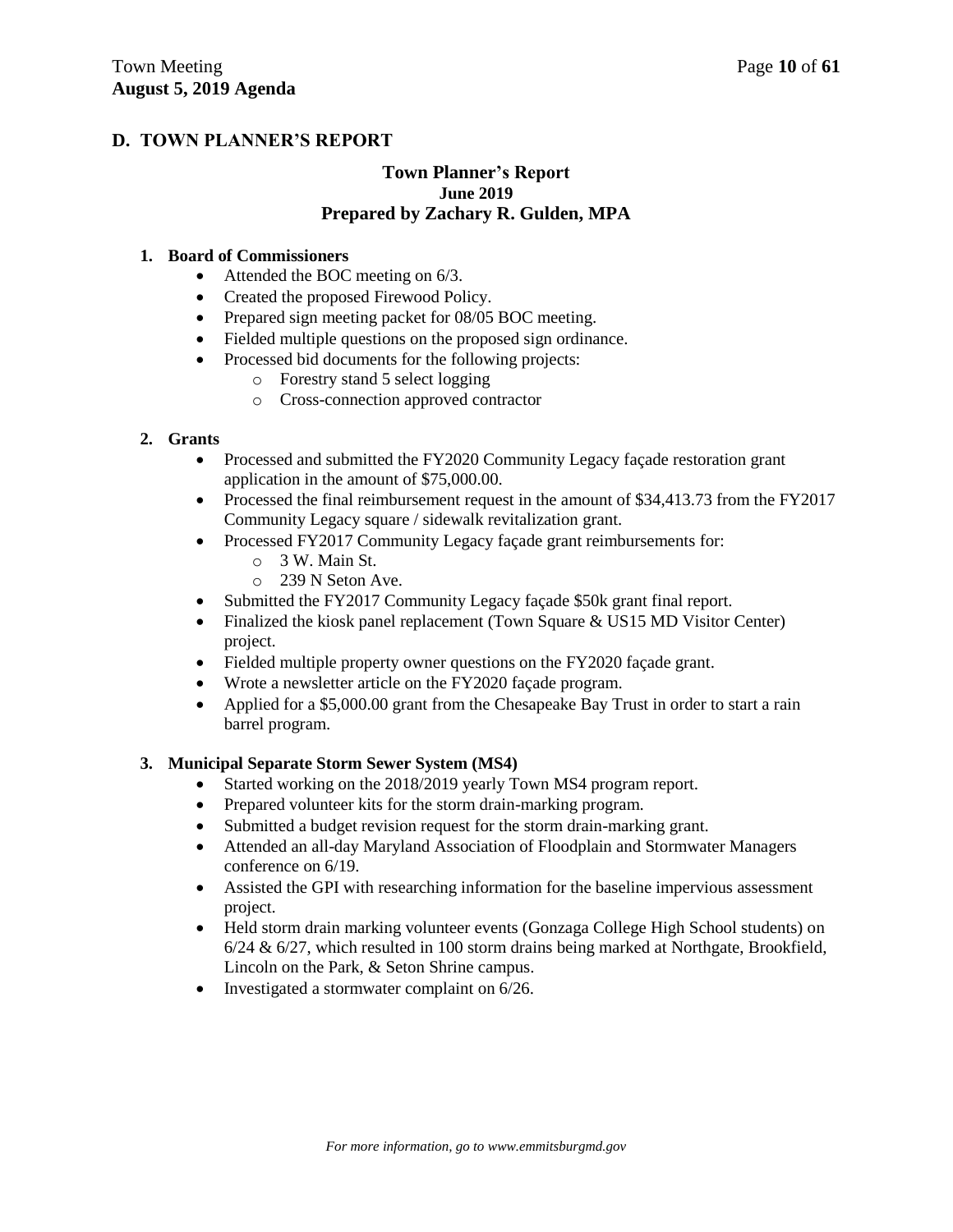## D. TOWN PLANNER'S REPORT

### Town Planner's Report
### June 2019
### Prepared by Zachary R. Gulden, MPA

**1. Board of Commissioners**

- Attended the BOC meeting on 6/3.
- Created the proposed Firewood Policy.
- Prepared sign meeting packet for 08/05 BOC meeting.
- Fielded multiple questions on the proposed sign ordinance.
- Processed bid documents for the following projects:
  - Forestry stand 5 select logging
  - Cross-connection approved contractor

**2. Grants**

- Processed and submitted the FY2020 Community Legacy façade restoration grant application in the amount of $75,000.00.
- Processed the final reimbursement request in the amount of $34,413.73 from the FY2017 Community Legacy square / sidewalk revitalization grant.
- Processed FY2017 Community Legacy façade grant reimbursements for:
  - 3 W. Main St.
  - 239 N Seton Ave.
- Submitted the FY2017 Community Legacy façade $50k grant final report.
- Finalized the kiosk panel replacement (Town Square & US15 MD Visitor Center) project.
- Fielded multiple property owner questions on the FY2020 façade grant.
- Wrote a newsletter article on the FY2020 façade program.
- Applied for a $5,000.00 grant from the Chesapeake Bay Trust in order to start a rain barrel program.

**3. Municipal Separate Storm Sewer System (MS4)**

- Started working on the 2018/2019 yearly Town MS4 program report.
- Prepared volunteer kits for the storm drain-marking program.
- Submitted a budget revision request for the storm drain-marking grant.
- Attended an all-day Maryland Association of Floodplain and Stormwater Managers conference on 6/19.
- Assisted the GPI with researching information for the baseline impervious assessment project.
- Held storm drain marking volunteer events (Gonzaga College High School students) on 6/24 & 6/27, which resulted in 100 storm drains being marked at Northgate, Brookfield, Lincoln on the Park, & Seton Shrine campus.
- Investigated a stormwater complaint on 6/26.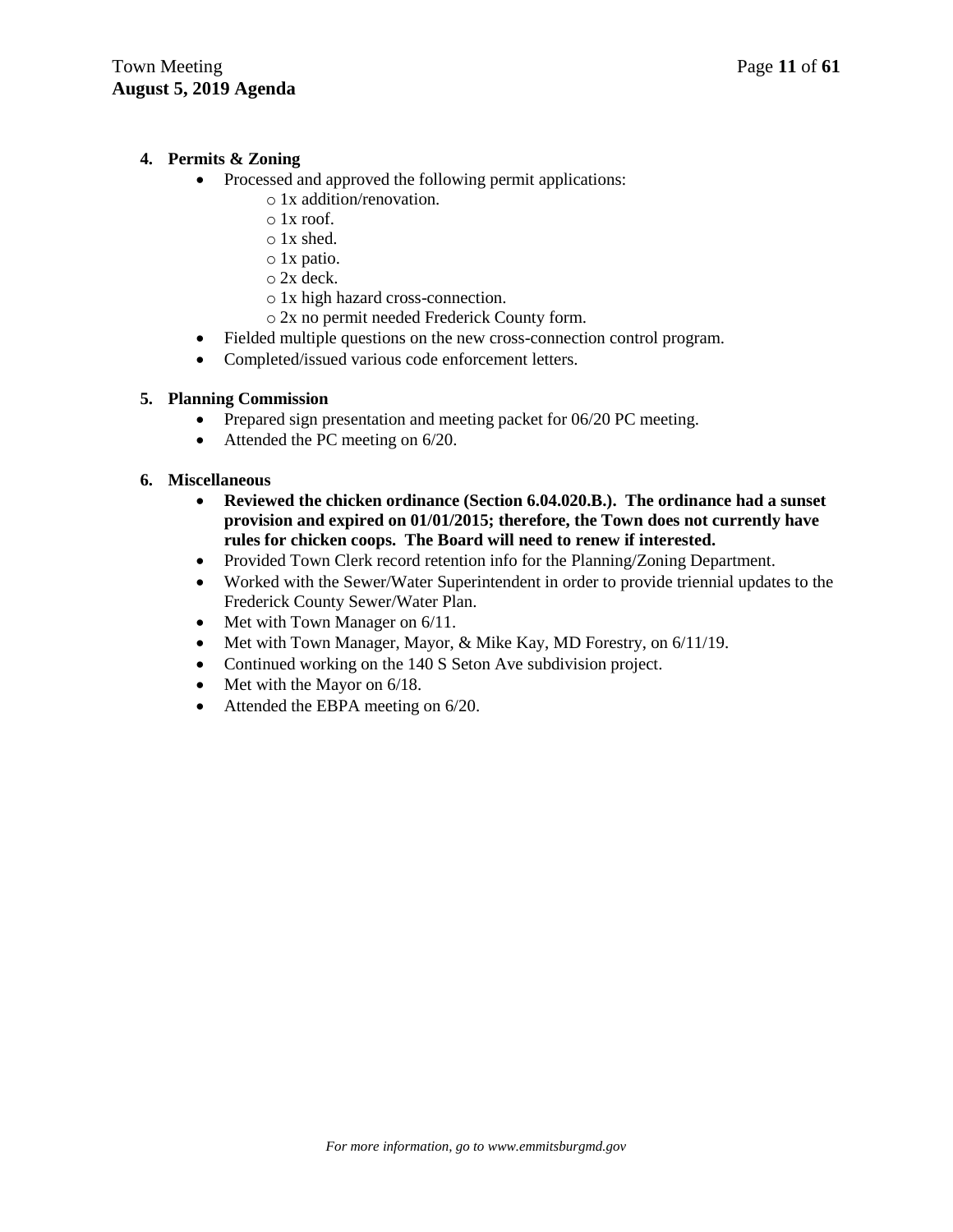**4. Permits & Zoning**

- Processed and approved the following permit applications:
    - 1x addition/renovation.
    - 1x roof.
    - 1x shed.
    - 1x patio.
    - 2x deck.
    - 1x high hazard cross-connection.
    - 2x no permit needed Frederick County form.
- Fielded multiple questions on the new cross-connection control program.
- Completed/issued various code enforcement letters.

**5. Planning Commission**

- Prepared sign presentation and meeting packet for 06/20 PC meeting.
- Attended the PC meeting on 6/20.

**6. Miscellaneous**

- **Reviewed the chicken ordinance (Section 6.04.020.B.). The ordinance had a sunset provision and expired on 01/01/2015; therefore, the Town does not currently have rules for chicken coops. The Board will need to renew if interested.**
- Provided Town Clerk record retention info for the Planning/Zoning Department.
- Worked with the Sewer/Water Superintendent in order to provide triennial updates to the Frederick County Sewer/Water Plan.
- Met with Town Manager on 6/11.
- Met with Town Manager, Mayor, & Mike Kay, MD Forestry, on 6/11/19.
- Continued working on the 140 S Seton Ave subdivision project.
- Met with the Mayor on 6/18.
- Attended the EBPA meeting on 6/20.

*For more information, go to www.emmitsburgmd.gov*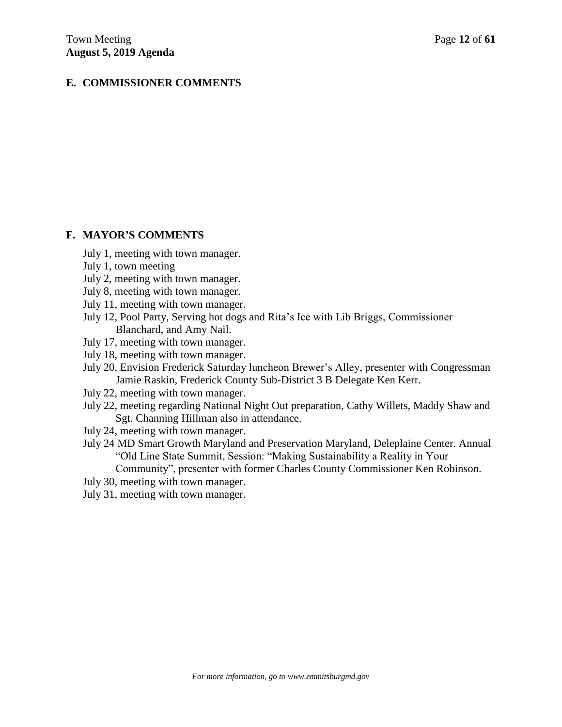## E. COMMISSIONER COMMENTS

## F. MAYOR'S COMMENTS

July 1, meeting with town manager.
July 1, town meeting
July 2, meeting with town manager.
July 8, meeting with town manager.
July 11, meeting with town manager.
July 12, Pool Party, Serving hot dogs and Rita's Ice with Lib Briggs, Commissioner Blanchard, and Amy Nail.
July 17, meeting with town manager.
July 18, meeting with town manager.
July 20, Envision Frederick Saturday luncheon Brewer's Alley, presenter with Congressman Jamie Raskin, Frederick County Sub-District 3 B Delegate Ken Kerr.
July 22, meeting with town manager.
July 22, meeting regarding National Night Out preparation, Cathy Willets, Maddy Shaw and Sgt. Channing Hillman also in attendance.
July 24, meeting with town manager.
July 24 MD Smart Growth Maryland and Preservation Maryland, Deleplaine Center. Annual "Old Line State Summit, Session: "Making Sustainability a Reality in Your Community", presenter with former Charles County Commissioner Ken Robinson.
July 30, meeting with town manager.
July 31, meeting with town manager.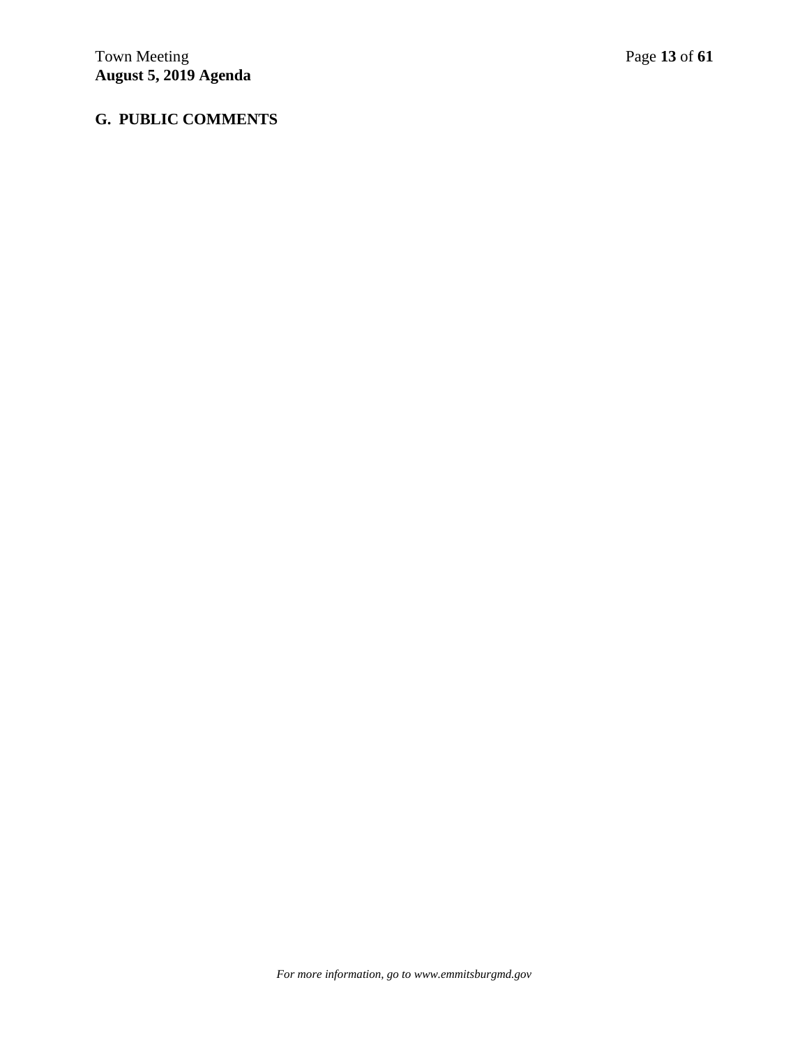## G. PUBLIC COMMENTS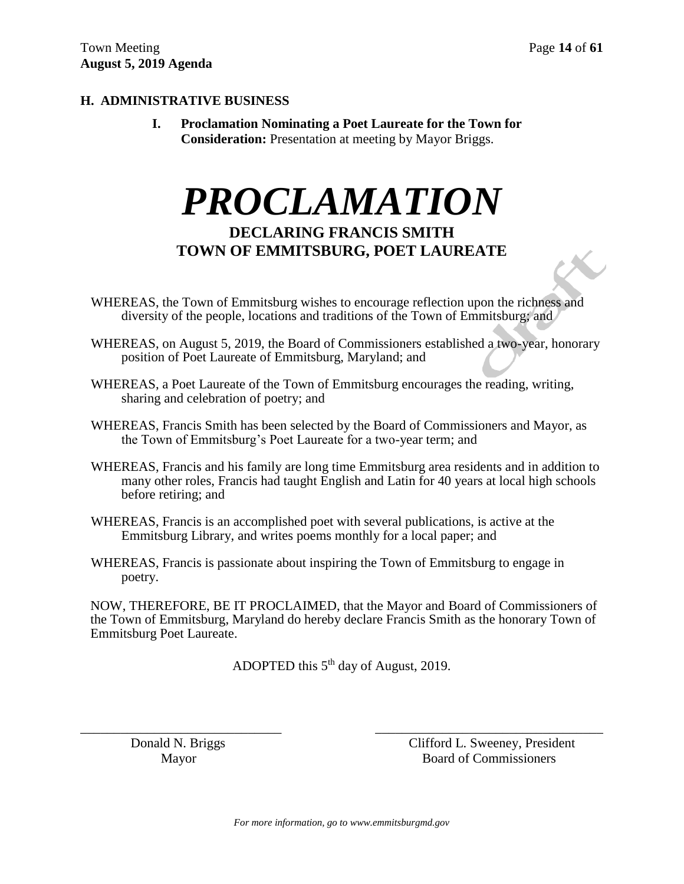## H. ADMINISTRATIVE BUSINESS

**I. Proclamation Nominating a Poet Laureate for the Town for Consideration:** Presentation at meeting by Mayor Briggs.

# *PROCLAMATION*

### DECLARING FRANCIS SMITH TOWN OF EMMITSBURG, POET LAUREATE

WHEREAS, the Town of Emmitsburg wishes to encourage reflection upon the richness and diversity of the people, locations and traditions of the Town of Emmitsburg; and

WHEREAS, on August 5, 2019, the Board of Commissioners established a two-year, honorary position of Poet Laureate of Emmitsburg, Maryland; and

WHEREAS, a Poet Laureate of the Town of Emmitsburg encourages the reading, writing, sharing and celebration of poetry; and

WHEREAS, Francis Smith has been selected by the Board of Commissioners and Mayor, as the Town of Emmitsburg's Poet Laureate for a two-year term; and

WHEREAS, Francis and his family are long time Emmitsburg area residents and in addition to many other roles, Francis had taught English and Latin for 40 years at local high schools before retiring; and

WHEREAS, Francis is an accomplished poet with several publications, is active at the Emmitsburg Library, and writes poems monthly for a local paper; and

WHEREAS, Francis is passionate about inspiring the Town of Emmitsburg to engage in poetry.

NOW, THEREFORE, BE IT PROCLAIMED, that the Mayor and Board of Commissioners of the Town of Emmitsburg, Maryland do hereby declare Francis Smith as the honorary Town of Emmitsburg Poet Laureate.

ADOPTED this 5th day of August, 2019.

\_\_\_\_\_\_\_\_\_\_\_\_\_\_\_\_\_\_\_\_\_\_\_\_\_\_\_\_\_\_
Donald N. Briggs
Mayor

\_\_\_\_\_\_\_\_\_\_\_\_\_\_\_\_\_\_\_\_\_\_\_\_\_\_\_\_\_\_
Clifford L. Sweeney, President
Board of Commissioners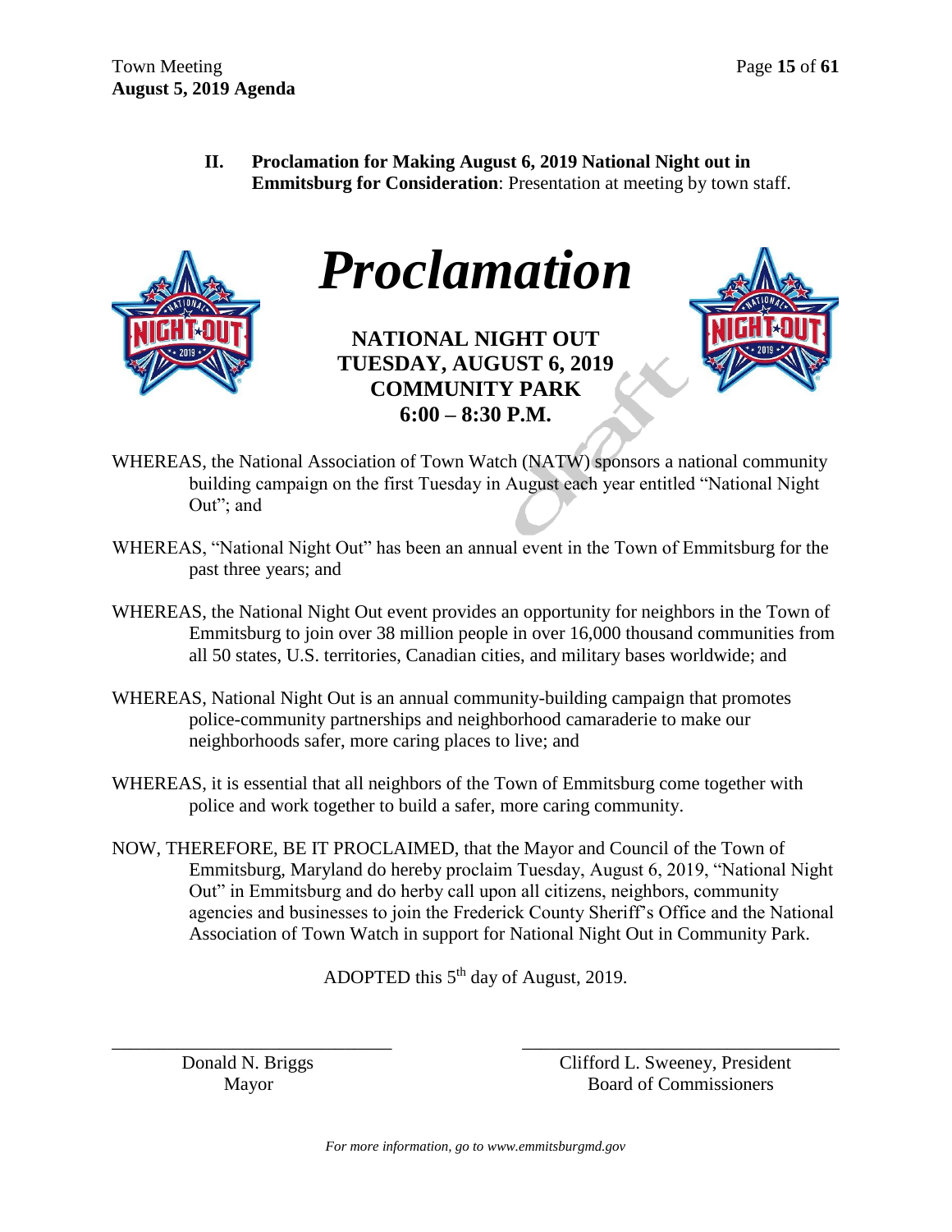**II. Proclamation for Making August 6, 2019 National Night out in Emmitsburg for Consideration**: Presentation at meeting by town staff.

# *Proclamation*

**NATIONAL NIGHT OUT**
**TUESDAY, AUGUST 6, 2019**
**COMMUNITY PARK**
**6:00 – 8:30 P.M.**

WHEREAS, the National Association of Town Watch (NATW) sponsors a national community building campaign on the first Tuesday in August each year entitled "National Night Out"; and

WHEREAS, "National Night Out" has been an annual event in the Town of Emmitsburg for the past three years; and

WHEREAS, the National Night Out event provides an opportunity for neighbors in the Town of Emmitsburg to join over 38 million people in over 16,000 thousand communities from all 50 states, U.S. territories, Canadian cities, and military bases worldwide; and

WHEREAS, National Night Out is an annual community-building campaign that promotes police-community partnerships and neighborhood camaraderie to make our neighborhoods safer, more caring places to live; and

WHEREAS, it is essential that all neighbors of the Town of Emmitsburg come together with police and work together to build a safer, more caring community.

NOW, THEREFORE, BE IT PROCLAIMED, that the Mayor and Council of the Town of Emmitsburg, Maryland do hereby proclaim Tuesday, August 6, 2019, "National Night Out" in Emmitsburg and do herby call upon all citizens, neighbors, community agencies and businesses to join the Frederick County Sheriff's Office and the National Association of Town Watch in support for National Night Out in Community Park.

ADOPTED this 5th day of August, 2019.

\_\_\_\_\_\_\_\_\_\_\_\_\_\_\_\_\_\_\_\_\_\_\_\_\_\_\_\_\_\_
Donald N. Briggs
Mayor

\_\_\_\_\_\_\_\_\_\_\_\_\_\_\_\_\_\_\_\_\_\_\_\_\_\_\_\_\_\_
Clifford L. Sweeney, President
Board of Commissioners

*For more information, go to www.emmitsburgmd.gov*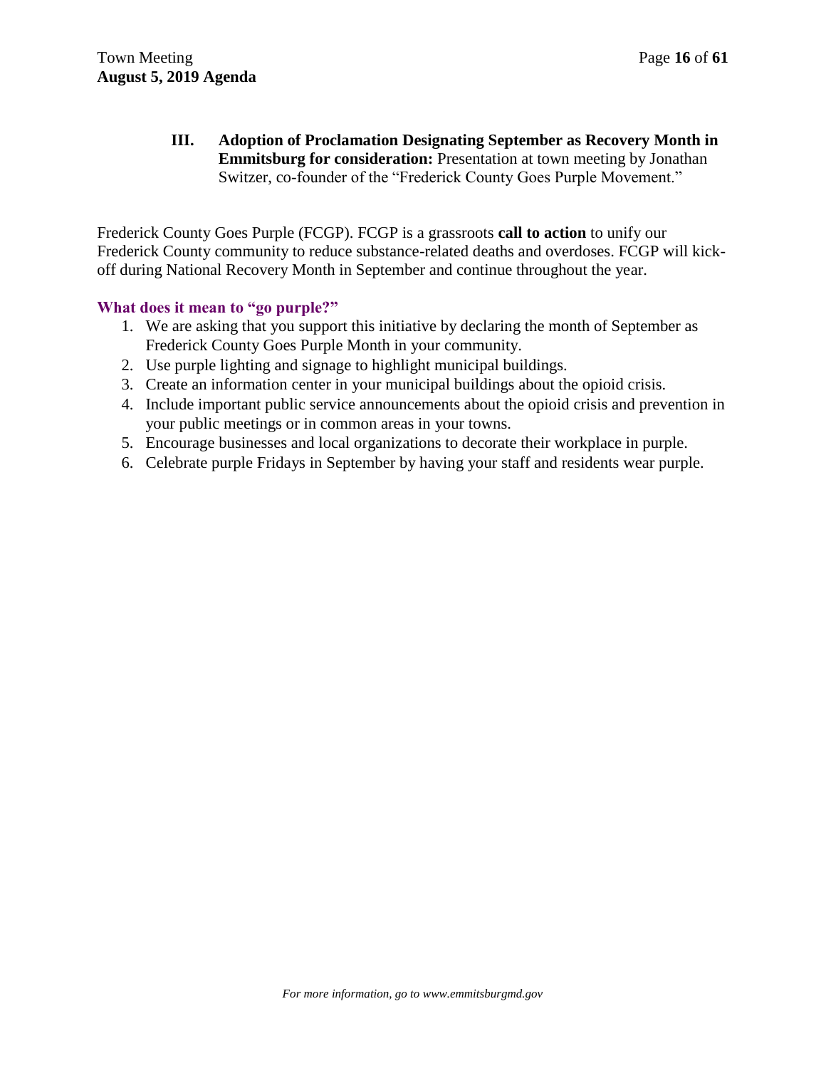**III. Adoption of Proclamation Designating September as Recovery Month in Emmitsburg for consideration:** Presentation at town meeting by Jonathan Switzer, co-founder of the "Frederick County Goes Purple Movement."

Frederick County Goes Purple (FCGP). FCGP is a grassroots **call to action** to unify our Frederick County community to reduce substance-related deaths and overdoses. FCGP will kick-off during National Recovery Month in September and continue throughout the year.

### What does it mean to "go purple?"

1. We are asking that you support this initiative by declaring the month of September as Frederick County Goes Purple Month in your community.
2. Use purple lighting and signage to highlight municipal buildings.
3. Create an information center in your municipal buildings about the opioid crisis.
4. Include important public service announcements about the opioid crisis and prevention in your public meetings or in common areas in your towns.
5. Encourage businesses and local organizations to decorate their workplace in purple.
6. Celebrate purple Fridays in September by having your staff and residents wear purple.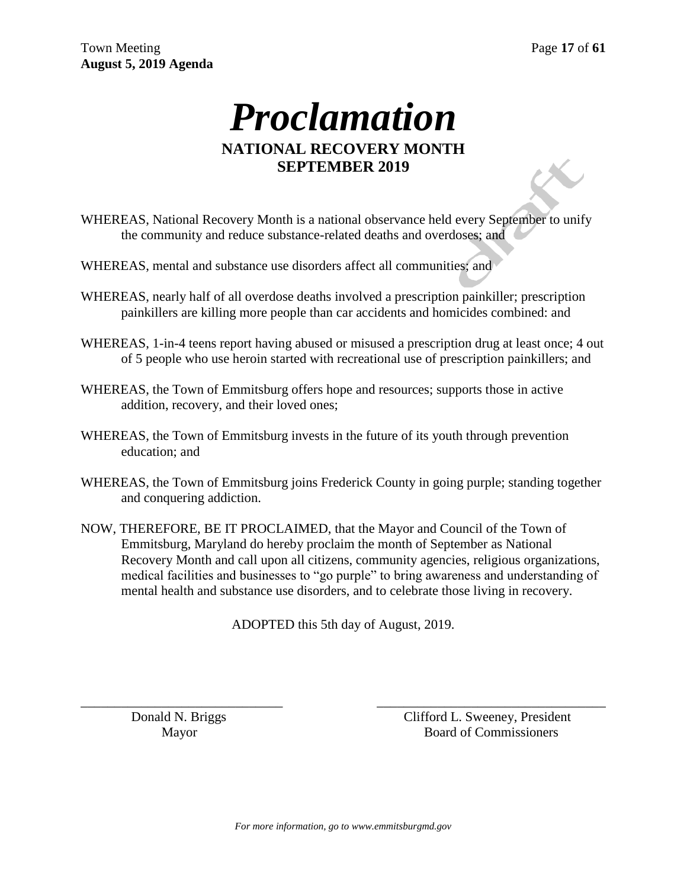# *Proclamation*

## NATIONAL RECOVERY MONTH
## SEPTEMBER 2019

WHEREAS, National Recovery Month is a national observance held every September to unify the community and reduce substance-related deaths and overdoses; and

WHEREAS, mental and substance use disorders affect all communities; and

WHEREAS, nearly half of all overdose deaths involved a prescription painkiller; prescription painkillers are killing more people than car accidents and homicides combined: and

WHEREAS, 1-in-4 teens report having abused or misused a prescription drug at least once; 4 out of 5 people who use heroin started with recreational use of prescription painkillers; and

WHEREAS, the Town of Emmitsburg offers hope and resources; supports those in active addition, recovery, and their loved ones;

WHEREAS, the Town of Emmitsburg invests in the future of its youth through prevention education; and

WHEREAS, the Town of Emmitsburg joins Frederick County in going purple; standing together and conquering addiction.

NOW, THEREFORE, BE IT PROCLAIMED, that the Mayor and Council of the Town of Emmitsburg, Maryland do hereby proclaim the month of September as National Recovery Month and call upon all citizens, community agencies, religious organizations, medical facilities and businesses to "go purple" to bring awareness and understanding of mental health and substance use disorders, and to celebrate those living in recovery.

ADOPTED this 5th day of August, 2019.

\_\_\_\_\_\_\_\_\_\_\_\_\_\_\_\_\_\_\_\_\_\_\_\_\_\_\_\_\_\_
Donald N. Briggs
Mayor

\_\_\_\_\_\_\_\_\_\_\_\_\_\_\_\_\_\_\_\_\_\_\_\_\_\_\_\_\_\_
Clifford L. Sweeney, President
Board of Commissioners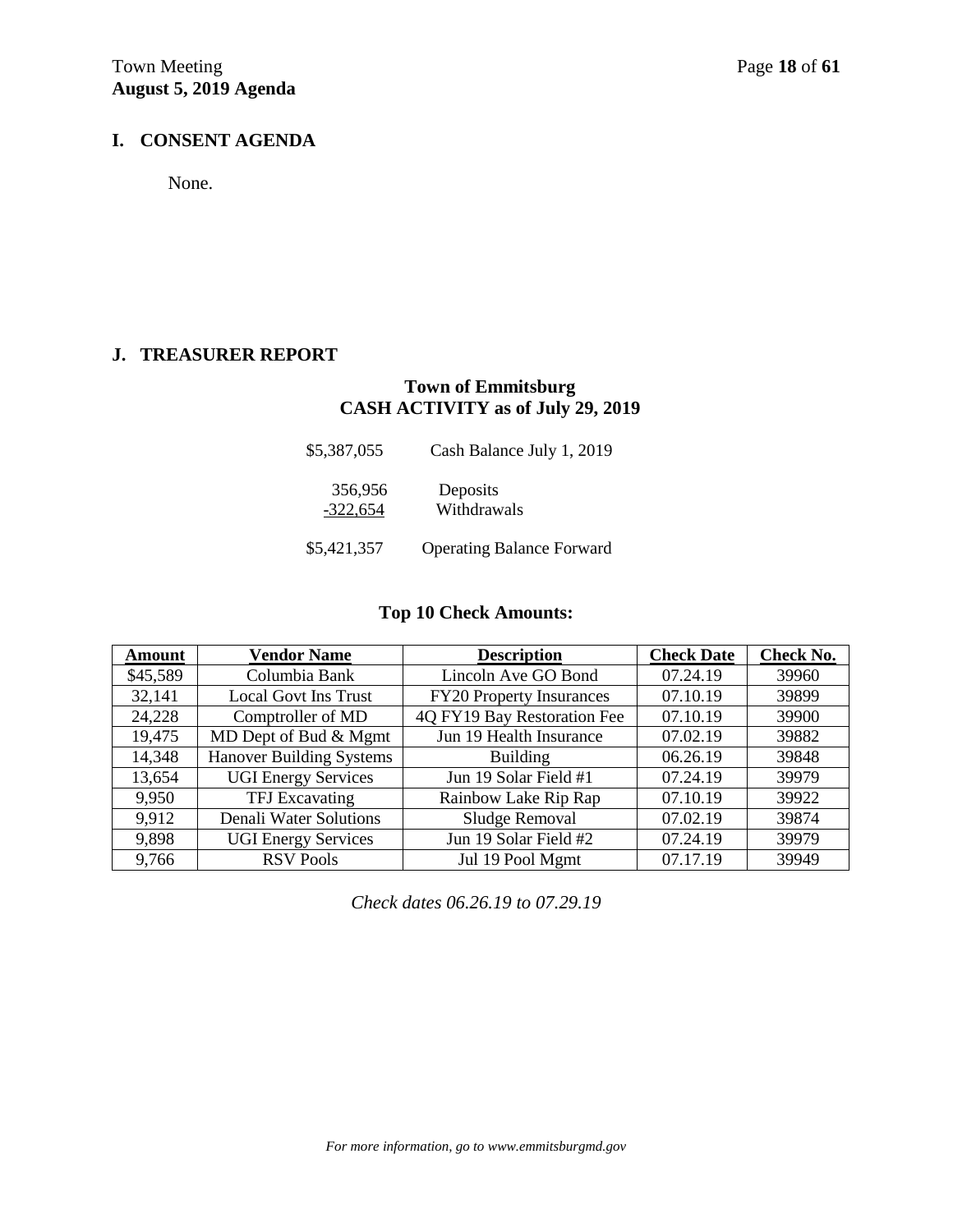## I. CONSENT AGENDA

None.

## J. TREASURER REPORT

### Town of Emmitsburg
### CASH ACTIVITY as of July 29, 2019

| | |
|---|---|
| $5,387,055 | Cash Balance July 1, 2019 |
| 356,956 | Deposits |
| -322,654 | Withdrawals |
| $5,421,357 | Operating Balance Forward |

### Top 10 Check Amounts:

| Amount | Vendor Name | Description | Check Date | Check No. |
|---|---|---|---|---|
| $45,589 | Columbia Bank | Lincoln Ave GO Bond | 07.24.19 | 39960 |
| 32,141 | Local Govt Ins Trust | FY20 Property Insurances | 07.10.19 | 39899 |
| 24,228 | Comptroller of MD | 4Q FY19 Bay Restoration Fee | 07.10.19 | 39900 |
| 19,475 | MD Dept of Bud & Mgmt | Jun 19 Health Insurance | 07.02.19 | 39882 |
| 14,348 | Hanover Building Systems | Building | 06.26.19 | 39848 |
| 13,654 | UGI Energy Services | Jun 19 Solar Field #1 | 07.24.19 | 39979 |
| 9,950 | TFJ Excavating | Rainbow Lake Rip Rap | 07.10.19 | 39922 |
| 9,912 | Denali Water Solutions | Sludge Removal | 07.02.19 | 39874 |
| 9,898 | UGI Energy Services | Jun 19 Solar Field #2 | 07.24.19 | 39979 |
| 9,766 | RSV Pools | Jul 19 Pool Mgmt | 07.17.19 | 39949 |

*Check dates 06.26.19 to 07.29.19*

*For more information, go to www.emmitsburgmd.gov*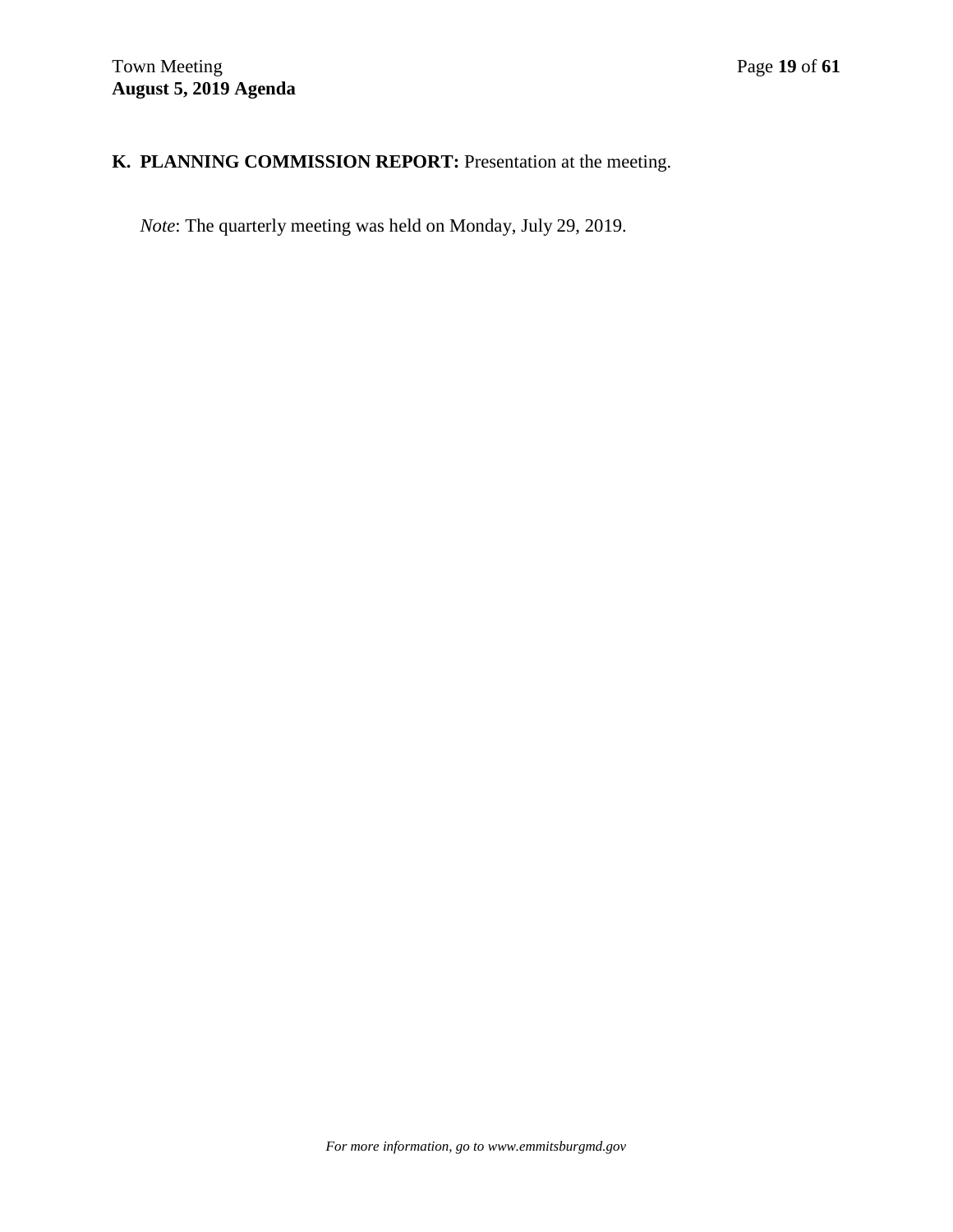**K. PLANNING COMMISSION REPORT:** Presentation at the meeting.

*Note*: The quarterly meeting was held on Monday, July 29, 2019.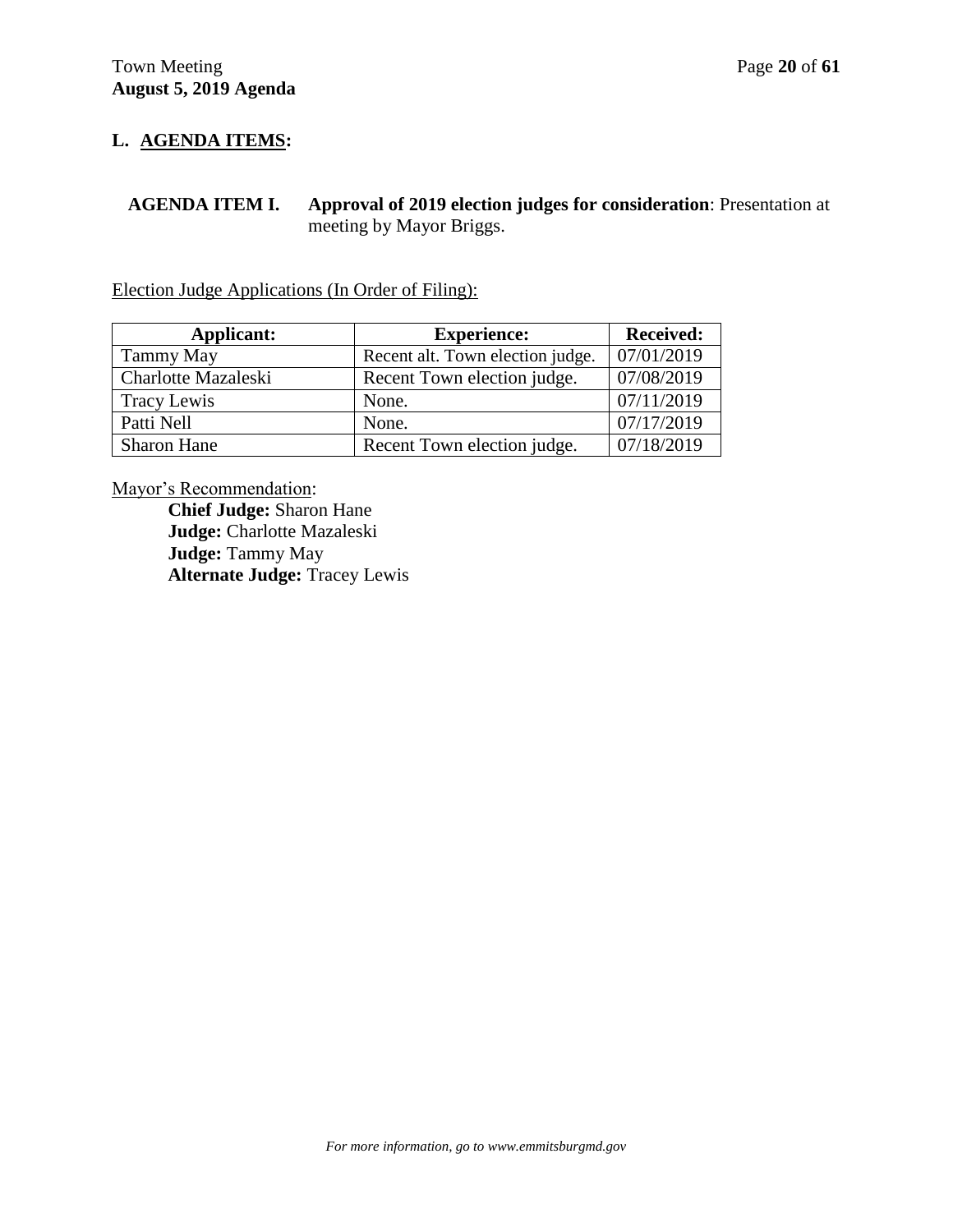## L. <u>AGENDA ITEMS</u>:

**AGENDA ITEM I.** **Approval of 2019 election judges for consideration**: Presentation at meeting by Mayor Briggs.

<u>Election Judge Applications (In Order of Filing):</u>

| Applicant: | Experience: | Received: |
|---|---|---|
| Tammy May | Recent alt. Town election judge. | 07/01/2019 |
| Charlotte Mazaleski | Recent Town election judge. | 07/08/2019 |
| Tracy Lewis | None. | 07/11/2019 |
| Patti Nell | None. | 07/17/2019 |
| Sharon Hane | Recent Town election judge. | 07/18/2019 |

<u>Mayor's Recommendation</u>:

**Chief Judge:** Sharon Hane
**Judge:** Charlotte Mazaleski
**Judge:** Tammy May
**Alternate Judge:** Tracey Lewis

*For more information, go to www.emmitsburgmd.gov*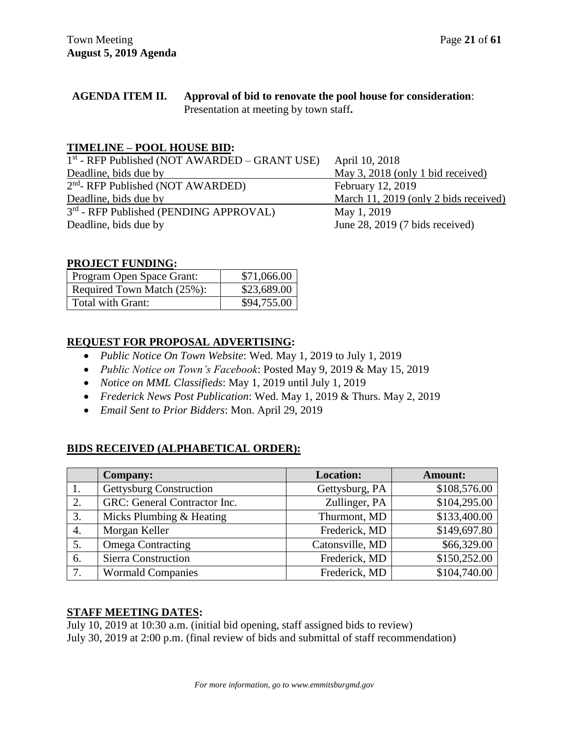**AGENDA ITEM II. Approval of bid to renovate the pool house for consideration**: Presentation at meeting by town staff**.**

## TIMELINE – POOL HOUSE BID:

| | |
|---|---|
| 1st - RFP Published (NOT AWARDED – GRANT USE) | April 10, 2018 |
| Deadline, bids due by | May 3, 2018 (only 1 bid received) |
| 2nd- RFP Published (NOT AWARDED) | February 12, 2019 |
| Deadline, bids due by | March 11, 2019 (only 2 bids received) |
| 3rd - RFP Published (PENDING APPROVAL) | May 1, 2019 |
| Deadline, bids due by | June 28, 2019 (7 bids received) |

## PROJECT FUNDING:

| | |
|---|---|
| Program Open Space Grant: | $71,066.00 |
| Required Town Match (25%): | $23,689.00 |
| Total with Grant: | $94,755.00 |

## REQUEST FOR PROPOSAL ADVERTISING:

- *Public Notice On Town Website*: Wed. May 1, 2019 to July 1, 2019
- *Public Notice on Town's Facebook*: Posted May 9, 2019 & May 15, 2019
- *Notice on MML Classifieds*: May 1, 2019 until July 1, 2019
- *Frederick News Post Publication*: Wed. May 1, 2019 & Thurs. May 2, 2019
- *Email Sent to Prior Bidders*: Mon. April 29, 2019

## BIDS RECEIVED (ALPHABETICAL ORDER):

| | Company: | Location: | Amount: |
|---|---|---|---|
| 1. | Gettysburg Construction | Gettysburg, PA | $108,576.00 |
| 2. | GRC: General Contractor Inc. | Zullinger, PA | $104,295.00 |
| 3. | Micks Plumbing & Heating | Thurmont, MD | $133,400.00 |
| 4. | Morgan Keller | Frederick, MD | $149,697.80 |
| 5. | Omega Contracting | Catonsville, MD | $66,329.00 |
| 6. | Sierra Construction | Frederick, MD | $150,252.00 |
| 7. | Wormald Companies | Frederick, MD | $104,740.00 |

## STAFF MEETING DATES:

July 10, 2019 at 10:30 a.m. (initial bid opening, staff assigned bids to review)
July 30, 2019 at 2:00 p.m. (final review of bids and submittal of staff recommendation)

*For more information, go to www.emmitsburgmd.gov*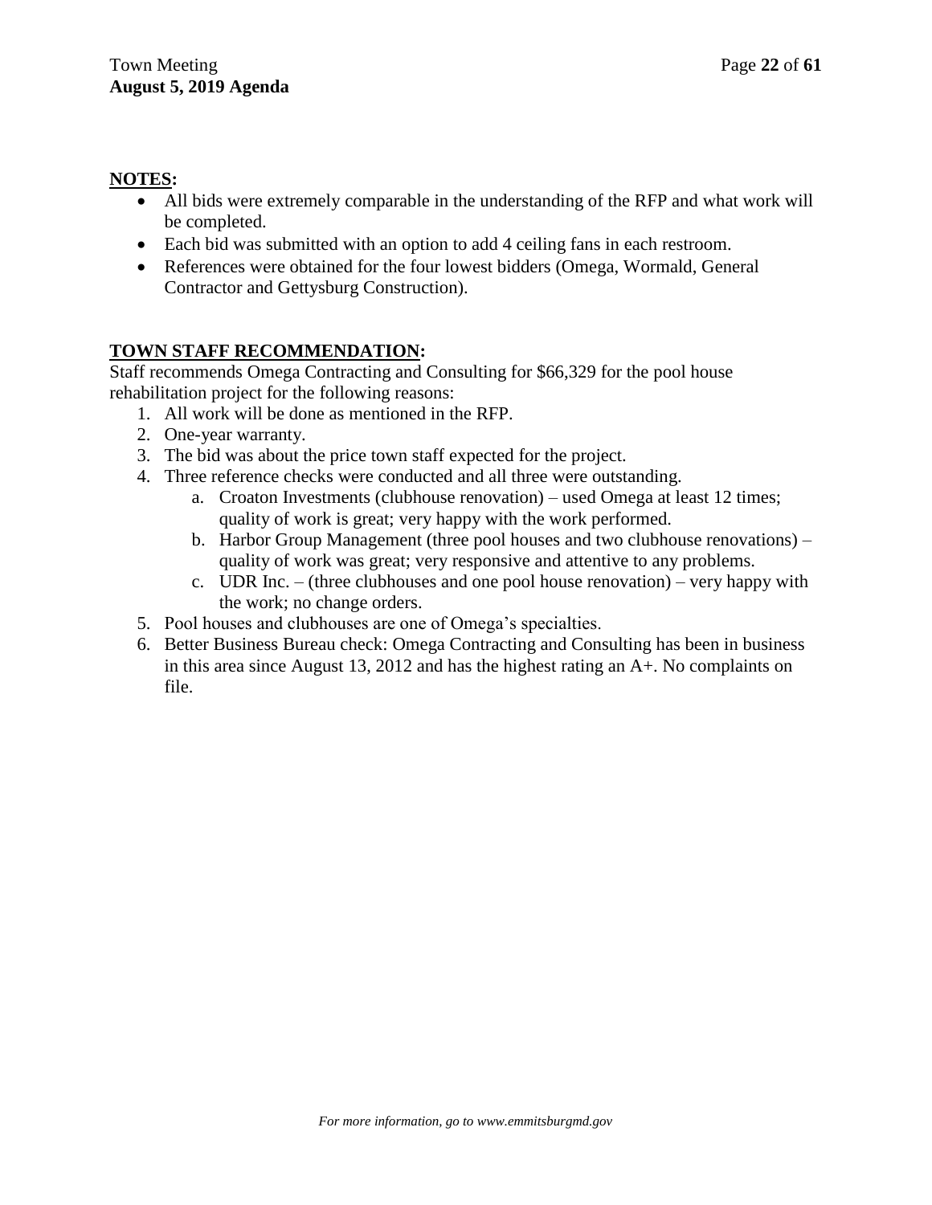**NOTES:**

- All bids were extremely comparable in the understanding of the RFP and what work will be completed.
- Each bid was submitted with an option to add 4 ceiling fans in each restroom.
- References were obtained for the four lowest bidders (Omega, Wormald, General Contractor and Gettysburg Construction).

**TOWN STAFF RECOMMENDATION:**

Staff recommends Omega Contracting and Consulting for $66,329 for the pool house rehabilitation project for the following reasons:

1. All work will be done as mentioned in the RFP.
2. One-year warranty.
3. The bid was about the price town staff expected for the project.
4. Three reference checks were conducted and all three were outstanding.
   a. Croaton Investments (clubhouse renovation) – used Omega at least 12 times; quality of work is great; very happy with the work performed.
   b. Harbor Group Management (three pool houses and two clubhouse renovations) – quality of work was great; very responsive and attentive to any problems.
   c. UDR Inc. – (three clubhouses and one pool house renovation) – very happy with the work; no change orders.
5. Pool houses and clubhouses are one of Omega's specialties.
6. Better Business Bureau check: Omega Contracting and Consulting has been in business in this area since August 13, 2012 and has the highest rating an A+. No complaints on file.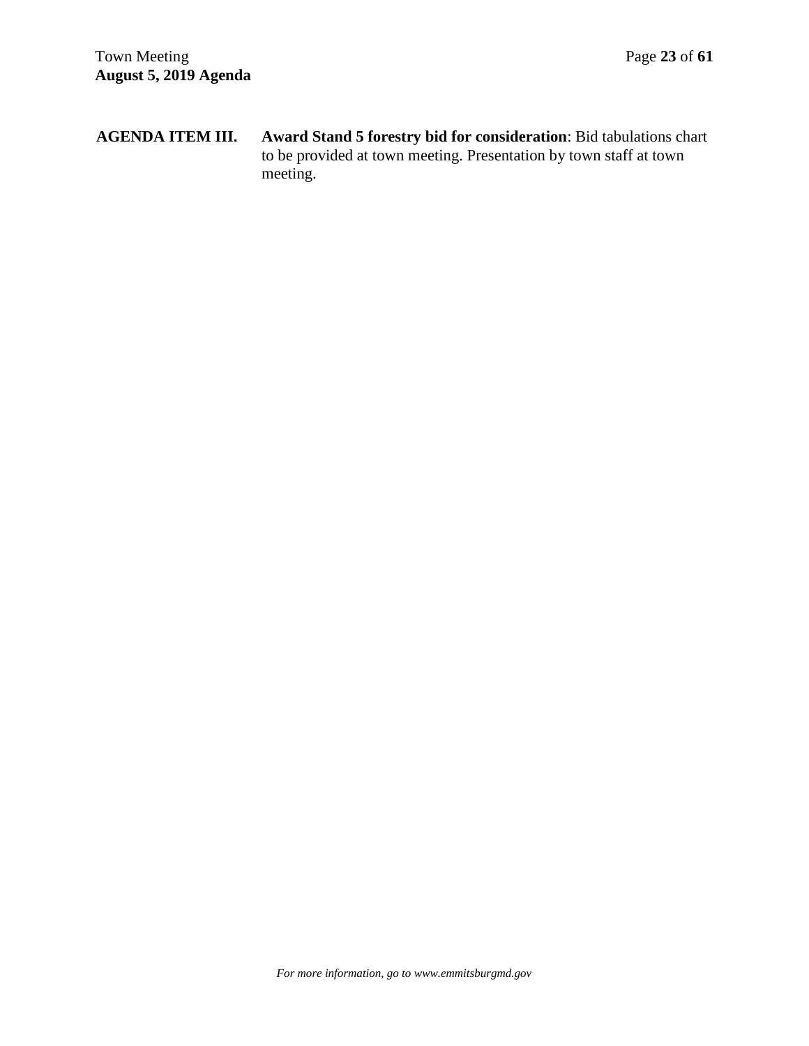**AGENDA ITEM III.** **Award Stand 5 forestry bid for consideration**: Bid tabulations chart to be provided at town meeting. Presentation by town staff at town meeting.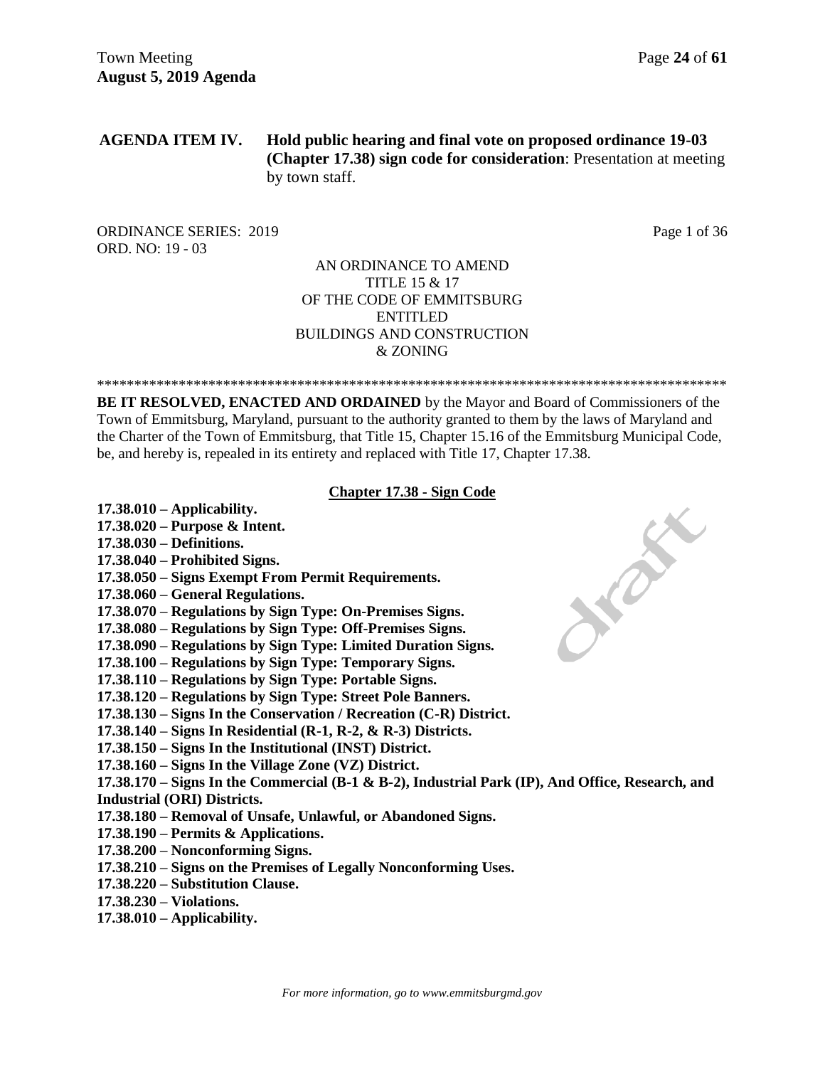**AGENDA ITEM IV. Hold public hearing and final vote on proposed ordinance 19-03 (Chapter 17.38) sign code for consideration**: Presentation at meeting by town staff.

ORDINANCE SERIES: 2019
ORD. NO: 19 - 03

AN ORDINANCE TO AMEND
TITLE 15 & 17
OF THE CODE OF EMMITSBURG
ENTITLED
BUILDINGS AND CONSTRUCTION
& ZONING

\*\*\*\*\*\*\*\*\*\*\*\*\*\*\*\*\*\*\*\*\*\*\*\*\*\*\*\*\*\*\*\*\*\*\*\*\*\*\*\*\*\*\*\*\*\*\*\*\*\*\*\*\*\*\*\*\*\*\*\*\*\*\*\*\*\*\*\*\*\*\*\*\*\*\*\*\*\*\*\*\*\*\*\*\*\*\*\*

**BE IT RESOLVED, ENACTED AND ORDAINED** by the Mayor and Board of Commissioners of the Town of Emmitsburg, Maryland, pursuant to the authority granted to them by the laws of Maryland and the Charter of the Town of Emmitsburg, that Title 15, Chapter 15.16 of the Emmitsburg Municipal Code, be, and hereby is, repealed in its entirety and replaced with Title 17, Chapter 17.38.

**Chapter 17.38 - Sign Code**

**17.38.010 – Applicability.**
**17.38.020 – Purpose & Intent.**
**17.38.030 – Definitions.**
**17.38.040 – Prohibited Signs.**
**17.38.050 – Signs Exempt From Permit Requirements.**
**17.38.060 – General Regulations.**
**17.38.070 – Regulations by Sign Type: On-Premises Signs.**
**17.38.080 – Regulations by Sign Type: Off-Premises Signs.**
**17.38.090 – Regulations by Sign Type: Limited Duration Signs.**
**17.38.100 – Regulations by Sign Type: Temporary Signs.**
**17.38.110 – Regulations by Sign Type: Portable Signs.**
**17.38.120 – Regulations by Sign Type: Street Pole Banners.**
**17.38.130 – Signs In the Conservation / Recreation (C-R) District.**
**17.38.140 – Signs In Residential (R-1, R-2, & R-3) Districts.**
**17.38.150 – Signs In the Institutional (INST) District.**
**17.38.160 – Signs In the Village Zone (VZ) District.**
**17.38.170 – Signs In the Commercial (B-1 & B-2), Industrial Park (IP), And Office, Research, and Industrial (ORI) Districts.**
**17.38.180 – Removal of Unsafe, Unlawful, or Abandoned Signs.**
**17.38.190 – Permits & Applications.**
**17.38.200 – Nonconforming Signs.**
**17.38.210 – Signs on the Premises of Legally Nonconforming Uses.**
**17.38.220 – Substitution Clause.**
**17.38.230 – Violations.**
**17.38.010 – Applicability.**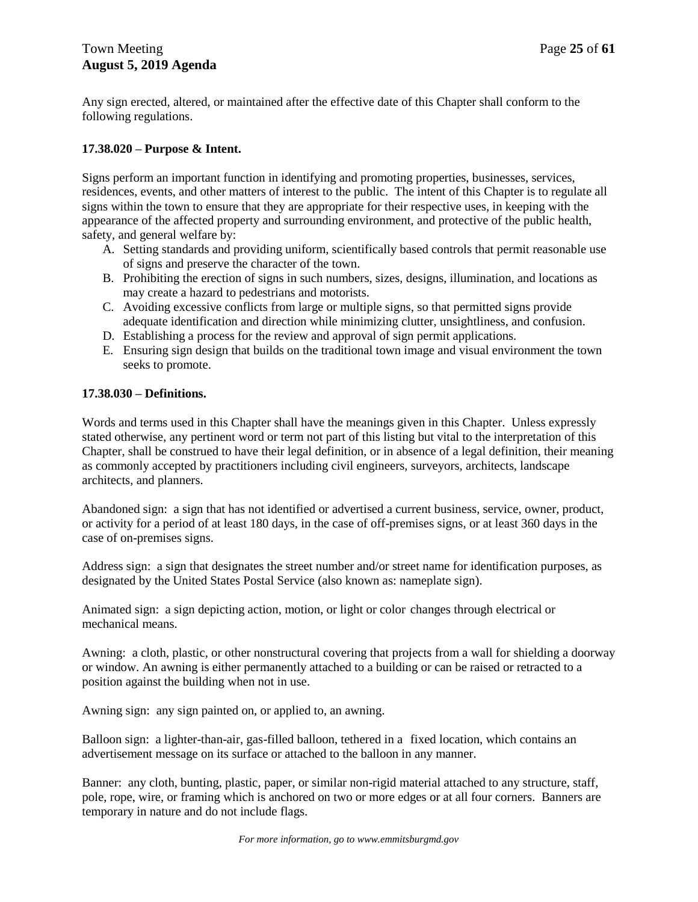Any sign erected, altered, or maintained after the effective date of this Chapter shall conform to the following regulations.

**17.38.020 – Purpose & Intent.**

Signs perform an important function in identifying and promoting properties, businesses, services, residences, events, and other matters of interest to the public. The intent of this Chapter is to regulate all signs within the town to ensure that they are appropriate for their respective uses, in keeping with the appearance of the affected property and surrounding environment, and protective of the public health, safety, and general welfare by:

A. Setting standards and providing uniform, scientifically based controls that permit reasonable use of signs and preserve the character of the town.
B. Prohibiting the erection of signs in such numbers, sizes, designs, illumination, and locations as may create a hazard to pedestrians and motorists.
C. Avoiding excessive conflicts from large or multiple signs, so that permitted signs provide adequate identification and direction while minimizing clutter, unsightliness, and confusion.
D. Establishing a process for the review and approval of sign permit applications.
E. Ensuring sign design that builds on the traditional town image and visual environment the town seeks to promote.

**17.38.030 – Definitions.**

Words and terms used in this Chapter shall have the meanings given in this Chapter. Unless expressly stated otherwise, any pertinent word or term not part of this listing but vital to the interpretation of this Chapter, shall be construed to have their legal definition, or in absence of a legal definition, their meaning as commonly accepted by practitioners including civil engineers, surveyors, architects, landscape architects, and planners.

Abandoned sign: a sign that has not identified or advertised a current business, service, owner, product, or activity for a period of at least 180 days, in the case of off-premises signs, or at least 360 days in the case of on-premises signs.

Address sign: a sign that designates the street number and/or street name for identification purposes, as designated by the United States Postal Service (also known as: nameplate sign).

Animated sign: a sign depicting action, motion, or light or color changes through electrical or mechanical means.

Awning: a cloth, plastic, or other nonstructural covering that projects from a wall for shielding a doorway or window. An awning is either permanently attached to a building or can be raised or retracted to a position against the building when not in use.

Awning sign: any sign painted on, or applied to, an awning.

Balloon sign: a lighter-than-air, gas-filled balloon, tethered in a fixed location, which contains an advertisement message on its surface or attached to the balloon in any manner.

Banner: any cloth, bunting, plastic, paper, or similar non-rigid material attached to any structure, staff, pole, rope, wire, or framing which is anchored on two or more edges or at all four corners. Banners are temporary in nature and do not include flags.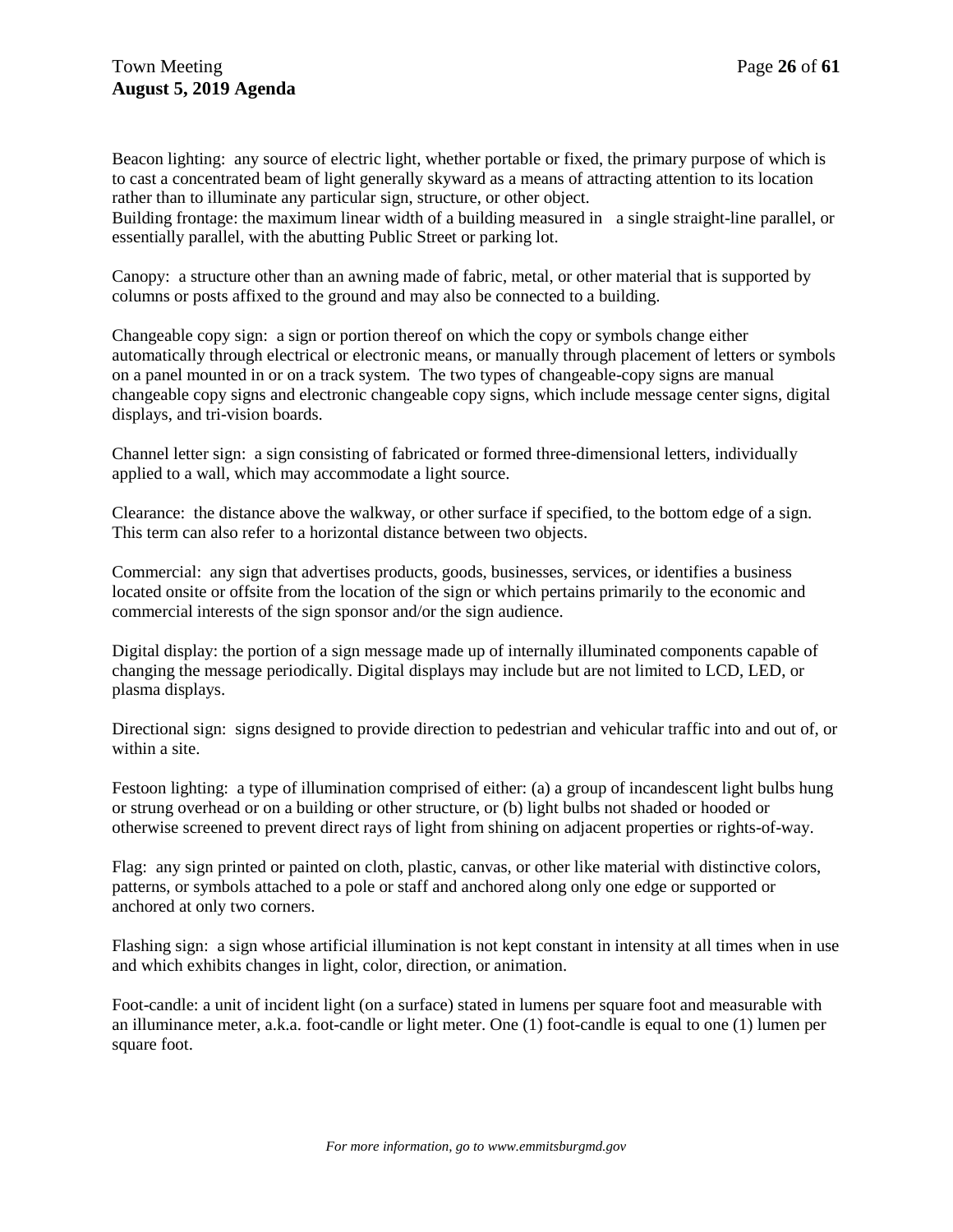Beacon lighting: any source of electric light, whether portable or fixed, the primary purpose of which is to cast a concentrated beam of light generally skyward as a means of attracting attention to its location rather than to illuminate any particular sign, structure, or other object.
Building frontage: the maximum linear width of a building measured in a single straight-line parallel, or essentially parallel, with the abutting Public Street or parking lot.

Canopy: a structure other than an awning made of fabric, metal, or other material that is supported by columns or posts affixed to the ground and may also be connected to a building.

Changeable copy sign: a sign or portion thereof on which the copy or symbols change either automatically through electrical or electronic means, or manually through placement of letters or symbols on a panel mounted in or on a track system. The two types of changeable-copy signs are manual changeable copy signs and electronic changeable copy signs, which include message center signs, digital displays, and tri-vision boards.

Channel letter sign: a sign consisting of fabricated or formed three-dimensional letters, individually applied to a wall, which may accommodate a light source.

Clearance: the distance above the walkway, or other surface if specified, to the bottom edge of a sign. This term can also refer to a horizontal distance between two objects.

Commercial: any sign that advertises products, goods, businesses, services, or identifies a business located onsite or offsite from the location of the sign or which pertains primarily to the economic and commercial interests of the sign sponsor and/or the sign audience.

Digital display: the portion of a sign message made up of internally illuminated components capable of changing the message periodically. Digital displays may include but are not limited to LCD, LED, or plasma displays.

Directional sign: signs designed to provide direction to pedestrian and vehicular traffic into and out of, or within a site.

Festoon lighting: a type of illumination comprised of either: (a) a group of incandescent light bulbs hung or strung overhead or on a building or other structure, or (b) light bulbs not shaded or hooded or otherwise screened to prevent direct rays of light from shining on adjacent properties or rights-of-way.

Flag: any sign printed or painted on cloth, plastic, canvas, or other like material with distinctive colors, patterns, or symbols attached to a pole or staff and anchored along only one edge or supported or anchored at only two corners.

Flashing sign: a sign whose artificial illumination is not kept constant in intensity at all times when in use and which exhibits changes in light, color, direction, or animation.

Foot-candle: a unit of incident light (on a surface) stated in lumens per square foot and measurable with an illuminance meter, a.k.a. foot-candle or light meter. One (1) foot-candle is equal to one (1) lumen per square foot.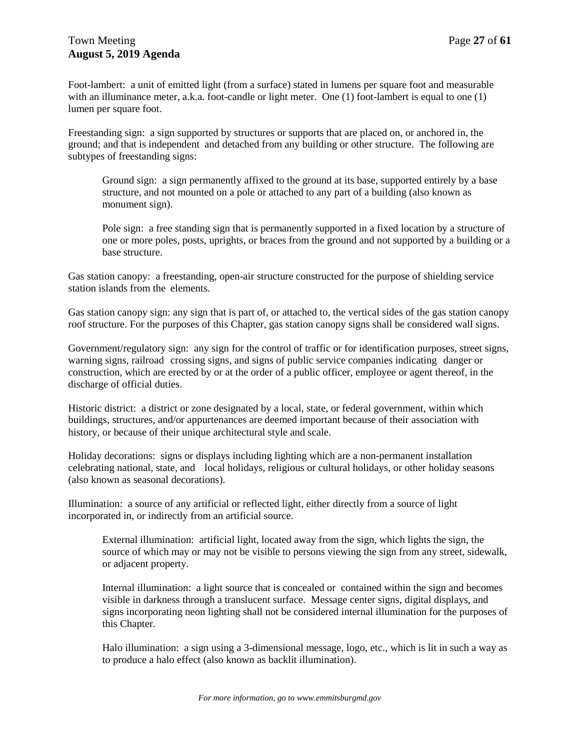Foot-lambert: a unit of emitted light (from a surface) stated in lumens per square foot and measurable with an illuminance meter, a.k.a. foot-candle or light meter. One (1) foot-lambert is equal to one (1) lumen per square foot.

Freestanding sign: a sign supported by structures or supports that are placed on, or anchored in, the ground; and that is independent and detached from any building or other structure. The following are subtypes of freestanding signs:

> Ground sign: a sign permanently affixed to the ground at its base, supported entirely by a base structure, and not mounted on a pole or attached to any part of a building (also known as monument sign).
>
> Pole sign: a free standing sign that is permanently supported in a fixed location by a structure of one or more poles, posts, uprights, or braces from the ground and not supported by a building or a base structure.

Gas station canopy: a freestanding, open-air structure constructed for the purpose of shielding service station islands from the elements.

Gas station canopy sign: any sign that is part of, or attached to, the vertical sides of the gas station canopy roof structure. For the purposes of this Chapter, gas station canopy signs shall be considered wall signs.

Government/regulatory sign: any sign for the control of traffic or for identification purposes, street signs, warning signs, railroad crossing signs, and signs of public service companies indicating danger or construction, which are erected by or at the order of a public officer, employee or agent thereof, in the discharge of official duties.

Historic district: a district or zone designated by a local, state, or federal government, within which buildings, structures, and/or appurtenances are deemed important because of their association with history, or because of their unique architectural style and scale.

Holiday decorations: signs or displays including lighting which are a non-permanent installation celebrating national, state, and local holidays, religious or cultural holidays, or other holiday seasons (also known as seasonal decorations).

Illumination: a source of any artificial or reflected light, either directly from a source of light incorporated in, or indirectly from an artificial source.

> External illumination: artificial light, located away from the sign, which lights the sign, the source of which may or may not be visible to persons viewing the sign from any street, sidewalk, or adjacent property.
>
> Internal illumination: a light source that is concealed or contained within the sign and becomes visible in darkness through a translucent surface. Message center signs, digital displays, and signs incorporating neon lighting shall not be considered internal illumination for the purposes of this Chapter.
>
> Halo illumination: a sign using a 3-dimensional message, logo, etc., which is lit in such a way as to produce a halo effect (also known as backlit illumination).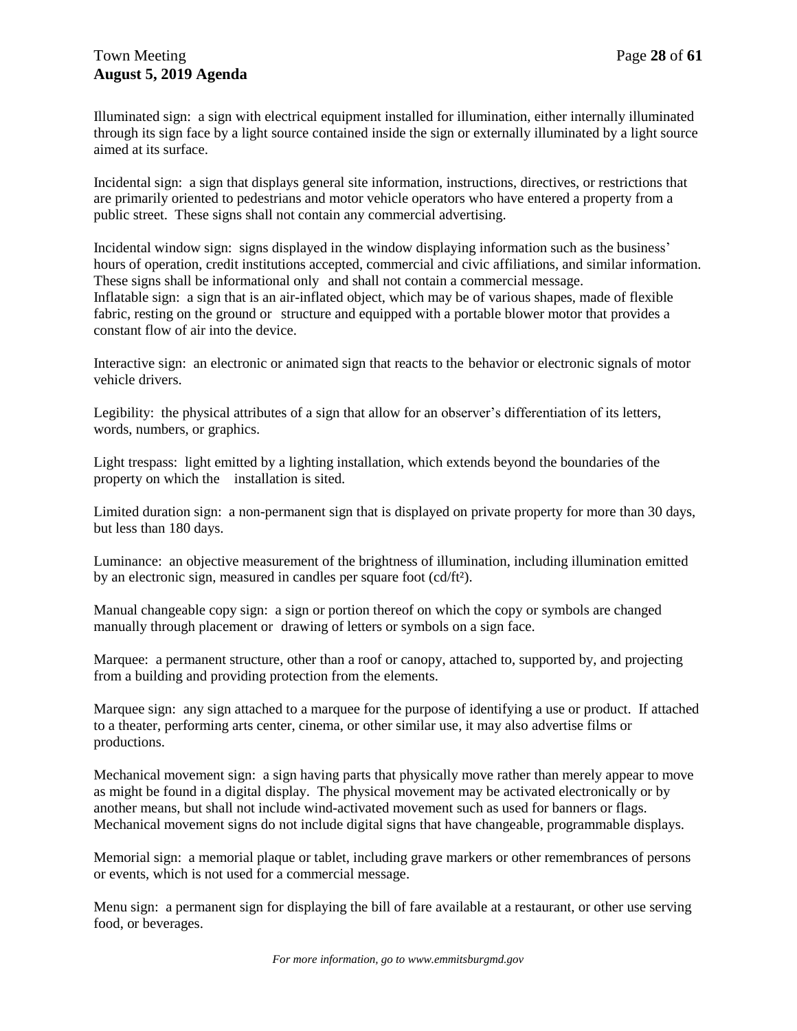Illuminated sign: a sign with electrical equipment installed for illumination, either internally illuminated through its sign face by a light source contained inside the sign or externally illuminated by a light source aimed at its surface.

Incidental sign: a sign that displays general site information, instructions, directives, or restrictions that are primarily oriented to pedestrians and motor vehicle operators who have entered a property from a public street. These signs shall not contain any commercial advertising.

Incidental window sign: signs displayed in the window displaying information such as the business' hours of operation, credit institutions accepted, commercial and civic affiliations, and similar information. These signs shall be informational only and shall not contain a commercial message.
Inflatable sign: a sign that is an air-inflated object, which may be of various shapes, made of flexible fabric, resting on the ground or structure and equipped with a portable blower motor that provides a constant flow of air into the device.

Interactive sign: an electronic or animated sign that reacts to the behavior or electronic signals of motor vehicle drivers.

Legibility: the physical attributes of a sign that allow for an observer's differentiation of its letters, words, numbers, or graphics.

Light trespass: light emitted by a lighting installation, which extends beyond the boundaries of the property on which the installation is sited.

Limited duration sign: a non-permanent sign that is displayed on private property for more than 30 days, but less than 180 days.

Luminance: an objective measurement of the brightness of illumination, including illumination emitted by an electronic sign, measured in candles per square foot ($cd/ft^2$).

Manual changeable copy sign: a sign or portion thereof on which the copy or symbols are changed manually through placement or drawing of letters or symbols on a sign face.

Marquee: a permanent structure, other than a roof or canopy, attached to, supported by, and projecting from a building and providing protection from the elements.

Marquee sign: any sign attached to a marquee for the purpose of identifying a use or product. If attached to a theater, performing arts center, cinema, or other similar use, it may also advertise films or productions.

Mechanical movement sign: a sign having parts that physically move rather than merely appear to move as might be found in a digital display. The physical movement may be activated electronically or by another means, but shall not include wind-activated movement such as used for banners or flags. Mechanical movement signs do not include digital signs that have changeable, programmable displays.

Memorial sign: a memorial plaque or tablet, including grave markers or other remembrances of persons or events, which is not used for a commercial message.

Menu sign: a permanent sign for displaying the bill of fare available at a restaurant, or other use serving food, or beverages.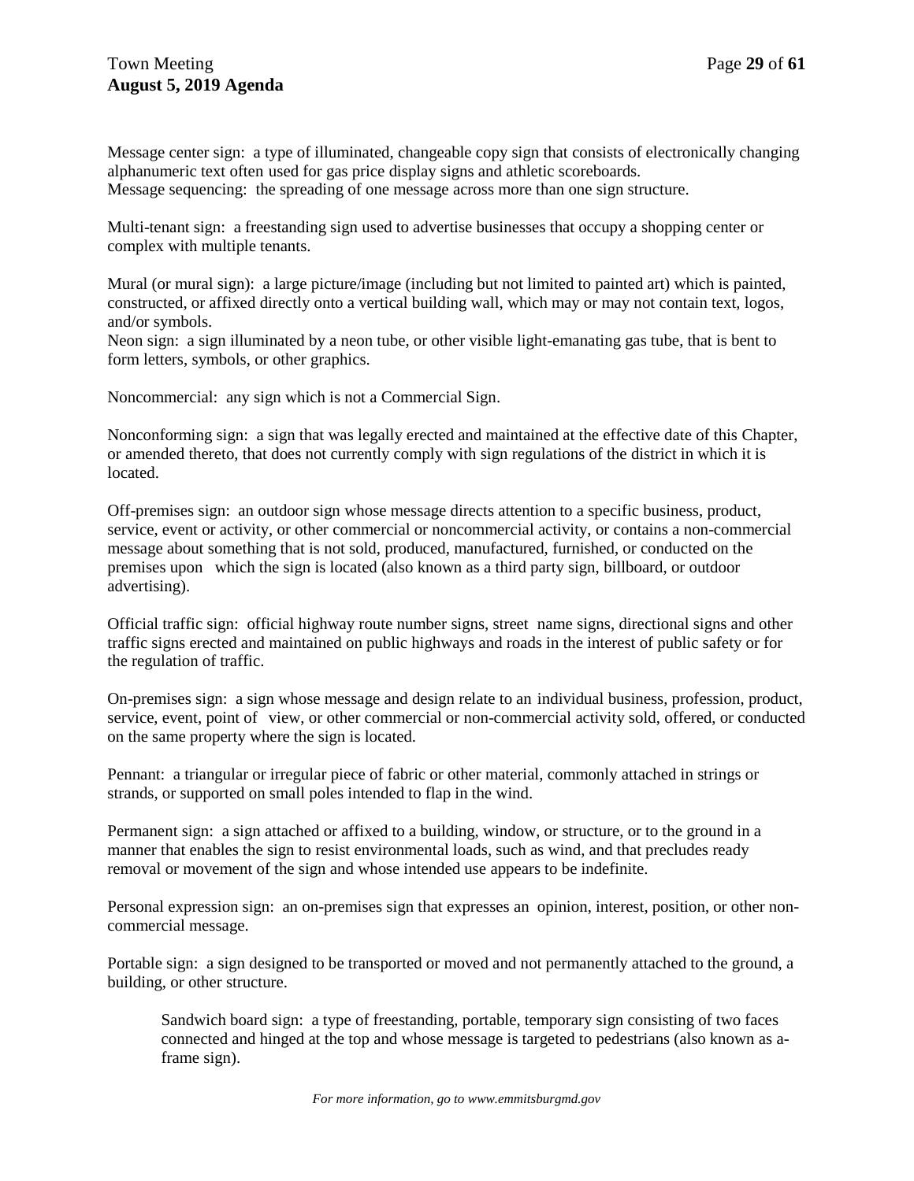Message center sign: a type of illuminated, changeable copy sign that consists of electronically changing alphanumeric text often used for gas price display signs and athletic scoreboards.
Message sequencing: the spreading of one message across more than one sign structure.

Multi-tenant sign: a freestanding sign used to advertise businesses that occupy a shopping center or complex with multiple tenants.

Mural (or mural sign): a large picture/image (including but not limited to painted art) which is painted, constructed, or affixed directly onto a vertical building wall, which may or may not contain text, logos, and/or symbols.
Neon sign: a sign illuminated by a neon tube, or other visible light-emanating gas tube, that is bent to form letters, symbols, or other graphics.

Noncommercial: any sign which is not a Commercial Sign.

Nonconforming sign: a sign that was legally erected and maintained at the effective date of this Chapter, or amended thereto, that does not currently comply with sign regulations of the district in which it is located.

Off-premises sign: an outdoor sign whose message directs attention to a specific business, product, service, event or activity, or other commercial or noncommercial activity, or contains a non-commercial message about something that is not sold, produced, manufactured, furnished, or conducted on the premises upon which the sign is located (also known as a third party sign, billboard, or outdoor advertising).

Official traffic sign: official highway route number signs, street name signs, directional signs and other traffic signs erected and maintained on public highways and roads in the interest of public safety or for the regulation of traffic.

On-premises sign: a sign whose message and design relate to an individual business, profession, product, service, event, point of view, or other commercial or non-commercial activity sold, offered, or conducted on the same property where the sign is located.

Pennant: a triangular or irregular piece of fabric or other material, commonly attached in strings or strands, or supported on small poles intended to flap in the wind.

Permanent sign: a sign attached or affixed to a building, window, or structure, or to the ground in a manner that enables the sign to resist environmental loads, such as wind, and that precludes ready removal or movement of the sign and whose intended use appears to be indefinite.

Personal expression sign: an on-premises sign that expresses an opinion, interest, position, or other non-commercial message.

Portable sign: a sign designed to be transported or moved and not permanently attached to the ground, a building, or other structure.

> Sandwich board sign: a type of freestanding, portable, temporary sign consisting of two faces connected and hinged at the top and whose message is targeted to pedestrians (also known as a-frame sign).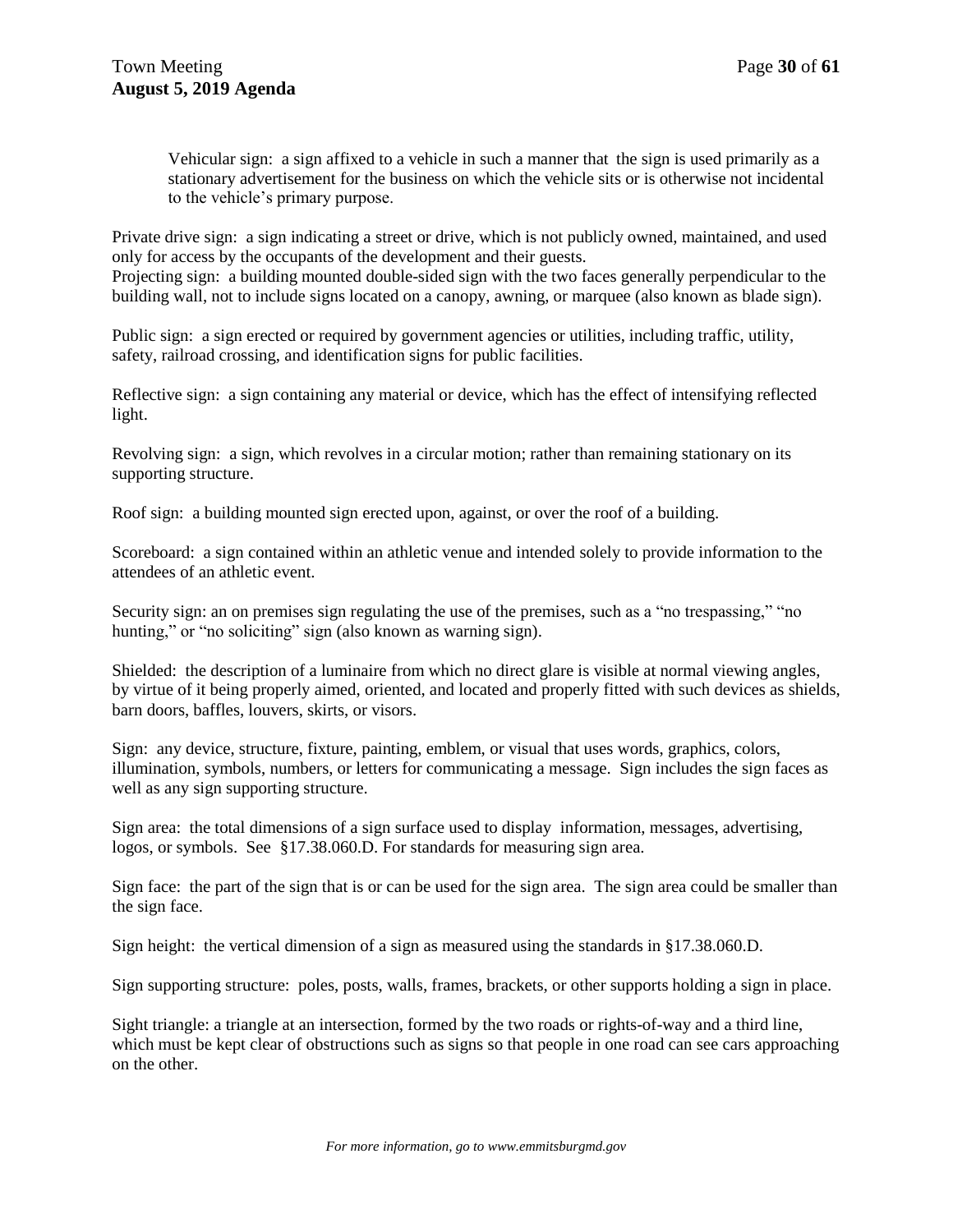Vehicular sign: a sign affixed to a vehicle in such a manner that the sign is used primarily as a stationary advertisement for the business on which the vehicle sits or is otherwise not incidental to the vehicle's primary purpose.

Private drive sign: a sign indicating a street or drive, which is not publicly owned, maintained, and used only for access by the occupants of the development and their guests.
Projecting sign: a building mounted double-sided sign with the two faces generally perpendicular to the building wall, not to include signs located on a canopy, awning, or marquee (also known as blade sign).

Public sign: a sign erected or required by government agencies or utilities, including traffic, utility, safety, railroad crossing, and identification signs for public facilities.

Reflective sign: a sign containing any material or device, which has the effect of intensifying reflected light.

Revolving sign: a sign, which revolves in a circular motion; rather than remaining stationary on its supporting structure.

Roof sign: a building mounted sign erected upon, against, or over the roof of a building.

Scoreboard: a sign contained within an athletic venue and intended solely to provide information to the attendees of an athletic event.

Security sign: an on premises sign regulating the use of the premises, such as a "no trespassing," "no hunting," or "no soliciting" sign (also known as warning sign).

Shielded: the description of a luminaire from which no direct glare is visible at normal viewing angles, by virtue of it being properly aimed, oriented, and located and properly fitted with such devices as shields, barn doors, baffles, louvers, skirts, or visors.

Sign: any device, structure, fixture, painting, emblem, or visual that uses words, graphics, colors, illumination, symbols, numbers, or letters for communicating a message. Sign includes the sign faces as well as any sign supporting structure.

Sign area: the total dimensions of a sign surface used to display information, messages, advertising, logos, or symbols. See §17.38.060.D. For standards for measuring sign area.

Sign face: the part of the sign that is or can be used for the sign area. The sign area could be smaller than the sign face.

Sign height: the vertical dimension of a sign as measured using the standards in §17.38.060.D.

Sign supporting structure: poles, posts, walls, frames, brackets, or other supports holding a sign in place.

Sight triangle: a triangle at an intersection, formed by the two roads or rights-of-way and a third line, which must be kept clear of obstructions such as signs so that people in one road can see cars approaching on the other.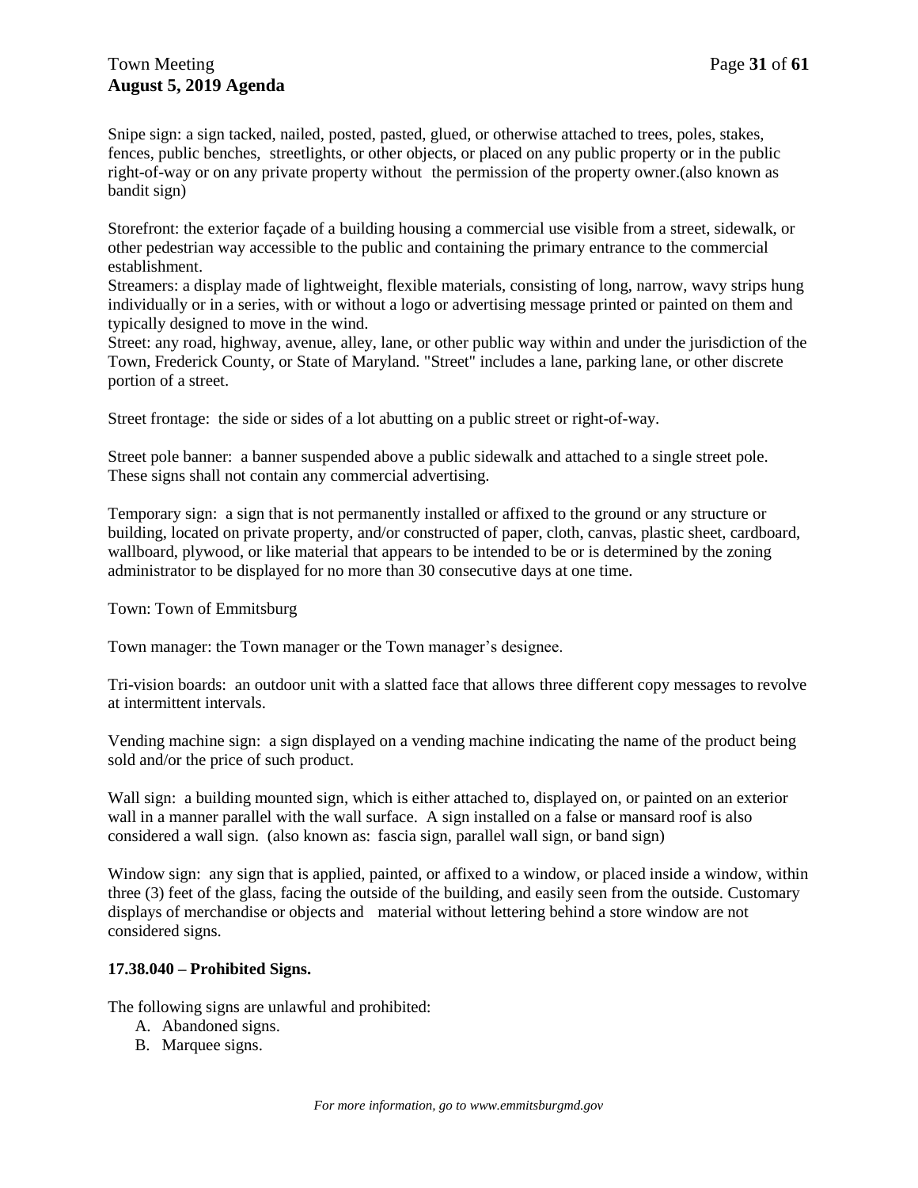Snipe sign: a sign tacked, nailed, posted, pasted, glued, or otherwise attached to trees, poles, stakes, fences, public benches, streetlights, or other objects, or placed on any public property or in the public right-of-way or on any private property without the permission of the property owner.(also known as bandit sign)

Storefront: the exterior façade of a building housing a commercial use visible from a street, sidewalk, or other pedestrian way accessible to the public and containing the primary entrance to the commercial establishment.

Streamers: a display made of lightweight, flexible materials, consisting of long, narrow, wavy strips hung individually or in a series, with or without a logo or advertising message printed or painted on them and typically designed to move in the wind.

Street: any road, highway, avenue, alley, lane, or other public way within and under the jurisdiction of the Town, Frederick County, or State of Maryland. "Street" includes a lane, parking lane, or other discrete portion of a street.

Street frontage: the side or sides of a lot abutting on a public street or right-of-way.

Street pole banner: a banner suspended above a public sidewalk and attached to a single street pole. These signs shall not contain any commercial advertising.

Temporary sign: a sign that is not permanently installed or affixed to the ground or any structure or building, located on private property, and/or constructed of paper, cloth, canvas, plastic sheet, cardboard, wallboard, plywood, or like material that appears to be intended to be or is determined by the zoning administrator to be displayed for no more than 30 consecutive days at one time.

Town: Town of Emmitsburg

Town manager: the Town manager or the Town manager's designee.

Tri-vision boards: an outdoor unit with a slatted face that allows three different copy messages to revolve at intermittent intervals.

Vending machine sign: a sign displayed on a vending machine indicating the name of the product being sold and/or the price of such product.

Wall sign: a building mounted sign, which is either attached to, displayed on, or painted on an exterior wall in a manner parallel with the wall surface. A sign installed on a false or mansard roof is also considered a wall sign. (also known as: fascia sign, parallel wall sign, or band sign)

Window sign: any sign that is applied, painted, or affixed to a window, or placed inside a window, within three (3) feet of the glass, facing the outside of the building, and easily seen from the outside. Customary displays of merchandise or objects and material without lettering behind a store window are not considered signs.

**17.38.040 – Prohibited Signs.**

The following signs are unlawful and prohibited:

A. Abandoned signs.
B. Marquee signs.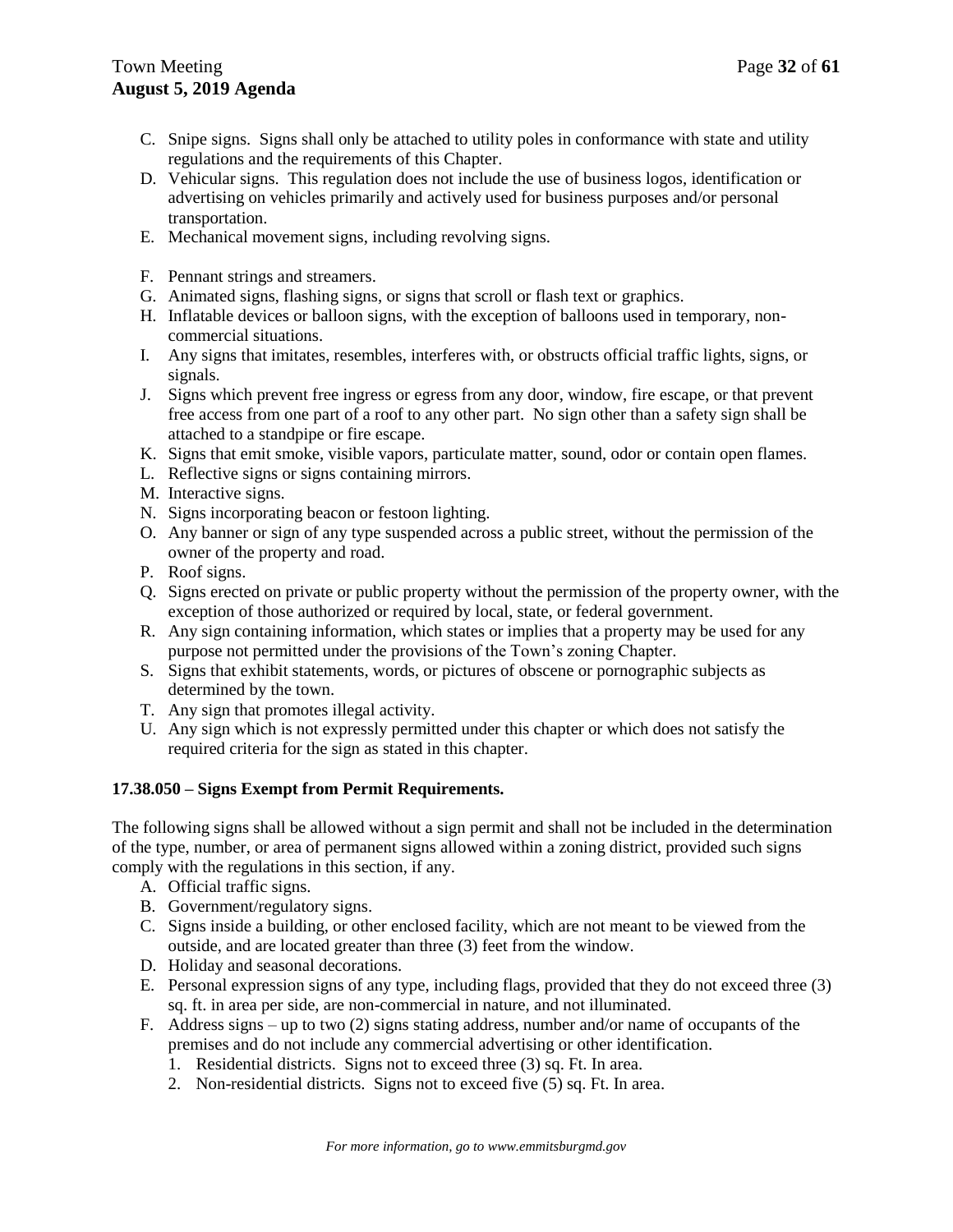C. Snipe signs. Signs shall only be attached to utility poles in conformance with state and utility regulations and the requirements of this Chapter.
D. Vehicular signs. This regulation does not include the use of business logos, identification or advertising on vehicles primarily and actively used for business purposes and/or personal transportation.
E. Mechanical movement signs, including revolving signs.
F. Pennant strings and streamers.
G. Animated signs, flashing signs, or signs that scroll or flash text or graphics.
H. Inflatable devices or balloon signs, with the exception of balloons used in temporary, non-commercial situations.
I. Any signs that imitates, resembles, interferes with, or obstructs official traffic lights, signs, or signals.
J. Signs which prevent free ingress or egress from any door, window, fire escape, or that prevent free access from one part of a roof to any other part. No sign other than a safety sign shall be attached to a standpipe or fire escape.
K. Signs that emit smoke, visible vapors, particulate matter, sound, odor or contain open flames.
L. Reflective signs or signs containing mirrors.
M. Interactive signs.
N. Signs incorporating beacon or festoon lighting.
O. Any banner or sign of any type suspended across a public street, without the permission of the owner of the property and road.
P. Roof signs.
Q. Signs erected on private or public property without the permission of the property owner, with the exception of those authorized or required by local, state, or federal government.
R. Any sign containing information, which states or implies that a property may be used for any purpose not permitted under the provisions of the Town's zoning Chapter.
S. Signs that exhibit statements, words, or pictures of obscene or pornographic subjects as determined by the town.
T. Any sign that promotes illegal activity.
U. Any sign which is not expressly permitted under this chapter or which does not satisfy the required criteria for the sign as stated in this chapter.

**17.38.050 – Signs Exempt from Permit Requirements.**

The following signs shall be allowed without a sign permit and shall not be included in the determination of the type, number, or area of permanent signs allowed within a zoning district, provided such signs comply with the regulations in this section, if any.

A. Official traffic signs.
B. Government/regulatory signs.
C. Signs inside a building, or other enclosed facility, which are not meant to be viewed from the outside, and are located greater than three (3) feet from the window.
D. Holiday and seasonal decorations.
E. Personal expression signs of any type, including flags, provided that they do not exceed three (3) sq. ft. in area per side, are non-commercial in nature, and not illuminated.
F. Address signs – up to two (2) signs stating address, number and/or name of occupants of the premises and do not include any commercial advertising or other identification.
    1. Residential districts. Signs not to exceed three (3) sq. Ft. In area.
    2. Non-residential districts. Signs not to exceed five (5) sq. Ft. In area.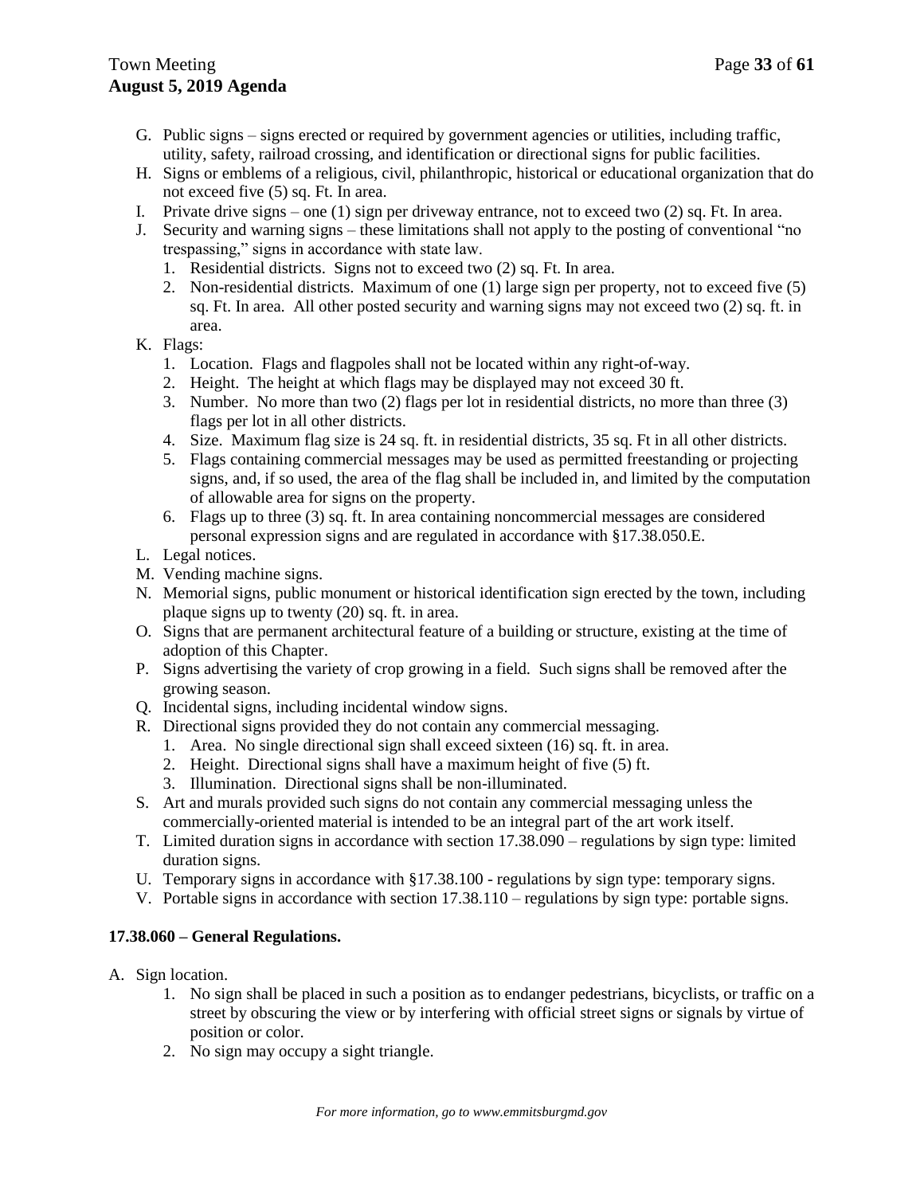G. Public signs – signs erected or required by government agencies or utilities, including traffic, utility, safety, railroad crossing, and identification or directional signs for public facilities.

H. Signs or emblems of a religious, civil, philanthropic, historical or educational organization that do not exceed five (5) sq. Ft. In area.

I. Private drive signs – one (1) sign per driveway entrance, not to exceed two (2) sq. Ft. In area.

J. Security and warning signs – these limitations shall not apply to the posting of conventional "no trespassing," signs in accordance with state law.

   1. Residential districts. Signs not to exceed two (2) sq. Ft. In area.
   2. Non-residential districts. Maximum of one (1) large sign per property, not to exceed five (5) sq. Ft. In area. All other posted security and warning signs may not exceed two (2) sq. ft. in area.

K. Flags:

   1. Location. Flags and flagpoles shall not be located within any right-of-way.
   2. Height. The height at which flags may be displayed may not exceed 30 ft.
   3. Number. No more than two (2) flags per lot in residential districts, no more than three (3) flags per lot in all other districts.
   4. Size. Maximum flag size is 24 sq. ft. in residential districts, 35 sq. Ft in all other districts.
   5. Flags containing commercial messages may be used as permitted freestanding or projecting signs, and, if so used, the area of the flag shall be included in, and limited by the computation of allowable area for signs on the property.
   6. Flags up to three (3) sq. ft. In area containing noncommercial messages are considered personal expression signs and are regulated in accordance with §17.38.050.E.

L. Legal notices.

M. Vending machine signs.

N. Memorial signs, public monument or historical identification sign erected by the town, including plaque signs up to twenty (20) sq. ft. in area.

O. Signs that are permanent architectural feature of a building or structure, existing at the time of adoption of this Chapter.

P. Signs advertising the variety of crop growing in a field. Such signs shall be removed after the growing season.

Q. Incidental signs, including incidental window signs.

R. Directional signs provided they do not contain any commercial messaging.

   1. Area. No single directional sign shall exceed sixteen (16) sq. ft. in area.
   2. Height. Directional signs shall have a maximum height of five (5) ft.
   3. Illumination. Directional signs shall be non-illuminated.

S. Art and murals provided such signs do not contain any commercial messaging unless the commercially-oriented material is intended to be an integral part of the art work itself.

T. Limited duration signs in accordance with section 17.38.090 – regulations by sign type: limited duration signs.

U. Temporary signs in accordance with §17.38.100 - regulations by sign type: temporary signs.

V. Portable signs in accordance with section 17.38.110 – regulations by sign type: portable signs.

**17.38.060 – General Regulations.**

A. Sign location.

   1. No sign shall be placed in such a position as to endanger pedestrians, bicyclists, or traffic on a street by obscuring the view or by interfering with official street signs or signals by virtue of position or color.
   2. No sign may occupy a sight triangle.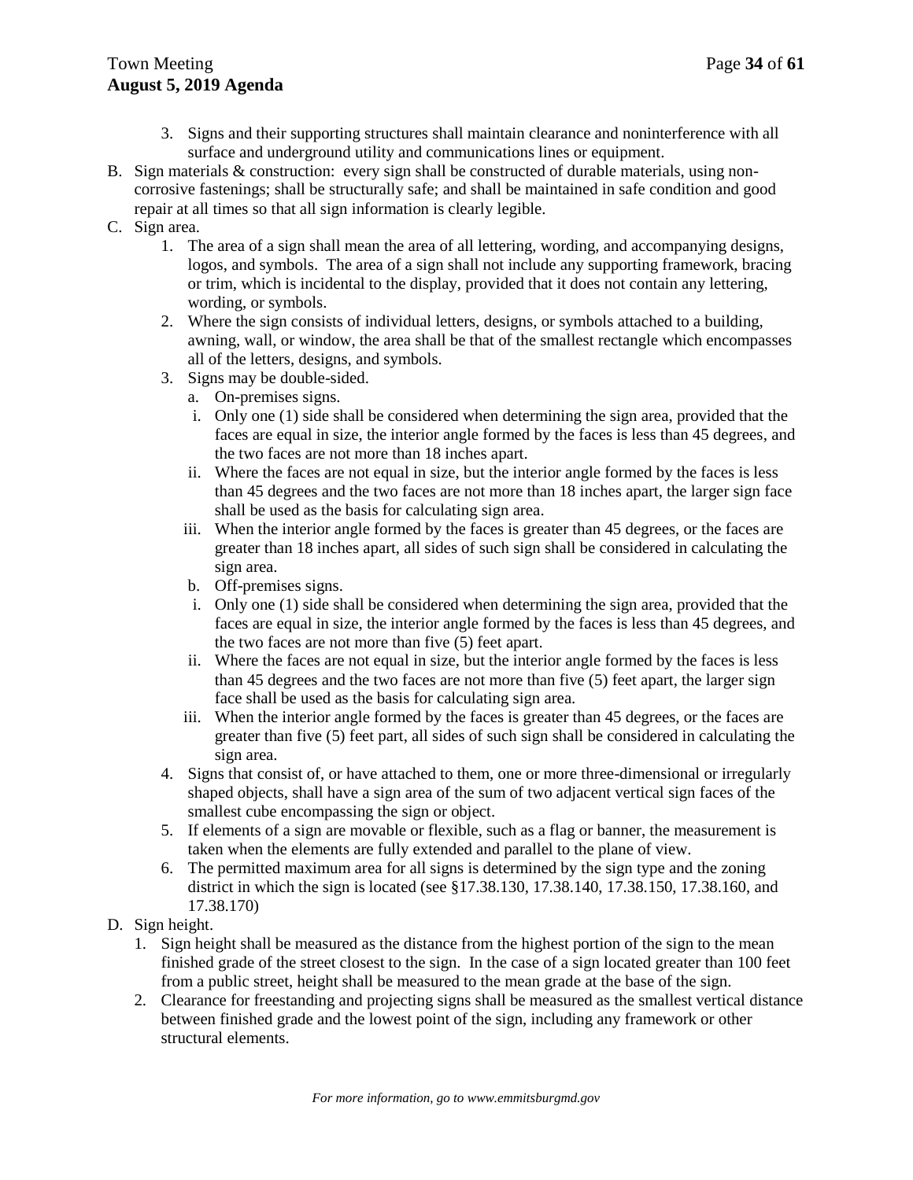3. Signs and their supporting structures shall maintain clearance and noninterference with all surface and underground utility and communications lines or equipment.

B. Sign materials & construction: every sign shall be constructed of durable materials, using non-corrosive fastenings; shall be structurally safe; and shall be maintained in safe condition and good repair at all times so that all sign information is clearly legible.

C. Sign area.

1. The area of a sign shall mean the area of all lettering, wording, and accompanying designs, logos, and symbols. The area of a sign shall not include any supporting framework, bracing or trim, which is incidental to the display, provided that it does not contain any lettering, wording, or symbols.
2. Where the sign consists of individual letters, designs, or symbols attached to a building, awning, wall, or window, the area shall be that of the smallest rectangle which encompasses all of the letters, designs, and symbols.
3. Signs may be double-sided.
   a. On-premises signs.
      i. Only one (1) side shall be considered when determining the sign area, provided that the faces are equal in size, the interior angle formed by the faces is less than 45 degrees, and the two faces are not more than 18 inches apart.
      ii. Where the faces are not equal in size, but the interior angle formed by the faces is less than 45 degrees and the two faces are not more than 18 inches apart, the larger sign face shall be used as the basis for calculating sign area.
      iii. When the interior angle formed by the faces is greater than 45 degrees, or the faces are greater than 18 inches apart, all sides of such sign shall be considered in calculating the sign area.
   b. Off-premises signs.
      i. Only one (1) side shall be considered when determining the sign area, provided that the faces are equal in size, the interior angle formed by the faces is less than 45 degrees, and the two faces are not more than five (5) feet apart.
      ii. Where the faces are not equal in size, but the interior angle formed by the faces is less than 45 degrees and the two faces are not more than five (5) feet apart, the larger sign face shall be used as the basis for calculating sign area.
      iii. When the interior angle formed by the faces is greater than 45 degrees, or the faces are greater than five (5) feet part, all sides of such sign shall be considered in calculating the sign area.
4. Signs that consist of, or have attached to them, one or more three-dimensional or irregularly shaped objects, shall have a sign area of the sum of two adjacent vertical sign faces of the smallest cube encompassing the sign or object.
5. If elements of a sign are movable or flexible, such as a flag or banner, the measurement is taken when the elements are fully extended and parallel to the plane of view.
6. The permitted maximum area for all signs is determined by the sign type and the zoning district in which the sign is located (see §17.38.130, 17.38.140, 17.38.150, 17.38.160, and 17.38.170)

D. Sign height.

1. Sign height shall be measured as the distance from the highest portion of the sign to the mean finished grade of the street closest to the sign. In the case of a sign located greater than 100 feet from a public street, height shall be measured to the mean grade at the base of the sign.
2. Clearance for freestanding and projecting signs shall be measured as the smallest vertical distance between finished grade and the lowest point of the sign, including any framework or other structural elements.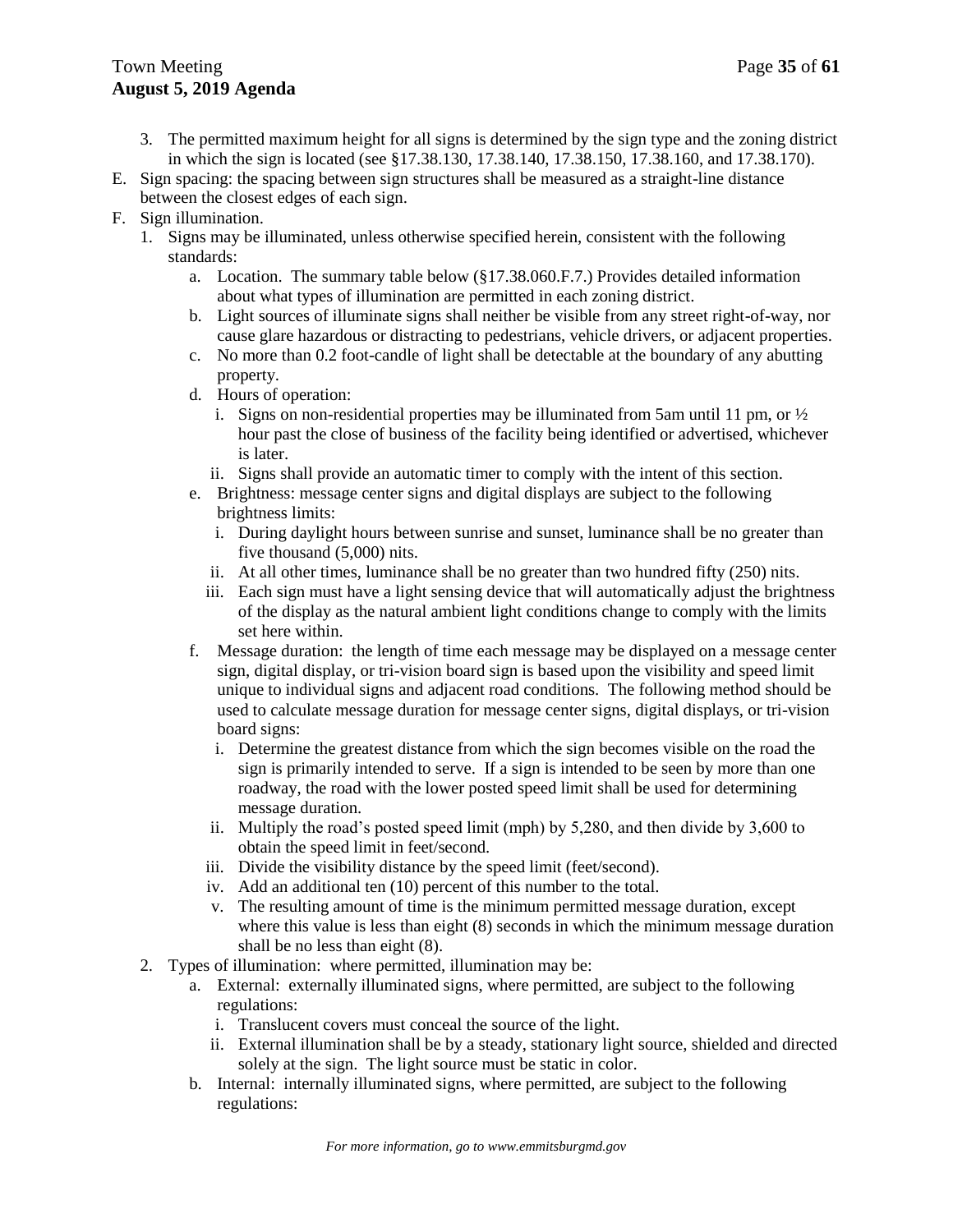3. The permitted maximum height for all signs is determined by the sign type and the zoning district in which the sign is located (see §17.38.130, 17.38.140, 17.38.150, 17.38.160, and 17.38.170).

E. Sign spacing: the spacing between sign structures shall be measured as a straight-line distance between the closest edges of each sign.

F. Sign illumination.

1. Signs may be illuminated, unless otherwise specified herein, consistent with the following standards:
   a. Location. The summary table below (§17.38.060.F.7.) Provides detailed information about what types of illumination are permitted in each zoning district.
   b. Light sources of illuminate signs shall neither be visible from any street right-of-way, nor cause glare hazardous or distracting to pedestrians, vehicle drivers, or adjacent properties.
   c. No more than 0.2 foot-candle of light shall be detectable at the boundary of any abutting property.
   d. Hours of operation:
      i. Signs on non-residential properties may be illuminated from 5am until 11 pm, or ½ hour past the close of business of the facility being identified or advertised, whichever is later.
      ii. Signs shall provide an automatic timer to comply with the intent of this section.
   e. Brightness: message center signs and digital displays are subject to the following brightness limits:
      i. During daylight hours between sunrise and sunset, luminance shall be no greater than five thousand (5,000) nits.
      ii. At all other times, luminance shall be no greater than two hundred fifty (250) nits.
      iii. Each sign must have a light sensing device that will automatically adjust the brightness of the display as the natural ambient light conditions change to comply with the limits set here within.
   f. Message duration: the length of time each message may be displayed on a message center sign, digital display, or tri-vision board sign is based upon the visibility and speed limit unique to individual signs and adjacent road conditions. The following method should be used to calculate message duration for message center signs, digital displays, or tri-vision board signs:
      i. Determine the greatest distance from which the sign becomes visible on the road the sign is primarily intended to serve. If a sign is intended to be seen by more than one roadway, the road with the lower posted speed limit shall be used for determining message duration.
      ii. Multiply the road's posted speed limit (mph) by 5,280, and then divide by 3,600 to obtain the speed limit in feet/second.
      iii. Divide the visibility distance by the speed limit (feet/second).
      iv. Add an additional ten (10) percent of this number to the total.
      v. The resulting amount of time is the minimum permitted message duration, except where this value is less than eight (8) seconds in which the minimum message duration shall be no less than eight (8).
2. Types of illumination: where permitted, illumination may be:
   a. External: externally illuminated signs, where permitted, are subject to the following regulations:
      i. Translucent covers must conceal the source of the light.
      ii. External illumination shall be by a steady, stationary light source, shielded and directed solely at the sign. The light source must be static in color.
   b. Internal: internally illuminated signs, where permitted, are subject to the following regulations: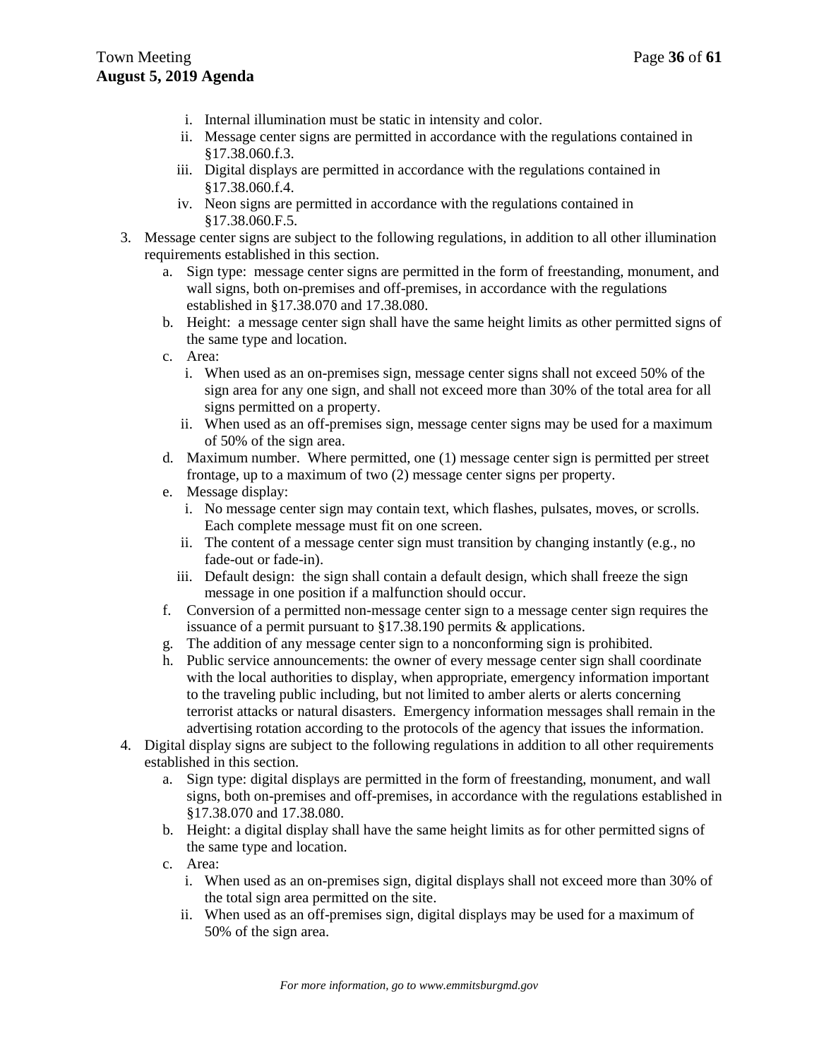i. Internal illumination must be static in intensity and color.
ii. Message center signs are permitted in accordance with the regulations contained in §17.38.060.f.3.
iii. Digital displays are permitted in accordance with the regulations contained in §17.38.060.f.4.
iv. Neon signs are permitted in accordance with the regulations contained in §17.38.060.F.5.

3. Message center signs are subject to the following regulations, in addition to all other illumination requirements established in this section.
   a. Sign type: message center signs are permitted in the form of freestanding, monument, and wall signs, both on-premises and off-premises, in accordance with the regulations established in §17.38.070 and 17.38.080.
   b. Height: a message center sign shall have the same height limits as other permitted signs of the same type and location.
   c. Area:
      i. When used as an on-premises sign, message center signs shall not exceed 50% of the sign area for any one sign, and shall not exceed more than 30% of the total area for all signs permitted on a property.
      ii. When used as an off-premises sign, message center signs may be used for a maximum of 50% of the sign area.
   d. Maximum number. Where permitted, one (1) message center sign is permitted per street frontage, up to a maximum of two (2) message center signs per property.
   e. Message display:
      i. No message center sign may contain text, which flashes, pulsates, moves, or scrolls. Each complete message must fit on one screen.
      ii. The content of a message center sign must transition by changing instantly (e.g., no fade-out or fade-in).
      iii. Default design: the sign shall contain a default design, which shall freeze the sign message in one position if a malfunction should occur.
   f. Conversion of a permitted non-message center sign to a message center sign requires the issuance of a permit pursuant to §17.38.190 permits & applications.
   g. The addition of any message center sign to a nonconforming sign is prohibited.
   h. Public service announcements: the owner of every message center sign shall coordinate with the local authorities to display, when appropriate, emergency information important to the traveling public including, but not limited to amber alerts or alerts concerning terrorist attacks or natural disasters. Emergency information messages shall remain in the advertising rotation according to the protocols of the agency that issues the information.

4. Digital display signs are subject to the following regulations in addition to all other requirements established in this section.
   a. Sign type: digital displays are permitted in the form of freestanding, monument, and wall signs, both on-premises and off-premises, in accordance with the regulations established in §17.38.070 and 17.38.080.
   b. Height: a digital display shall have the same height limits as for other permitted signs of the same type and location.
   c. Area:
      i. When used as an on-premises sign, digital displays shall not exceed more than 30% of the total sign area permitted on the site.
      ii. When used as an off-premises sign, digital displays may be used for a maximum of 50% of the sign area.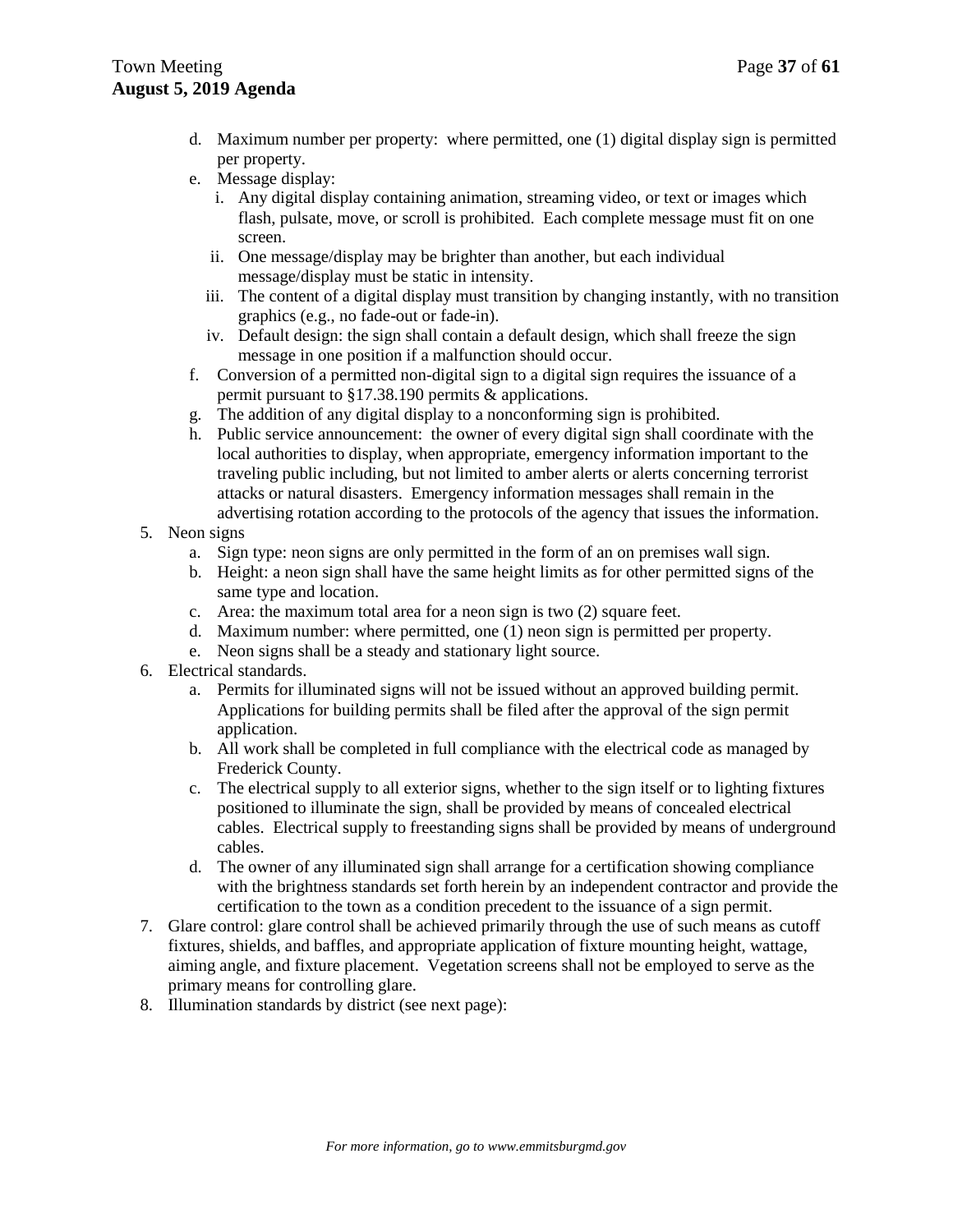d. Maximum number per property: where permitted, one (1) digital display sign is permitted per property.
e. Message display:
    i. Any digital display containing animation, streaming video, or text or images which flash, pulsate, move, or scroll is prohibited. Each complete message must fit on one screen.
    ii. One message/display may be brighter than another, but each individual message/display must be static in intensity.
    iii. The content of a digital display must transition by changing instantly, with no transition graphics (e.g., no fade-out or fade-in).
    iv. Default design: the sign shall contain a default design, which shall freeze the sign message in one position if a malfunction should occur.
f. Conversion of a permitted non-digital sign to a digital sign requires the issuance of a permit pursuant to §17.38.190 permits & applications.
g. The addition of any digital display to a nonconforming sign is prohibited.
h. Public service announcement: the owner of every digital sign shall coordinate with the local authorities to display, when appropriate, emergency information important to the traveling public including, but not limited to amber alerts or alerts concerning terrorist attacks or natural disasters. Emergency information messages shall remain in the advertising rotation according to the protocols of the agency that issues the information.

5. Neon signs
    a. Sign type: neon signs are only permitted in the form of an on premises wall sign.
    b. Height: a neon sign shall have the same height limits as for other permitted signs of the same type and location.
    c. Area: the maximum total area for a neon sign is two (2) square feet.
    d. Maximum number: where permitted, one (1) neon sign is permitted per property.
    e. Neon signs shall be a steady and stationary light source.
6. Electrical standards.
    a. Permits for illuminated signs will not be issued without an approved building permit. Applications for building permits shall be filed after the approval of the sign permit application.
    b. All work shall be completed in full compliance with the electrical code as managed by Frederick County.
    c. The electrical supply to all exterior signs, whether to the sign itself or to lighting fixtures positioned to illuminate the sign, shall be provided by means of concealed electrical cables. Electrical supply to freestanding signs shall be provided by means of underground cables.
    d. The owner of any illuminated sign shall arrange for a certification showing compliance with the brightness standards set forth herein by an independent contractor and provide the certification to the town as a condition precedent to the issuance of a sign permit.
7. Glare control: glare control shall be achieved primarily through the use of such means as cutoff fixtures, shields, and baffles, and appropriate application of fixture mounting height, wattage, aiming angle, and fixture placement. Vegetation screens shall not be employed to serve as the primary means for controlling glare.
8. Illumination standards by district (see next page):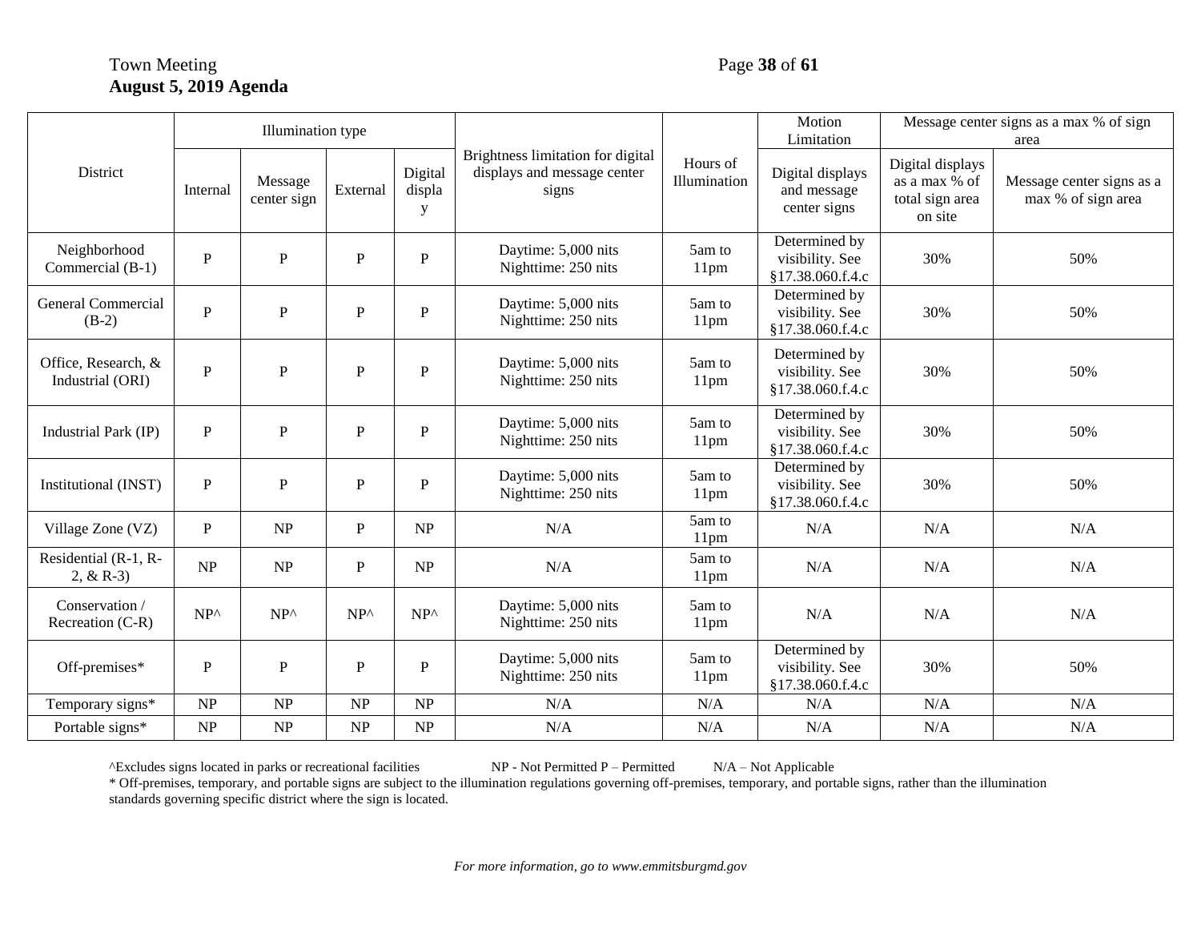| District | Illumination type | | | | Brightness limitation for digital displays and message center signs | Hours of Illumination | Motion Limitation | Message center signs as a max % of sign area | |
|---|---|---|---|---|---|---|---|---|---|
| | Internal | Message center sign | External | Digital display | | | Digital displays and message center signs | Digital displays as a max % of total sign area on site | Message center signs as a max % of sign area |
| Neighborhood Commercial (B-1) | P | P | P | P | Daytime: 5,000 nits Nighttime: 250 nits | 5am to 11pm | Determined by visibility. See §17.38.060.f.4.c | 30% | 50% |
| General Commercial (B-2) | P | P | P | P | Daytime: 5,000 nits Nighttime: 250 nits | 5am to 11pm | Determined by visibility. See §17.38.060.f.4.c | 30% | 50% |
| Office, Research, & Industrial (ORI) | P | P | P | P | Daytime: 5,000 nits Nighttime: 250 nits | 5am to 11pm | Determined by visibility. See §17.38.060.f.4.c | 30% | 50% |
| Industrial Park (IP) | P | P | P | P | Daytime: 5,000 nits Nighttime: 250 nits | 5am to 11pm | Determined by visibility. See §17.38.060.f.4.c | 30% | 50% |
| Institutional (INST) | P | P | P | P | Daytime: 5,000 nits Nighttime: 250 nits | 5am to 11pm | Determined by visibility. See §17.38.060.f.4.c | 30% | 50% |
| Village Zone (VZ) | P | NP | P | NP | N/A | 5am to 11pm | N/A | N/A | N/A |
| Residential (R-1, R-2, & R-3) | NP | NP | P | NP | N/A | 5am to 11pm | N/A | N/A | N/A |
| Conservation / Recreation (C-R) | NP^ | NP^ | NP^ | NP^ | Daytime: 5,000 nits Nighttime: 250 nits | 5am to 11pm | N/A | N/A | N/A |
| Off-premises* | P | P | P | P | Daytime: 5,000 nits Nighttime: 250 nits | 5am to 11pm | Determined by visibility. See §17.38.060.f.4.c | 30% | 50% |
| Temporary signs* | NP | NP | NP | NP | N/A | N/A | N/A | N/A | N/A |
| Portable signs* | NP | NP | NP | NP | N/A | N/A | N/A | N/A | N/A |

^Excludes signs located in parks or recreational facilities NP - Not Permitted P – Permitted N/A – Not Applicable

* Off-premises, temporary, and portable signs are subject to the illumination regulations governing off-premises, temporary, and portable signs, rather than the illumination standards governing specific district where the sign is located.

*For more information, go to www.emmitsburgmd.gov*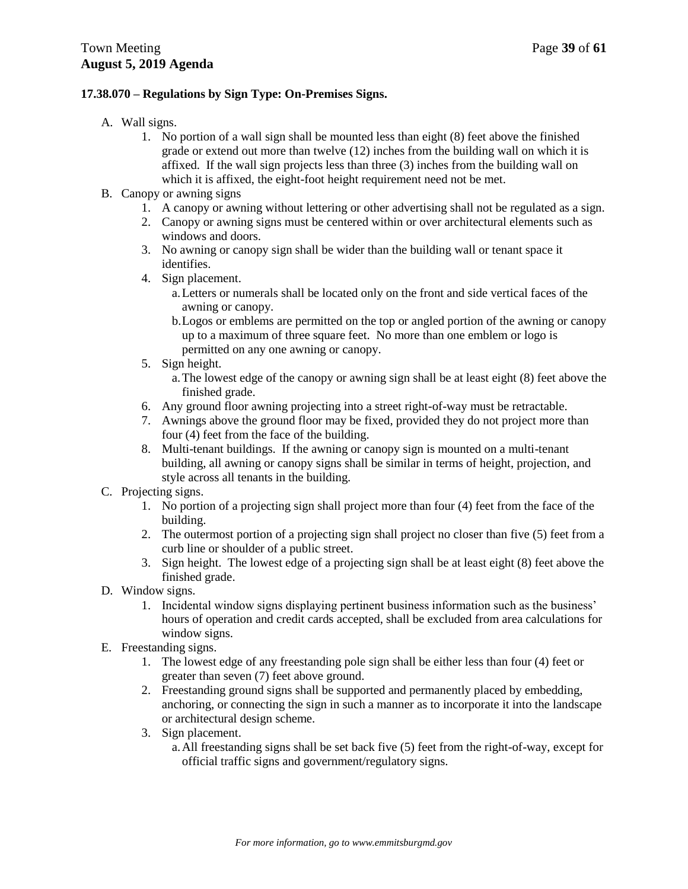### 17.38.070 – Regulations by Sign Type: On-Premises Signs.

A. Wall signs.
   1. No portion of a wall sign shall be mounted less than eight (8) feet above the finished grade or extend out more than twelve (12) inches from the building wall on which it is affixed. If the wall sign projects less than three (3) inches from the building wall on which it is affixed, the eight-foot height requirement need not be met.

B. Canopy or awning signs
   1. A canopy or awning without lettering or other advertising shall not be regulated as a sign.
   2. Canopy or awning signs must be centered within or over architectural elements such as windows and doors.
   3. No awning or canopy sign shall be wider than the building wall or tenant space it identifies.
   4. Sign placement.
      a. Letters or numerals shall be located only on the front and side vertical faces of the awning or canopy.
      b. Logos or emblems are permitted on the top or angled portion of the awning or canopy up to a maximum of three square feet. No more than one emblem or logo is permitted on any one awning or canopy.
   5. Sign height.
      a. The lowest edge of the canopy or awning sign shall be at least eight (8) feet above the finished grade.
   6. Any ground floor awning projecting into a street right-of-way must be retractable.
   7. Awnings above the ground floor may be fixed, provided they do not project more than four (4) feet from the face of the building.
   8. Multi-tenant buildings. If the awning or canopy sign is mounted on a multi-tenant building, all awning or canopy signs shall be similar in terms of height, projection, and style across all tenants in the building.

C. Projecting signs.
   1. No portion of a projecting sign shall project more than four (4) feet from the face of the building.
   2. The outermost portion of a projecting sign shall project no closer than five (5) feet from a curb line or shoulder of a public street.
   3. Sign height. The lowest edge of a projecting sign shall be at least eight (8) feet above the finished grade.

D. Window signs.
   1. Incidental window signs displaying pertinent business information such as the business' hours of operation and credit cards accepted, shall be excluded from area calculations for window signs.

E. Freestanding signs.
   1. The lowest edge of any freestanding pole sign shall be either less than four (4) feet or greater than seven (7) feet above ground.
   2. Freestanding ground signs shall be supported and permanently placed by embedding, anchoring, or connecting the sign in such a manner as to incorporate it into the landscape or architectural design scheme.
   3. Sign placement.
      a. All freestanding signs shall be set back five (5) feet from the right-of-way, except for official traffic signs and government/regulatory signs.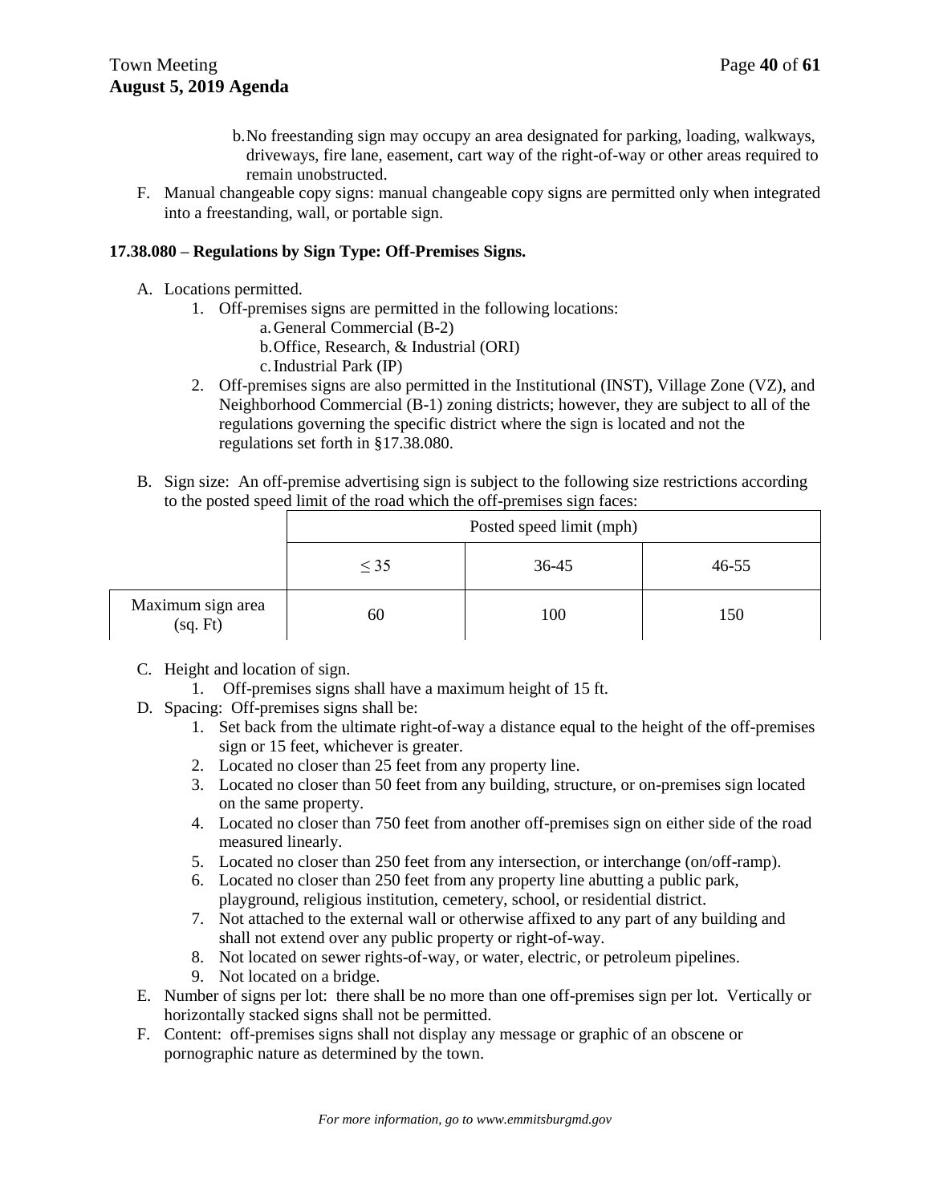b. No freestanding sign may occupy an area designated for parking, loading, walkways, driveways, fire lane, easement, cart way of the right-of-way or other areas required to remain unobstructed.

F. Manual changeable copy signs: manual changeable copy signs are permitted only when integrated into a freestanding, wall, or portable sign.

**17.38.080 – Regulations by Sign Type: Off-Premises Signs.**

A. Locations permitted.
   1. Off-premises signs are permitted in the following locations:
      a. General Commercial (B-2)
      b. Office, Research, & Industrial (ORI)
      c. Industrial Park (IP)
   2. Off-premises signs are also permitted in the Institutional (INST), Village Zone (VZ), and Neighborhood Commercial (B-1) zoning districts; however, they are subject to all of the regulations governing the specific district where the sign is located and not the regulations set forth in §17.38.080.

B. Sign size: An off-premise advertising sign is subject to the following size restrictions according to the posted speed limit of the road which the off-premises sign faces:

| | Posted speed limit (mph) | | |
|---|---|---|---|
| | ≤ 35 | 36-45 | 46-55 |
| Maximum sign area (sq. Ft) | 60 | 100 | 150 |

C. Height and location of sign.
   1. Off-premises signs shall have a maximum height of 15 ft.

D. Spacing: Off-premises signs shall be:
   1. Set back from the ultimate right-of-way a distance equal to the height of the off-premises sign or 15 feet, whichever is greater.
   2. Located no closer than 25 feet from any property line.
   3. Located no closer than 50 feet from any building, structure, or on-premises sign located on the same property.
   4. Located no closer than 750 feet from another off-premises sign on either side of the road measured linearly.
   5. Located no closer than 250 feet from any intersection, or interchange (on/off-ramp).
   6. Located no closer than 250 feet from any property line abutting a public park, playground, religious institution, cemetery, school, or residential district.
   7. Not attached to the external wall or otherwise affixed to any part of any building and shall not extend over any public property or right-of-way.
   8. Not located on sewer rights-of-way, or water, electric, or petroleum pipelines.
   9. Not located on a bridge.

E. Number of signs per lot: there shall be no more than one off-premises sign per lot. Vertically or horizontally stacked signs shall not be permitted.

F. Content: off-premises signs shall not display any message or graphic of an obscene or pornographic nature as determined by the town.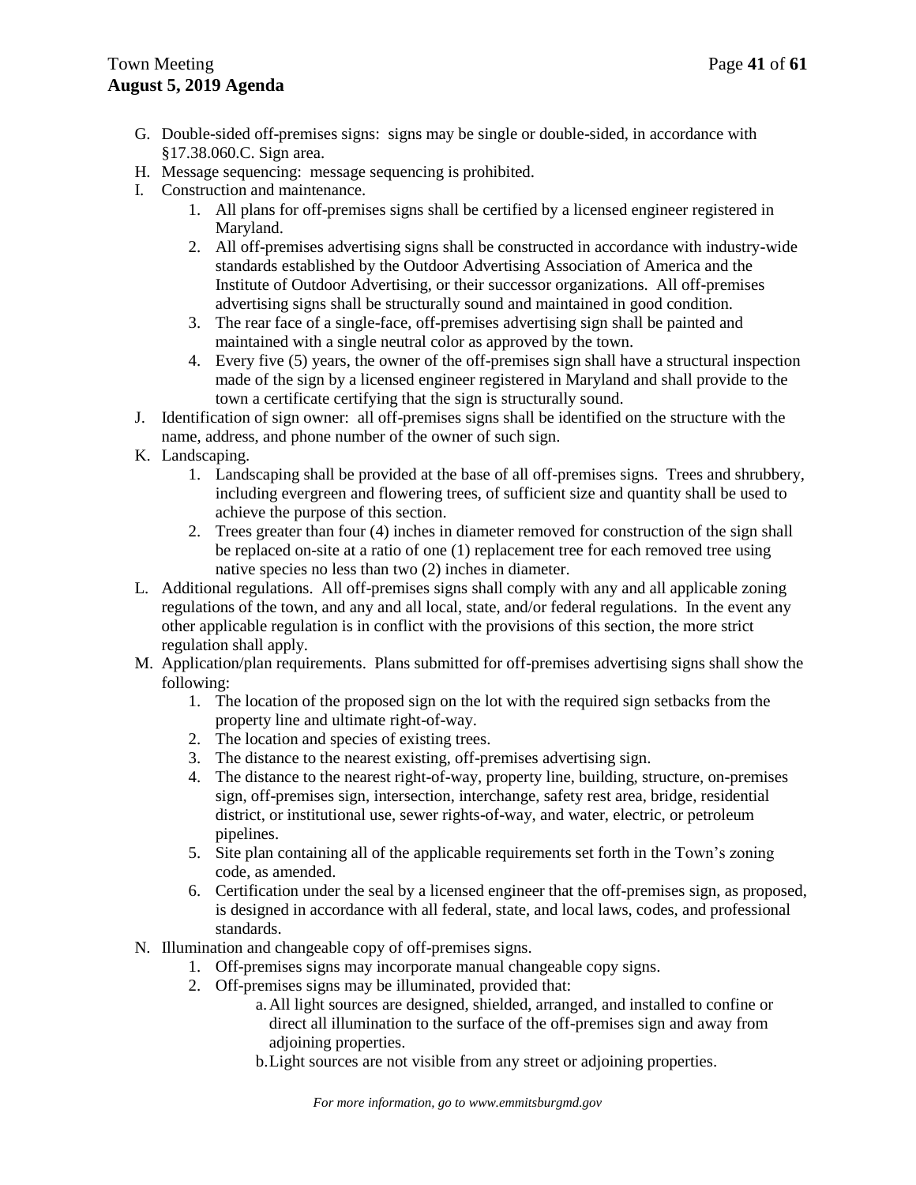G. Double-sided off-premises signs: signs may be single or double-sided, in accordance with §17.38.060.C. Sign area.

H. Message sequencing: message sequencing is prohibited.

I. Construction and maintenance.

   1. All plans for off-premises signs shall be certified by a licensed engineer registered in Maryland.
   2. All off-premises advertising signs shall be constructed in accordance with industry-wide standards established by the Outdoor Advertising Association of America and the Institute of Outdoor Advertising, or their successor organizations. All off-premises advertising signs shall be structurally sound and maintained in good condition.
   3. The rear face of a single-face, off-premises advertising sign shall be painted and maintained with a single neutral color as approved by the town.
   4. Every five (5) years, the owner of the off-premises sign shall have a structural inspection made of the sign by a licensed engineer registered in Maryland and shall provide to the town a certificate certifying that the sign is structurally sound.

J. Identification of sign owner: all off-premises signs shall be identified on the structure with the name, address, and phone number of the owner of such sign.

K. Landscaping.

   1. Landscaping shall be provided at the base of all off-premises signs. Trees and shrubbery, including evergreen and flowering trees, of sufficient size and quantity shall be used to achieve the purpose of this section.
   2. Trees greater than four (4) inches in diameter removed for construction of the sign shall be replaced on-site at a ratio of one (1) replacement tree for each removed tree using native species no less than two (2) inches in diameter.

L. Additional regulations. All off-premises signs shall comply with any and all applicable zoning regulations of the town, and any and all local, state, and/or federal regulations. In the event any other applicable regulation is in conflict with the provisions of this section, the more strict regulation shall apply.

M. Application/plan requirements. Plans submitted for off-premises advertising signs shall show the following:

   1. The location of the proposed sign on the lot with the required sign setbacks from the property line and ultimate right-of-way.
   2. The location and species of existing trees.
   3. The distance to the nearest existing, off-premises advertising sign.
   4. The distance to the nearest right-of-way, property line, building, structure, on-premises sign, off-premises sign, intersection, interchange, safety rest area, bridge, residential district, or institutional use, sewer rights-of-way, and water, electric, or petroleum pipelines.
   5. Site plan containing all of the applicable requirements set forth in the Town's zoning code, as amended.
   6. Certification under the seal by a licensed engineer that the off-premises sign, as proposed, is designed in accordance with all federal, state, and local laws, codes, and professional standards.

N. Illumination and changeable copy of off-premises signs.

   1. Off-premises signs may incorporate manual changeable copy signs.
   2. Off-premises signs may be illuminated, provided that:
      a. All light sources are designed, shielded, arranged, and installed to confine or direct all illumination to the surface of the off-premises sign and away from adjoining properties.
      b. Light sources are not visible from any street or adjoining properties.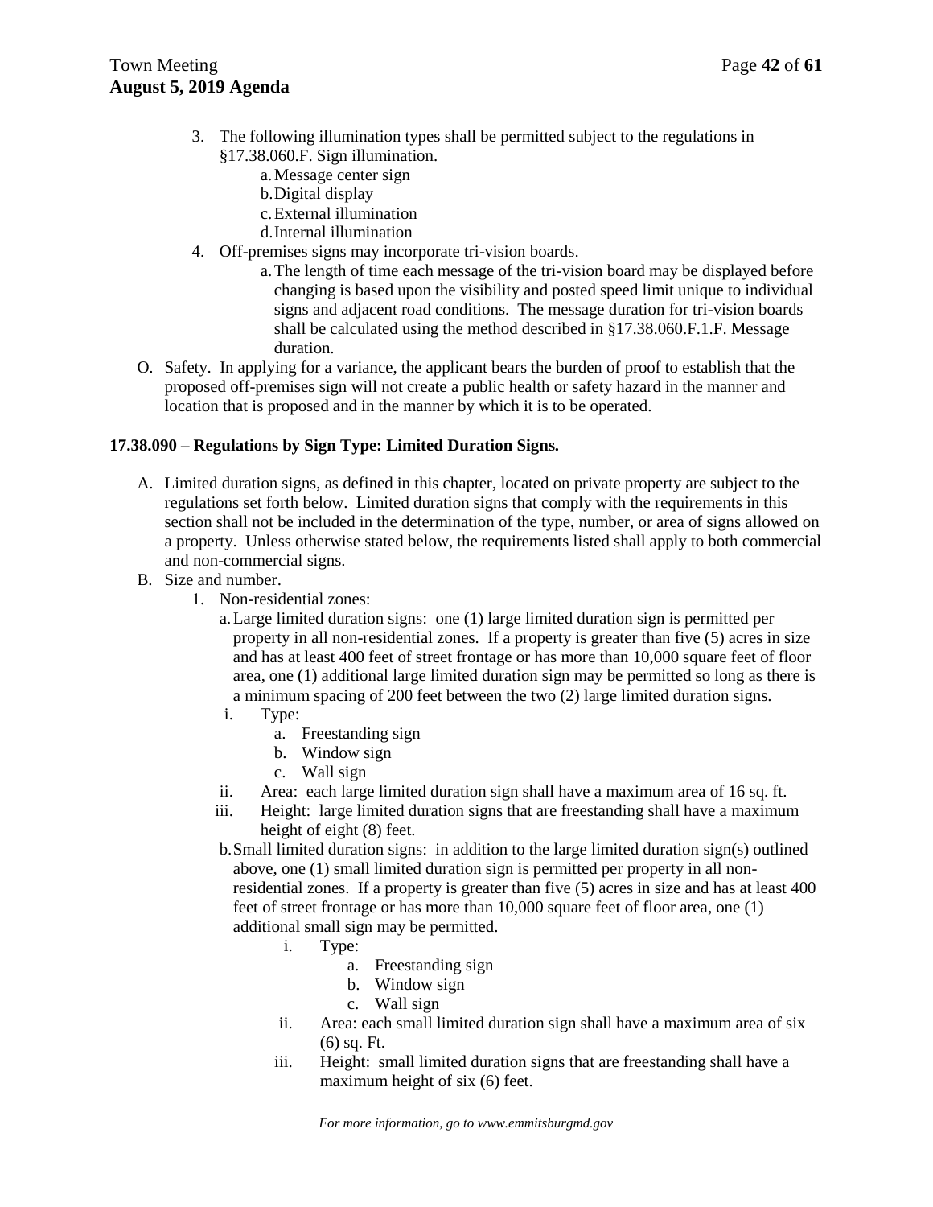3. The following illumination types shall be permitted subject to the regulations in §17.38.060.F. Sign illumination.
    a. Message center sign
    b. Digital display
    c. External illumination
    d. Internal illumination
4. Off-premises signs may incorporate tri-vision boards.
    a. The length of time each message of the tri-vision board may be displayed before changing is based upon the visibility and posted speed limit unique to individual signs and adjacent road conditions. The message duration for tri-vision boards shall be calculated using the method described in §17.38.060.F.1.F. Message duration.

O. Safety. In applying for a variance, the applicant bears the burden of proof to establish that the proposed off-premises sign will not create a public health or safety hazard in the manner and location that is proposed and in the manner by which it is to be operated.

**17.38.090 – Regulations by Sign Type: Limited Duration Signs.**

A. Limited duration signs, as defined in this chapter, located on private property are subject to the regulations set forth below. Limited duration signs that comply with the requirements in this section shall not be included in the determination of the type, number, or area of signs allowed on a property. Unless otherwise stated below, the requirements listed shall apply to both commercial and non-commercial signs.

B. Size and number.
1. Non-residential zones:
    a. Large limited duration signs: one (1) large limited duration sign is permitted per property in all non-residential zones. If a property is greater than five (5) acres in size and has at least 400 feet of street frontage or has more than 10,000 square feet of floor area, one (1) additional large limited duration sign may be permitted so long as there is a minimum spacing of 200 feet between the two (2) large limited duration signs.
        i. Type:
            a. Freestanding sign
            b. Window sign
            c. Wall sign
        ii. Area: each large limited duration sign shall have a maximum area of 16 sq. ft.
        iii. Height: large limited duration signs that are freestanding shall have a maximum height of eight (8) feet.
    b. Small limited duration signs: in addition to the large limited duration sign(s) outlined above, one (1) small limited duration sign is permitted per property in all non-residential zones. If a property is greater than five (5) acres in size and has at least 400 feet of street frontage or has more than 10,000 square feet of floor area, one (1) additional small sign may be permitted.
        i. Type:
            a. Freestanding sign
            b. Window sign
            c. Wall sign
        ii. Area: each small limited duration sign shall have a maximum area of six (6) sq. Ft.
        iii. Height: small limited duration signs that are freestanding shall have a maximum height of six (6) feet.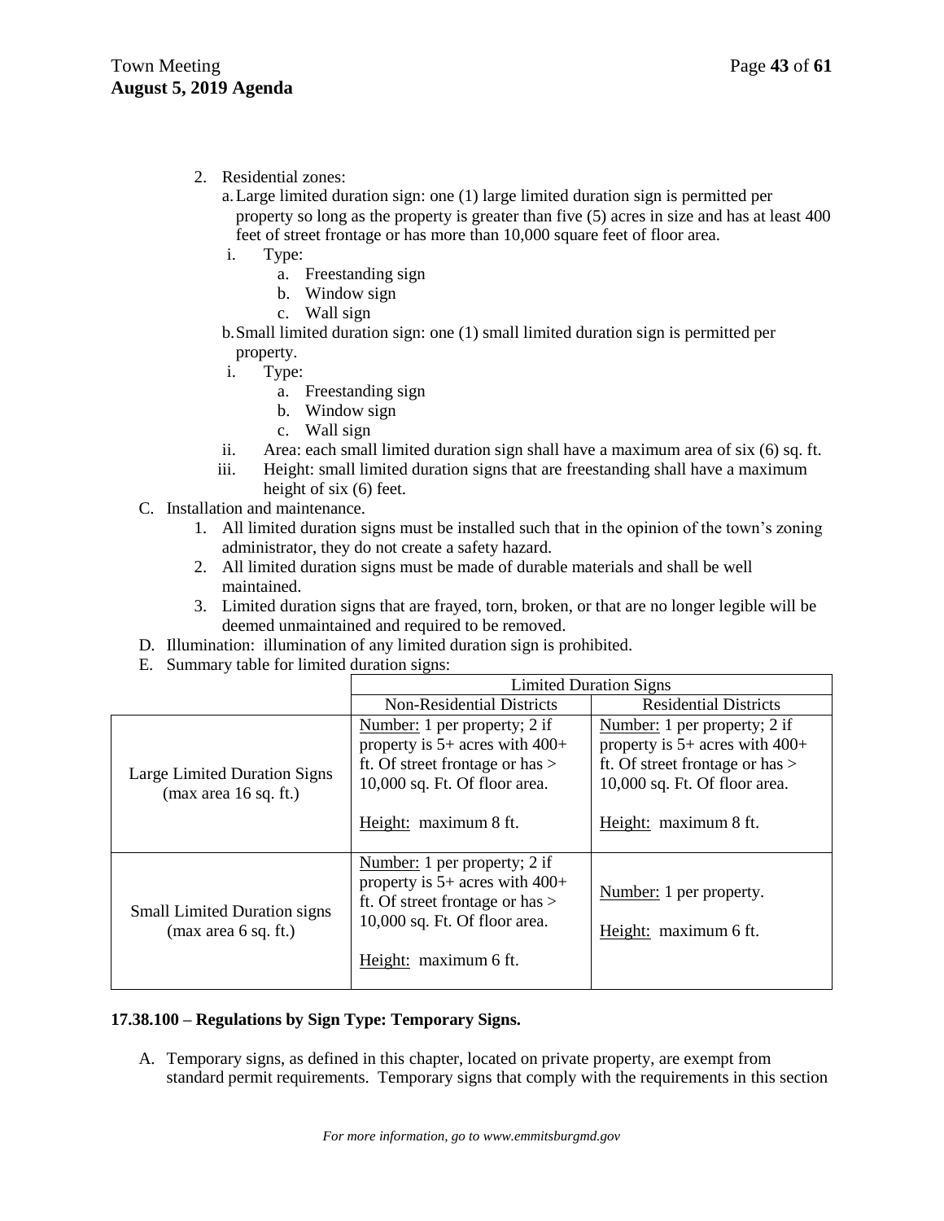2. Residential zones:
   a. Large limited duration sign: one (1) large limited duration sign is permitted per property so long as the property is greater than five (5) acres in size and has at least 400 feet of street frontage or has more than 10,000 square feet of floor area.
      i. Type:
         a. Freestanding sign
         b. Window sign
         c. Wall sign
   b. Small limited duration sign: one (1) small limited duration sign is permitted per property.
      i. Type:
         a. Freestanding sign
         b. Window sign
         c. Wall sign
      ii. Area: each small limited duration sign shall have a maximum area of six (6) sq. ft.
      iii. Height: small limited duration signs that are freestanding shall have a maximum height of six (6) feet.

C. Installation and maintenance.
   1. All limited duration signs must be installed such that in the opinion of the town's zoning administrator, they do not create a safety hazard.
   2. All limited duration signs must be made of durable materials and shall be well maintained.
   3. Limited duration signs that are frayed, torn, broken, or that are no longer legible will be deemed unmaintained and required to be removed.

D. Illumination: illumination of any limited duration sign is prohibited.

E. Summary table for limited duration signs:

| | Limited Duration Signs | |
|---|---|---|
| | Non-Residential Districts | Residential Districts |
| Large Limited Duration Signs (max area 16 sq. ft.) | Number: 1 per property; 2 if property is 5+ acres with 400+ ft. Of street frontage or has > 10,000 sq. Ft. Of floor area. Height: maximum 8 ft. | Number: 1 per property; 2 if property is 5+ acres with 400+ ft. Of street frontage or has > 10,000 sq. Ft. Of floor area. Height: maximum 8 ft. |
| Small Limited Duration signs (max area 6 sq. ft.) | Number: 1 per property; 2 if property is 5+ acres with 400+ ft. Of street frontage or has > 10,000 sq. Ft. Of floor area. Height: maximum 6 ft. | Number: 1 per property. Height: maximum 6 ft. |

**17.38.100 – Regulations by Sign Type: Temporary Signs.**

A. Temporary signs, as defined in this chapter, located on private property, are exempt from standard permit requirements. Temporary signs that comply with the requirements in this section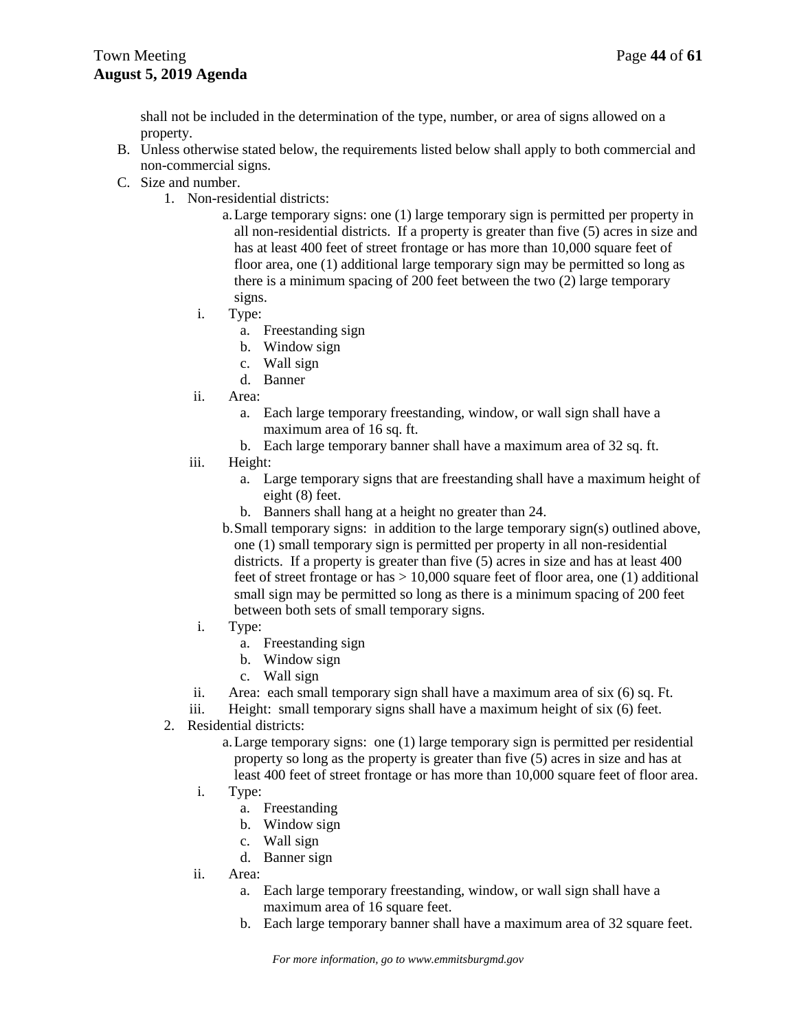shall not be included in the determination of the type, number, or area of signs allowed on a property.

B. Unless otherwise stated below, the requirements listed below shall apply to both commercial and non-commercial signs.

C. Size and number.

   1. Non-residential districts:

      a. Large temporary signs: one (1) large temporary sign is permitted per property in all non-residential districts. If a property is greater than five (5) acres in size and has at least 400 feet of street frontage or has more than 10,000 square feet of floor area, one (1) additional large temporary sign may be permitted so long as there is a minimum spacing of 200 feet between the two (2) large temporary signs.

         i. Type:
            a. Freestanding sign
            b. Window sign
            c. Wall sign
            d. Banner

         ii. Area:
            a. Each large temporary freestanding, window, or wall sign shall have a maximum area of 16 sq. ft.
            b. Each large temporary banner shall have a maximum area of 32 sq. ft.

         iii. Height:
            a. Large temporary signs that are freestanding shall have a maximum height of eight (8) feet.
            b. Banners shall hang at a height no greater than 24.

      b. Small temporary signs: in addition to the large temporary sign(s) outlined above, one (1) small temporary sign is permitted per property in all non-residential districts. If a property is greater than five (5) acres in size and has at least 400 feet of street frontage or has > 10,000 square feet of floor area, one (1) additional small sign may be permitted so long as there is a minimum spacing of 200 feet between both sets of small temporary signs.

         i. Type:
            a. Freestanding sign
            b. Window sign
            c. Wall sign

         ii. Area: each small temporary sign shall have a maximum area of six (6) sq. Ft.

         iii. Height: small temporary signs shall have a maximum height of six (6) feet.

   2. Residential districts:

      a. Large temporary signs: one (1) large temporary sign is permitted per residential property so long as the property is greater than five (5) acres in size and has at least 400 feet of street frontage or has more than 10,000 square feet of floor area.

         i. Type:
            a. Freestanding
            b. Window sign
            c. Wall sign
            d. Banner sign

         ii. Area:
            a. Each large temporary freestanding, window, or wall sign shall have a maximum area of 16 square feet.
            b. Each large temporary banner shall have a maximum area of 32 square feet.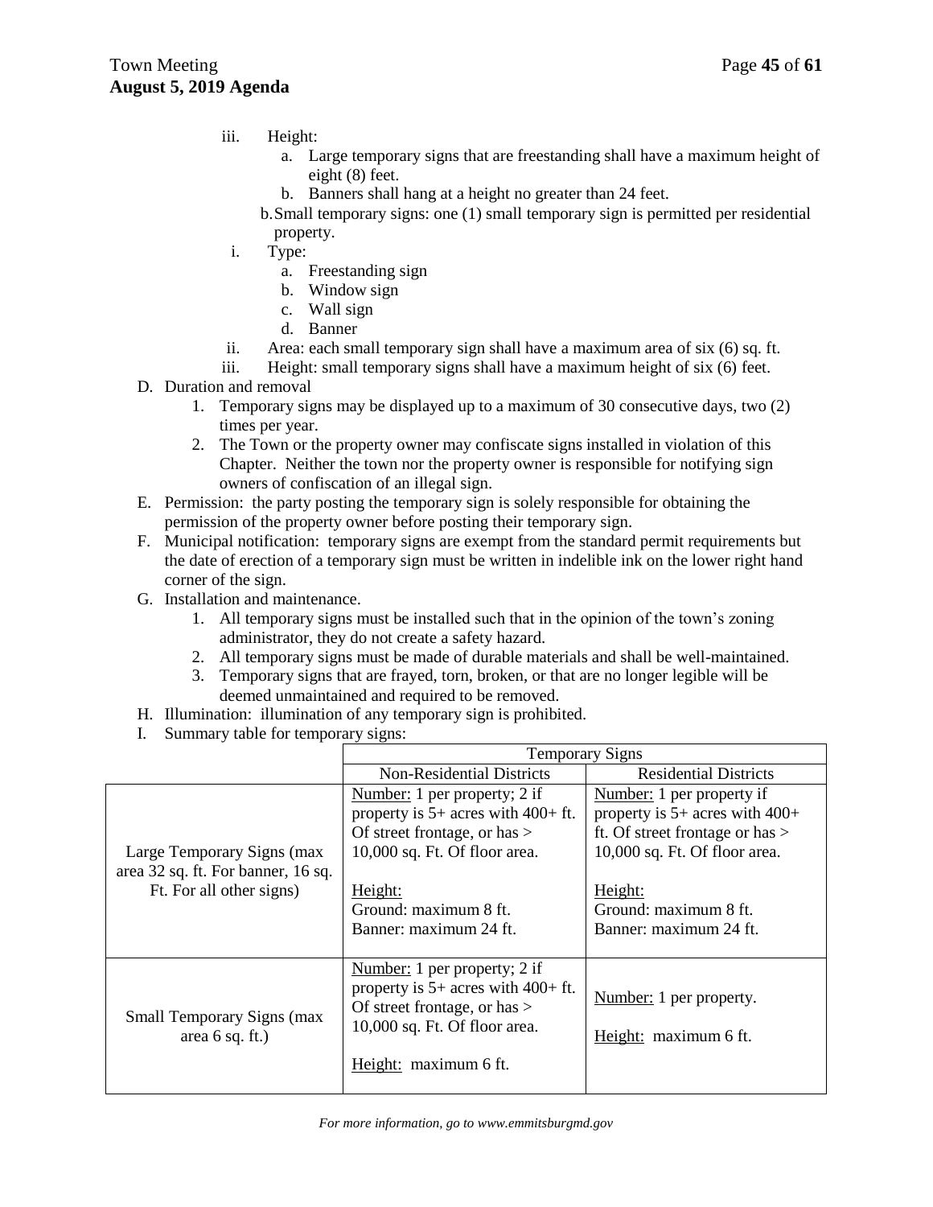iii. Height:

a. Large temporary signs that are freestanding shall have a maximum height of eight (8) feet.

b. Banners shall hang at a height no greater than 24 feet.

b. Small temporary signs: one (1) small temporary sign is permitted per residential property.

i. Type:

a. Freestanding sign

b. Window sign

c. Wall sign

d. Banner

ii. Area: each small temporary sign shall have a maximum area of six (6) sq. ft.

iii. Height: small temporary signs shall have a maximum height of six (6) feet.

D. Duration and removal

1. Temporary signs may be displayed up to a maximum of 30 consecutive days, two (2) times per year.
2. The Town or the property owner may confiscate signs installed in violation of this Chapter. Neither the town nor the property owner is responsible for notifying sign owners of confiscation of an illegal sign.

E. Permission: the party posting the temporary sign is solely responsible for obtaining the permission of the property owner before posting their temporary sign.

F. Municipal notification: temporary signs are exempt from the standard permit requirements but the date of erection of a temporary sign must be written in indelible ink on the lower right hand corner of the sign.

G. Installation and maintenance.

1. All temporary signs must be installed such that in the opinion of the town's zoning administrator, they do not create a safety hazard.
2. All temporary signs must be made of durable materials and shall be well-maintained.
3. Temporary signs that are frayed, torn, broken, or that are no longer legible will be deemed unmaintained and required to be removed.

H. Illumination: illumination of any temporary sign is prohibited.

I. Summary table for temporary signs:

| | Temporary Signs | |
|---|---|---|
| | Non-Residential Districts | Residential Districts |
| Large Temporary Signs (max area 32 sq. ft. For banner, 16 sq. Ft. For all other signs) | Number: 1 per property; 2 if property is 5+ acres with 400+ ft. Of street frontage, or has > 10,000 sq. Ft. Of floor area.<br><br>Height:<br>Ground: maximum 8 ft.<br>Banner: maximum 24 ft. | Number: 1 per property if property is 5+ acres with 400+ ft. Of street frontage or has > 10,000 sq. Ft. Of floor area.<br><br>Height:<br>Ground: maximum 8 ft.<br>Banner: maximum 24 ft. |
| Small Temporary Signs (max area 6 sq. ft.) | Number: 1 per property; 2 if property is 5+ acres with 400+ ft. Of street frontage, or has > 10,000 sq. Ft. Of floor area.<br><br>Height: maximum 6 ft. | Number: 1 per property.<br><br>Height: maximum 6 ft. |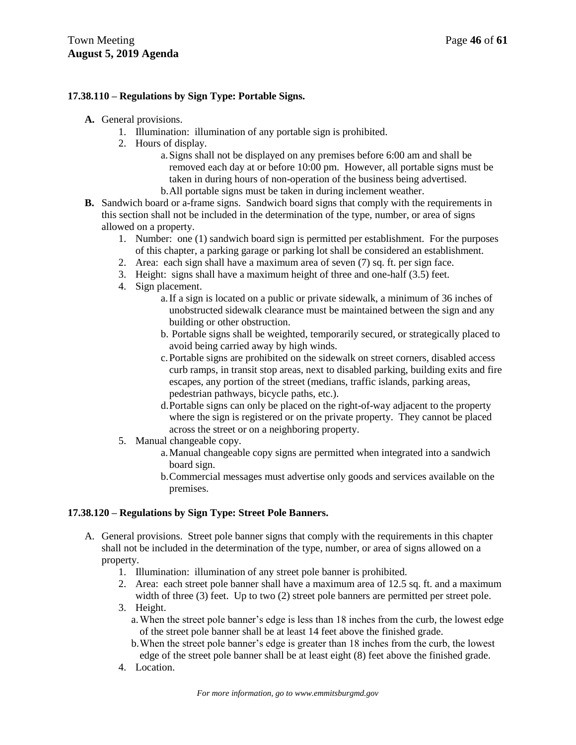**17.38.110 – Regulations by Sign Type: Portable Signs.**

- **A.** General provisions.
    1. Illumination: illumination of any portable sign is prohibited.
    2. Hours of display.
        - a. Signs shall not be displayed on any premises before 6:00 am and shall be removed each day at or before 10:00 pm. However, all portable signs must be taken in during hours of non-operation of the business being advertised.
        - b. All portable signs must be taken in during inclement weather.
- **B.** Sandwich board or a-frame signs. Sandwich board signs that comply with the requirements in this section shall not be included in the determination of the type, number, or area of signs allowed on a property.
    1. Number: one (1) sandwich board sign is permitted per establishment. For the purposes of this chapter, a parking garage or parking lot shall be considered an establishment.
    2. Area: each sign shall have a maximum area of seven (7) sq. ft. per sign face.
    3. Height: signs shall have a maximum height of three and one-half (3.5) feet.
    4. Sign placement.
        - a. If a sign is located on a public or private sidewalk, a minimum of 36 inches of unobstructed sidewalk clearance must be maintained between the sign and any building or other obstruction.
        - b. Portable signs shall be weighted, temporarily secured, or strategically placed to avoid being carried away by high winds.
        - c. Portable signs are prohibited on the sidewalk on street corners, disabled access curb ramps, in transit stop areas, next to disabled parking, building exits and fire escapes, any portion of the street (medians, traffic islands, parking areas, pedestrian pathways, bicycle paths, etc.).
        - d. Portable signs can only be placed on the right-of-way adjacent to the property where the sign is registered or on the private property. They cannot be placed across the street or on a neighboring property.
    5. Manual changeable copy.
        - a. Manual changeable copy signs are permitted when integrated into a sandwich board sign.
        - b. Commercial messages must advertise only goods and services available on the premises.

**17.38.120 – Regulations by Sign Type: Street Pole Banners.**

- A. General provisions. Street pole banner signs that comply with the requirements in this chapter shall not be included in the determination of the type, number, or area of signs allowed on a property.
    1. Illumination: illumination of any street pole banner is prohibited.
    2. Area: each street pole banner shall have a maximum area of 12.5 sq. ft. and a maximum width of three (3) feet. Up to two (2) street pole banners are permitted per street pole.
    3. Height.
        - a. When the street pole banner's edge is less than 18 inches from the curb, the lowest edge of the street pole banner shall be at least 14 feet above the finished grade.
        - b. When the street pole banner's edge is greater than 18 inches from the curb, the lowest edge of the street pole banner shall be at least eight (8) feet above the finished grade.
    4. Location.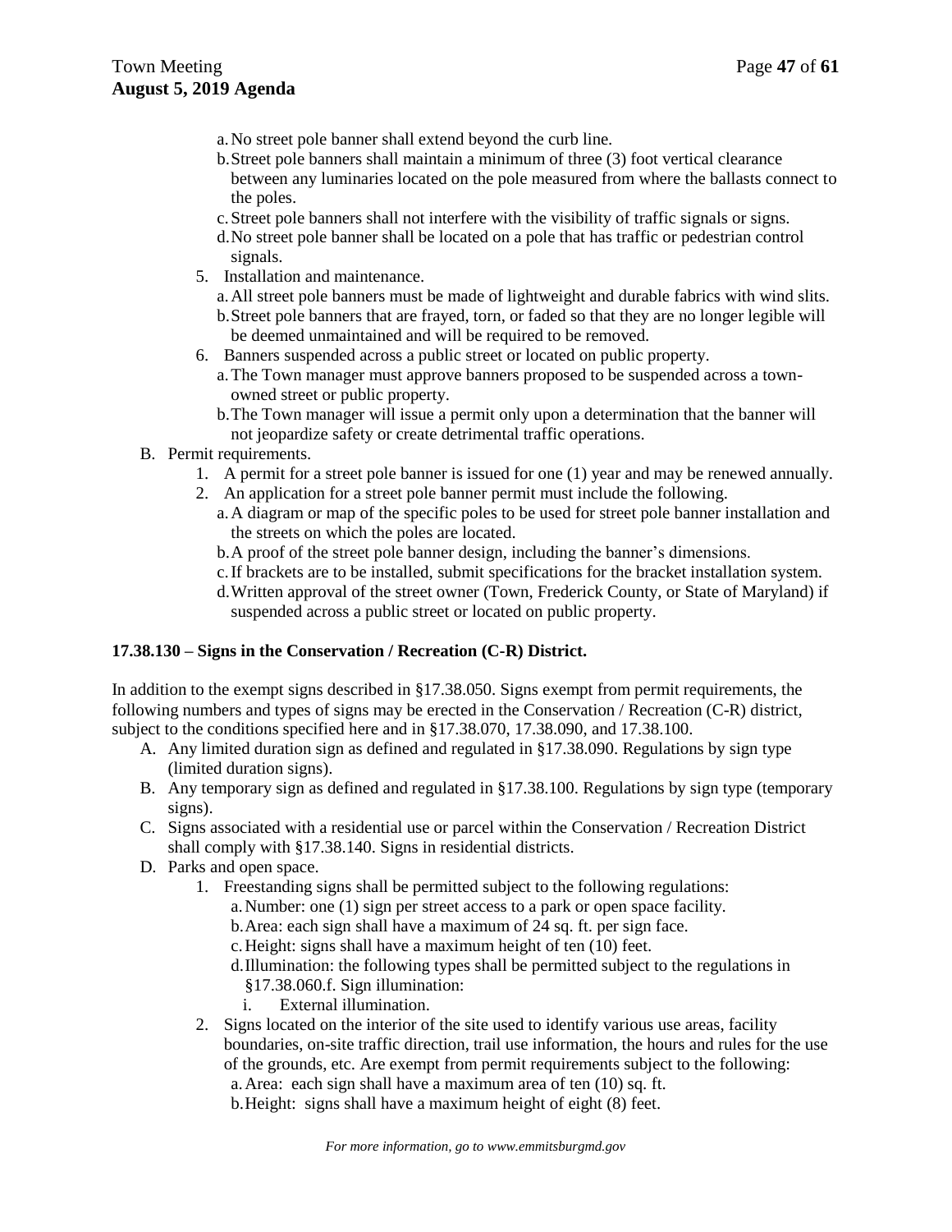a. No street pole banner shall extend beyond the curb line.
b. Street pole banners shall maintain a minimum of three (3) foot vertical clearance between any luminaries located on the pole measured from where the ballasts connect to the poles.
c. Street pole banners shall not interfere with the visibility of traffic signals or signs.
d. No street pole banner shall be located on a pole that has traffic or pedestrian control signals.

5. Installation and maintenance.
   a. All street pole banners must be made of lightweight and durable fabrics with wind slits.
   b. Street pole banners that are frayed, torn, or faded so that they are no longer legible will be deemed unmaintained and will be required to be removed.
6. Banners suspended across a public street or located on public property.
   a. The Town manager must approve banners proposed to be suspended across a town-owned street or public property.
   b. The Town manager will issue a permit only upon a determination that the banner will not jeopardize safety or create detrimental traffic operations.

B. Permit requirements.
   1. A permit for a street pole banner is issued for one (1) year and may be renewed annually.
   2. An application for a street pole banner permit must include the following.
      a. A diagram or map of the specific poles to be used for street pole banner installation and the streets on which the poles are located.
      b. A proof of the street pole banner design, including the banner's dimensions.
      c. If brackets are to be installed, submit specifications for the bracket installation system.
      d. Written approval of the street owner (Town, Frederick County, or State of Maryland) if suspended across a public street or located on public property.

**17.38.130 – Signs in the Conservation / Recreation (C-R) District.**

In addition to the exempt signs described in §17.38.050. Signs exempt from permit requirements, the following numbers and types of signs may be erected in the Conservation / Recreation (C-R) district, subject to the conditions specified here and in §17.38.070, 17.38.090, and 17.38.100.

A. Any limited duration sign as defined and regulated in §17.38.090. Regulations by sign type (limited duration signs).
B. Any temporary sign as defined and regulated in §17.38.100. Regulations by sign type (temporary signs).
C. Signs associated with a residential use or parcel within the Conservation / Recreation District shall comply with §17.38.140. Signs in residential districts.
D. Parks and open space.
   1. Freestanding signs shall be permitted subject to the following regulations:
      a. Number: one (1) sign per street access to a park or open space facility.
      b. Area: each sign shall have a maximum of 24 sq. ft. per sign face.
      c. Height: signs shall have a maximum height of ten (10) feet.
      d. Illumination: the following types shall be permitted subject to the regulations in §17.38.060.f. Sign illumination:
         i. External illumination.
   2. Signs located on the interior of the site used to identify various use areas, facility boundaries, on-site traffic direction, trail use information, the hours and rules for the use of the grounds, etc. Are exempt from permit requirements subject to the following:
      a. Area: each sign shall have a maximum area of ten (10) sq. ft.
      b. Height: signs shall have a maximum height of eight (8) feet.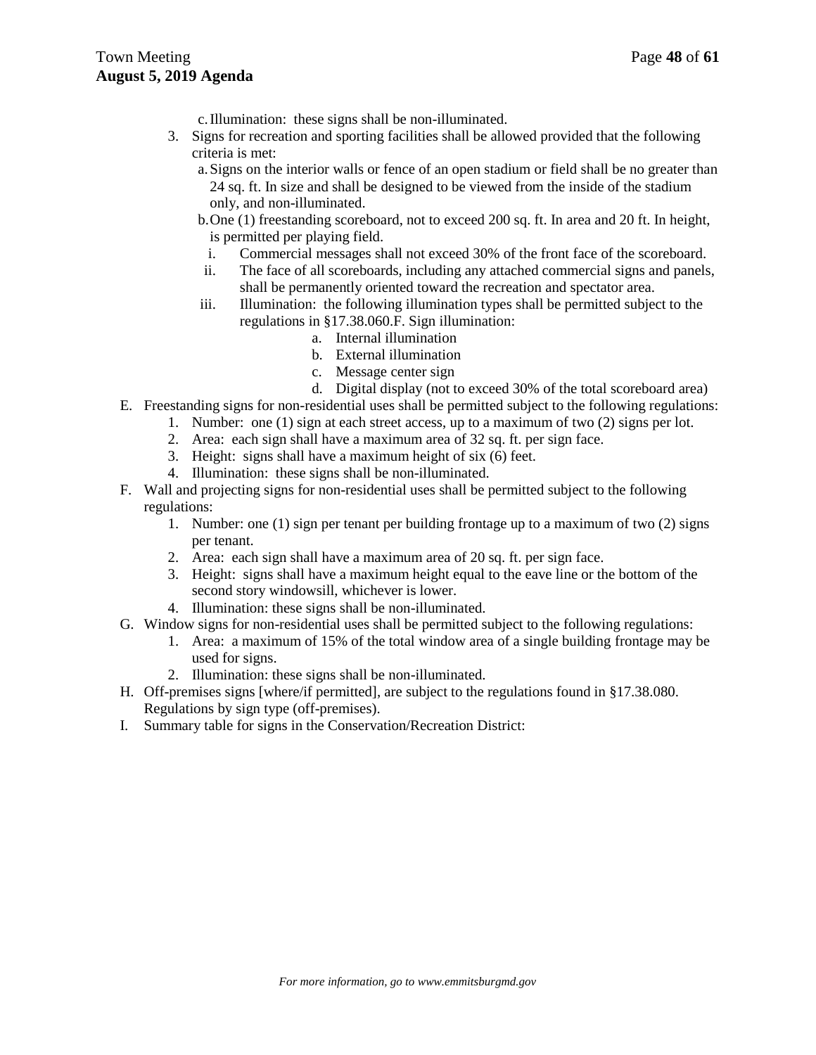c. Illumination: these signs shall be non-illuminated.

3. Signs for recreation and sporting facilities shall be allowed provided that the following criteria is met:
   a. Signs on the interior walls or fence of an open stadium or field shall be no greater than 24 sq. ft. In size and shall be designed to be viewed from the inside of the stadium only, and non-illuminated.
   b. One (1) freestanding scoreboard, not to exceed 200 sq. ft. In area and 20 ft. In height, is permitted per playing field.
      i. Commercial messages shall not exceed 30% of the front face of the scoreboard.
      ii. The face of all scoreboards, including any attached commercial signs and panels, shall be permanently oriented toward the recreation and spectator area.
      iii. Illumination: the following illumination types shall be permitted subject to the regulations in §17.38.060.F. Sign illumination:
         a. Internal illumination
         b. External illumination
         c. Message center sign
         d. Digital display (not to exceed 30% of the total scoreboard area)

E. Freestanding signs for non-residential uses shall be permitted subject to the following regulations:
   1. Number: one (1) sign at each street access, up to a maximum of two (2) signs per lot.
   2. Area: each sign shall have a maximum area of 32 sq. ft. per sign face.
   3. Height: signs shall have a maximum height of six (6) feet.
   4. Illumination: these signs shall be non-illuminated.

F. Wall and projecting signs for non-residential uses shall be permitted subject to the following regulations:
   1. Number: one (1) sign per tenant per building frontage up to a maximum of two (2) signs per tenant.
   2. Area: each sign shall have a maximum area of 20 sq. ft. per sign face.
   3. Height: signs shall have a maximum height equal to the eave line or the bottom of the second story windowsill, whichever is lower.
   4. Illumination: these signs shall be non-illuminated.

G. Window signs for non-residential uses shall be permitted subject to the following regulations:
   1. Area: a maximum of 15% of the total window area of a single building frontage may be used for signs.
   2. Illumination: these signs shall be non-illuminated.

H. Off-premises signs [where/if permitted], are subject to the regulations found in §17.38.080. Regulations by sign type (off-premises).

I. Summary table for signs in the Conservation/Recreation District: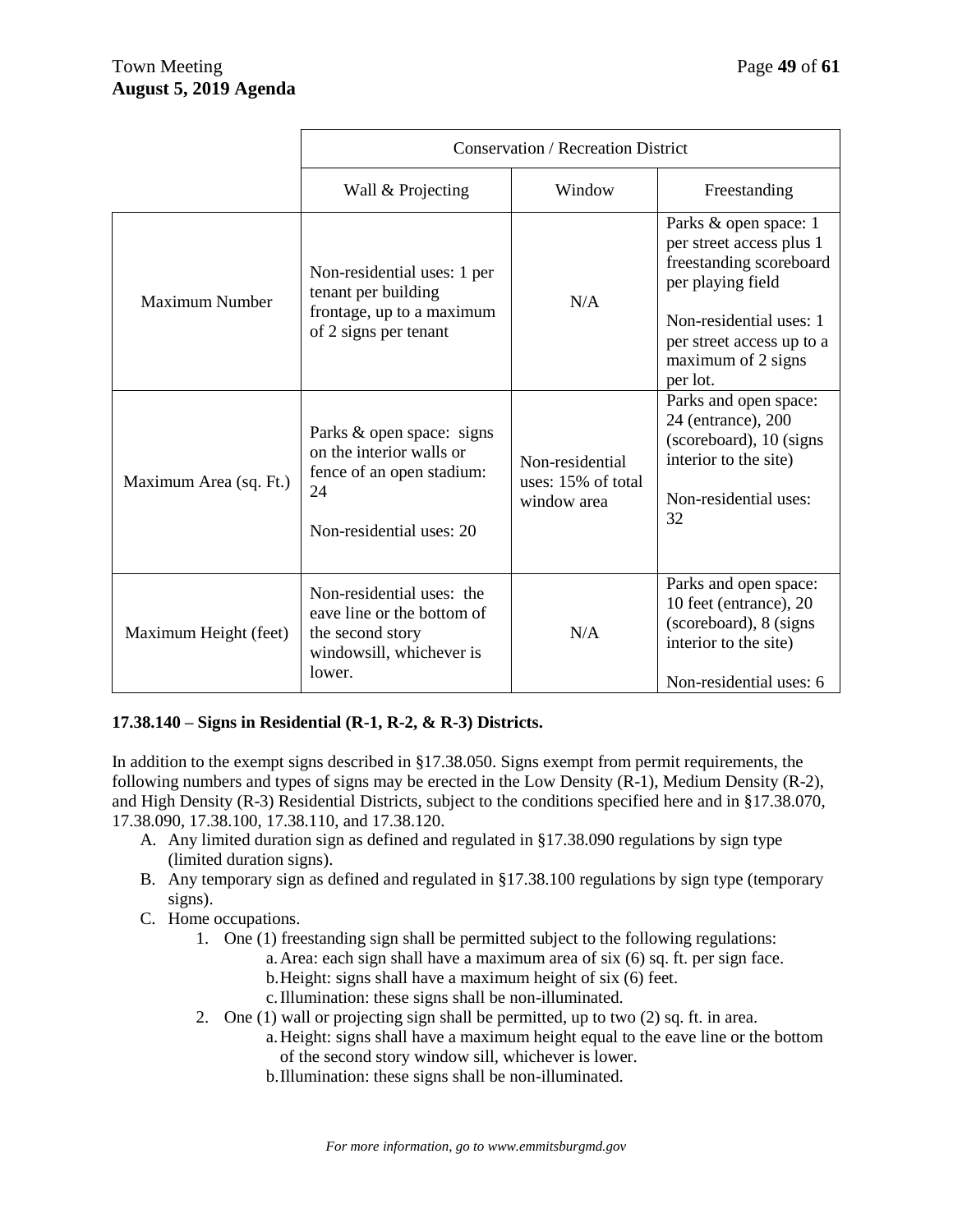| | Conservation / Recreation District | | |
|---|---|---|---|
| | Wall & Projecting | Window | Freestanding |
| Maximum Number | Non-residential uses: 1 per tenant per building frontage, up to a maximum of 2 signs per tenant | N/A | Parks & open space: 1 per street access plus 1 freestanding scoreboard per playing field<br><br>Non-residential uses: 1 per street access up to a maximum of 2 signs per lot. |
| Maximum Area (sq. Ft.) | Parks & open space: signs on the interior walls or fence of an open stadium: 24<br><br>Non-residential uses: 20 | Non-residential uses: 15% of total window area | Parks and open space: 24 (entrance), 200 (scoreboard), 10 (signs interior to the site)<br><br>Non-residential uses: 32 |
| Maximum Height (feet) | Non-residential uses: the eave line or the bottom of the second story windowsill, whichever is lower. | N/A | Parks and open space: 10 feet (entrance), 20 (scoreboard), 8 (signs interior to the site)<br><br>Non-residential uses: 6 |

**17.38.140 – Signs in Residential (R-1, R-2, & R-3) Districts.**

In addition to the exempt signs described in §17.38.050. Signs exempt from permit requirements, the following numbers and types of signs may be erected in the Low Density (R-1), Medium Density (R-2), and High Density (R-3) Residential Districts, subject to the conditions specified here and in §17.38.070, 17.38.090, 17.38.100, 17.38.110, and 17.38.120.

A. Any limited duration sign as defined and regulated in §17.38.090 regulations by sign type (limited duration signs).
B. Any temporary sign as defined and regulated in §17.38.100 regulations by sign type (temporary signs).
C. Home occupations.
    1. One (1) freestanding sign shall be permitted subject to the following regulations:
        a. Area: each sign shall have a maximum area of six (6) sq. ft. per sign face.
        b. Height: signs shall have a maximum height of six (6) feet.
        c. Illumination: these signs shall be non-illuminated.
    2. One (1) wall or projecting sign shall be permitted, up to two (2) sq. ft. in area.
        a. Height: signs shall have a maximum height equal to the eave line or the bottom of the second story window sill, whichever is lower.
        b. Illumination: these signs shall be non-illuminated.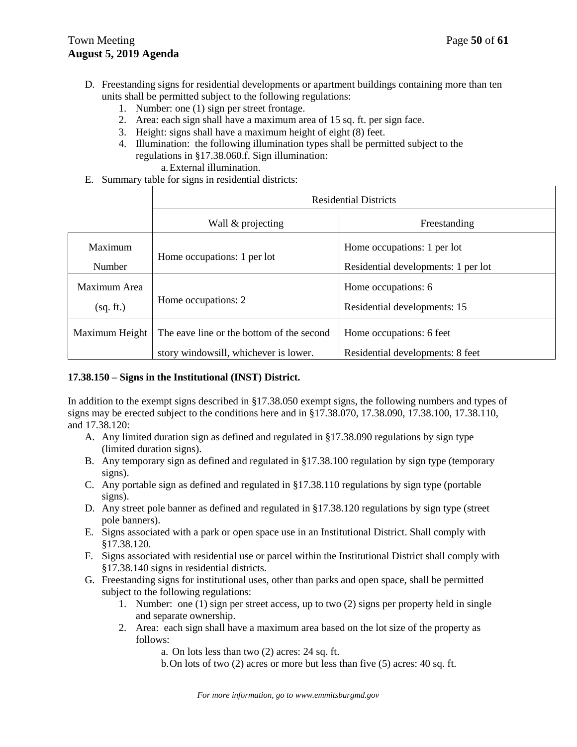D. Freestanding signs for residential developments or apartment buildings containing more than ten units shall be permitted subject to the following regulations:
   1. Number: one (1) sign per street frontage.
   2. Area: each sign shall have a maximum area of 15 sq. ft. per sign face.
   3. Height: signs shall have a maximum height of eight (8) feet.
   4. Illumination: the following illumination types shall be permitted subject to the regulations in §17.38.060.f. Sign illumination:
      a. External illumination.

E. Summary table for signs in residential districts:

| | Residential Districts | |
|---|---|---|
| | Wall & projecting | Freestanding |
| Maximum Number | Home occupations: 1 per lot | Home occupations: 1 per lot<br>Residential developments: 1 per lot |
| Maximum Area (sq. ft.) | Home occupations: 2 | Home occupations: 6<br>Residential developments: 15 |
| Maximum Height | The eave line or the bottom of the second story windowsill, whichever is lower. | Home occupations: 6 feet<br>Residential developments: 8 feet |

**17.38.150 – Signs in the Institutional (INST) District.**

In addition to the exempt signs described in §17.38.050 exempt signs, the following numbers and types of signs may be erected subject to the conditions here and in §17.38.070, 17.38.090, 17.38.100, 17.38.110, and 17.38.120:

A. Any limited duration sign as defined and regulated in §17.38.090 regulations by sign type (limited duration signs).

B. Any temporary sign as defined and regulated in §17.38.100 regulation by sign type (temporary signs).

C. Any portable sign as defined and regulated in §17.38.110 regulations by sign type (portable signs).

D. Any street pole banner as defined and regulated in §17.38.120 regulations by sign type (street pole banners).

E. Signs associated with a park or open space use in an Institutional District. Shall comply with §17.38.120.

F. Signs associated with residential use or parcel within the Institutional District shall comply with §17.38.140 signs in residential districts.

G. Freestanding signs for institutional uses, other than parks and open space, shall be permitted subject to the following regulations:
   1. Number: one (1) sign per street access, up to two (2) signs per property held in single and separate ownership.
   2. Area: each sign shall have a maximum area based on the lot size of the property as follows:
      a. On lots less than two (2) acres: 24 sq. ft.
      b. On lots of two (2) acres or more but less than five (5) acres: 40 sq. ft.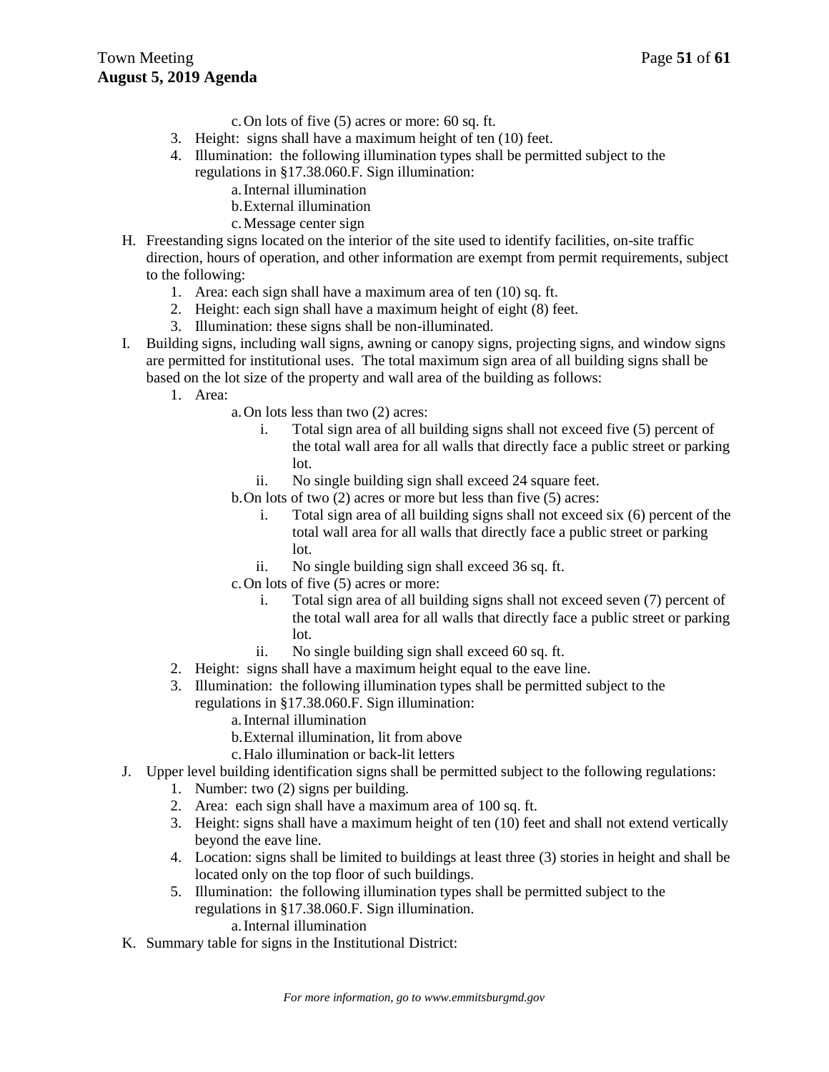c. On lots of five (5) acres or more: 60 sq. ft.

3. Height: signs shall have a maximum height of ten (10) feet.
4. Illumination: the following illumination types shall be permitted subject to the regulations in §17.38.060.F. Sign illumination:
    a. Internal illumination
    b. External illumination
    c. Message center sign

H. Freestanding signs located on the interior of the site used to identify facilities, on-site traffic direction, hours of operation, and other information are exempt from permit requirements, subject to the following:
    1. Area: each sign shall have a maximum area of ten (10) sq. ft.
    2. Height: each sign shall have a maximum height of eight (8) feet.
    3. Illumination: these signs shall be non-illuminated.

I. Building signs, including wall signs, awning or canopy signs, projecting signs, and window signs are permitted for institutional uses. The total maximum sign area of all building signs shall be based on the lot size of the property and wall area of the building as follows:
    1. Area:
        a. On lots less than two (2) acres:
            i. Total sign area of all building signs shall not exceed five (5) percent of the total wall area for all walls that directly face a public street or parking lot.
            ii. No single building sign shall exceed 24 square feet.
        b. On lots of two (2) acres or more but less than five (5) acres:
            i. Total sign area of all building signs shall not exceed six (6) percent of the total wall area for all walls that directly face a public street or parking lot.
            ii. No single building sign shall exceed 36 sq. ft.
        c. On lots of five (5) acres or more:
            i. Total sign area of all building signs shall not exceed seven (7) percent of the total wall area for all walls that directly face a public street or parking lot.
            ii. No single building sign shall exceed 60 sq. ft.
    2. Height: signs shall have a maximum height equal to the eave line.
    3. Illumination: the following illumination types shall be permitted subject to the regulations in §17.38.060.F. Sign illumination:
        a. Internal illumination
        b. External illumination, lit from above
        c. Halo illumination or back-lit letters

J. Upper level building identification signs shall be permitted subject to the following regulations:
    1. Number: two (2) signs per building.
    2. Area: each sign shall have a maximum area of 100 sq. ft.
    3. Height: signs shall have a maximum height of ten (10) feet and shall not extend vertically beyond the eave line.
    4. Location: signs shall be limited to buildings at least three (3) stories in height and shall be located only on the top floor of such buildings.
    5. Illumination: the following illumination types shall be permitted subject to the regulations in §17.38.060.F. Sign illumination.
        a. Internal illumination

K. Summary table for signs in the Institutional District: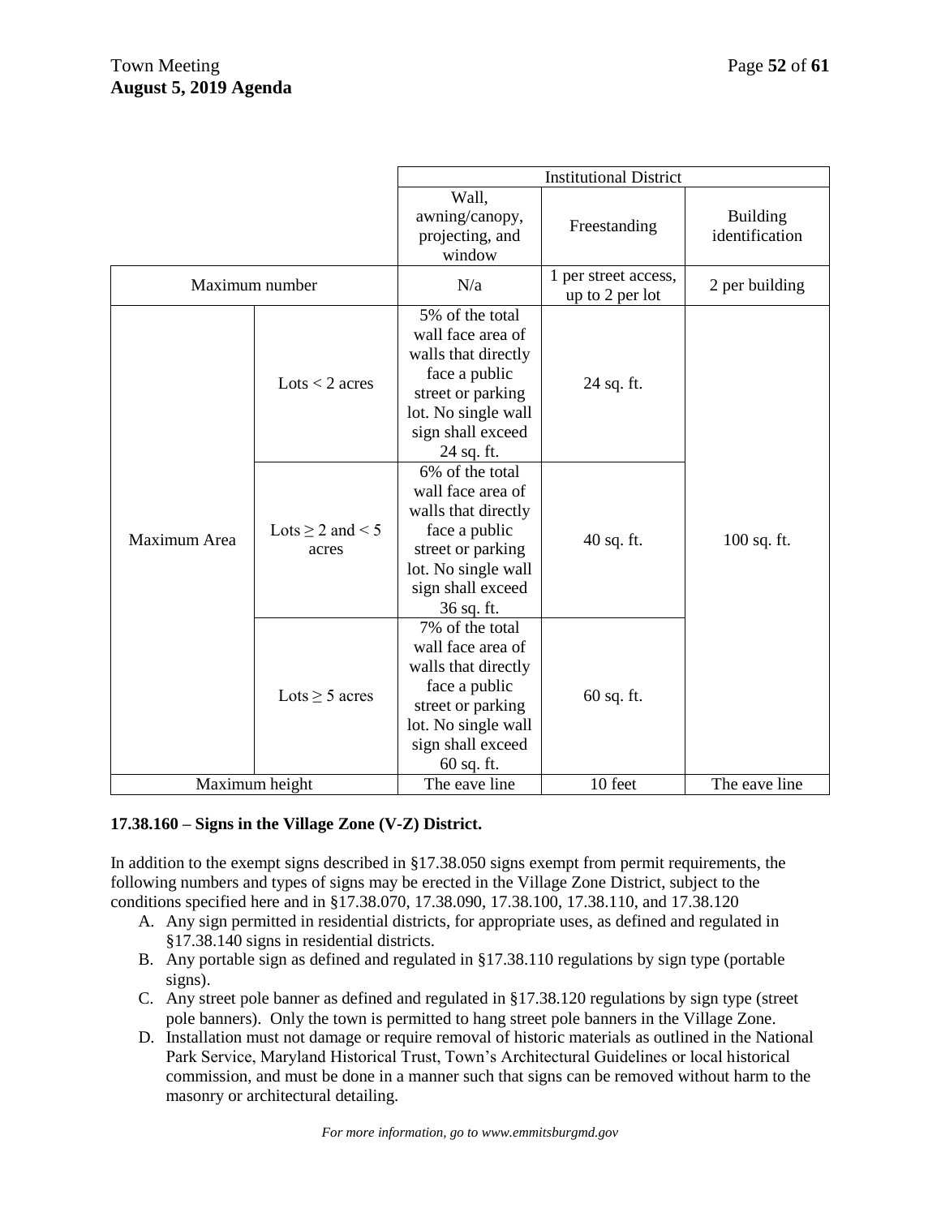| | | Institutional District | | |
|---|---|---|---|---|
| | | Wall, awning/canopy, projecting, and window | Freestanding | Building identification |
| Maximum number | | N/a | 1 per street access, up to 2 per lot | 2 per building |
| Maximum Area | Lots < 2 acres | 5% of the total wall face area of walls that directly face a public street or parking lot. No single wall sign shall exceed 24 sq. ft. | 24 sq. ft. | 100 sq. ft. |
| | Lots ≥ 2 and < 5 acres | 6% of the total wall face area of walls that directly face a public street or parking lot. No single wall sign shall exceed 36 sq. ft. | 40 sq. ft. | |
| | Lots ≥ 5 acres | 7% of the total wall face area of walls that directly face a public street or parking lot. No single wall sign shall exceed 60 sq. ft. | 60 sq. ft. | |
| Maximum height | | The eave line | 10 feet | The eave line |

**17.38.160 – Signs in the Village Zone (V-Z) District.**

In addition to the exempt signs described in §17.38.050 signs exempt from permit requirements, the following numbers and types of signs may be erected in the Village Zone District, subject to the conditions specified here and in §17.38.070, 17.38.090, 17.38.100, 17.38.110, and 17.38.120

A. Any sign permitted in residential districts, for appropriate uses, as defined and regulated in §17.38.140 signs in residential districts.
B. Any portable sign as defined and regulated in §17.38.110 regulations by sign type (portable signs).
C. Any street pole banner as defined and regulated in §17.38.120 regulations by sign type (street pole banners). Only the town is permitted to hang street pole banners in the Village Zone.
D. Installation must not damage or require removal of historic materials as outlined in the National Park Service, Maryland Historical Trust, Town's Architectural Guidelines or local historical commission, and must be done in a manner such that signs can be removed without harm to the masonry or architectural detailing.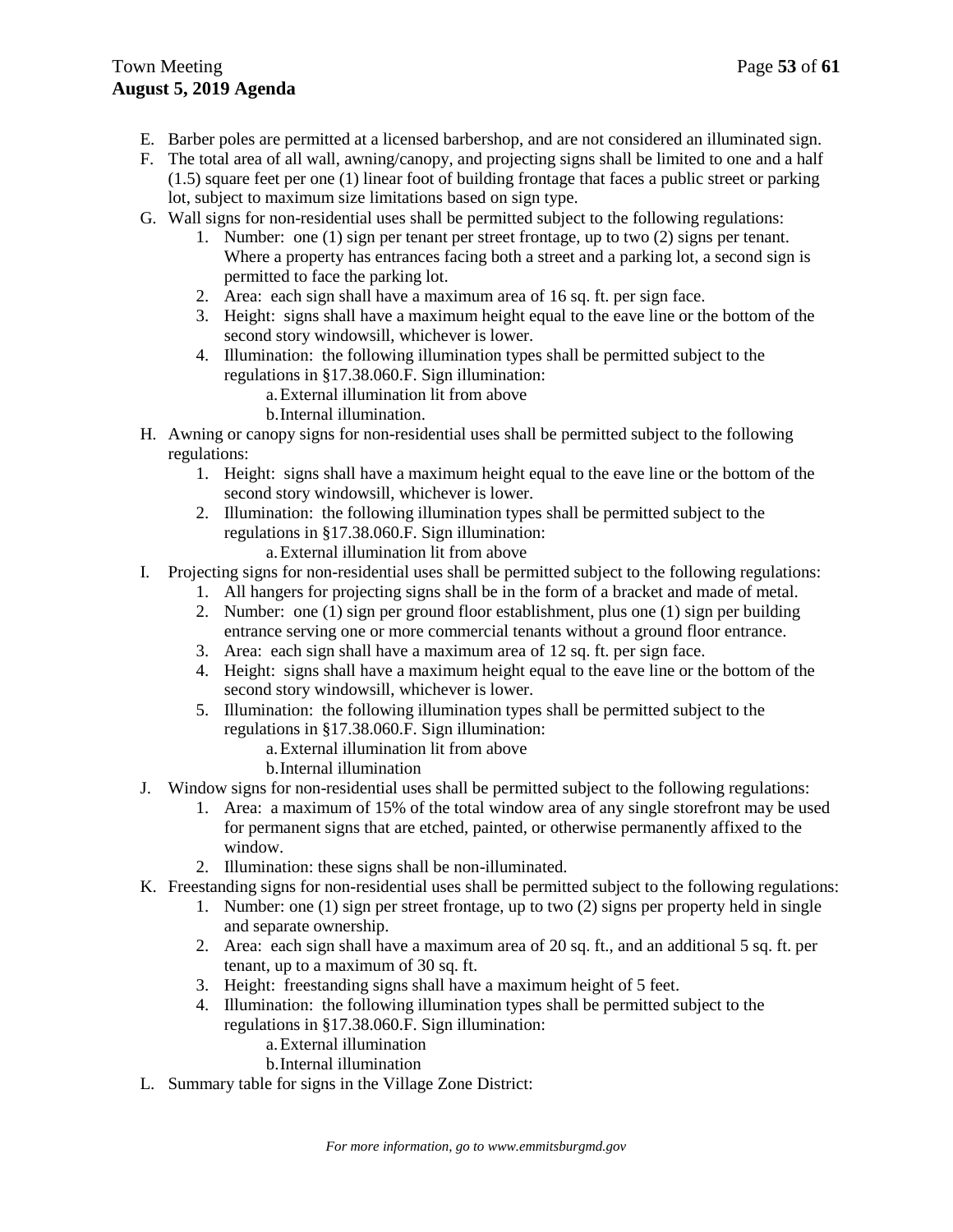E. Barber poles are permitted at a licensed barbershop, and are not considered an illuminated sign.

F. The total area of all wall, awning/canopy, and projecting signs shall be limited to one and a half (1.5) square feet per one (1) linear foot of building frontage that faces a public street or parking lot, subject to maximum size limitations based on sign type.

G. Wall signs for non-residential uses shall be permitted subject to the following regulations:

   1. Number: one (1) sign per tenant per street frontage, up to two (2) signs per tenant. Where a property has entrances facing both a street and a parking lot, a second sign is permitted to face the parking lot.
   2. Area: each sign shall have a maximum area of 16 sq. ft. per sign face.
   3. Height: signs shall have a maximum height equal to the eave line or the bottom of the second story windowsill, whichever is lower.
   4. Illumination: the following illumination types shall be permitted subject to the regulations in §17.38.060.F. Sign illumination:
      a. External illumination lit from above
      b. Internal illumination.

H. Awning or canopy signs for non-residential uses shall be permitted subject to the following regulations:

   1. Height: signs shall have a maximum height equal to the eave line or the bottom of the second story windowsill, whichever is lower.
   2. Illumination: the following illumination types shall be permitted subject to the regulations in §17.38.060.F. Sign illumination:
      a. External illumination lit from above

I. Projecting signs for non-residential uses shall be permitted subject to the following regulations:

   1. All hangers for projecting signs shall be in the form of a bracket and made of metal.
   2. Number: one (1) sign per ground floor establishment, plus one (1) sign per building entrance serving one or more commercial tenants without a ground floor entrance.
   3. Area: each sign shall have a maximum area of 12 sq. ft. per sign face.
   4. Height: signs shall have a maximum height equal to the eave line or the bottom of the second story windowsill, whichever is lower.
   5. Illumination: the following illumination types shall be permitted subject to the regulations in §17.38.060.F. Sign illumination:
      a. External illumination lit from above
      b. Internal illumination

J. Window signs for non-residential uses shall be permitted subject to the following regulations:

   1. Area: a maximum of 15% of the total window area of any single storefront may be used for permanent signs that are etched, painted, or otherwise permanently affixed to the window.
   2. Illumination: these signs shall be non-illuminated.

K. Freestanding signs for non-residential uses shall be permitted subject to the following regulations:

   1. Number: one (1) sign per street frontage, up to two (2) signs per property held in single and separate ownership.
   2. Area: each sign shall have a maximum area of 20 sq. ft., and an additional 5 sq. ft. per tenant, up to a maximum of 30 sq. ft.
   3. Height: freestanding signs shall have a maximum height of 5 feet.
   4. Illumination: the following illumination types shall be permitted subject to the regulations in §17.38.060.F. Sign illumination:
      a. External illumination
      b. Internal illumination

L. Summary table for signs in the Village Zone District: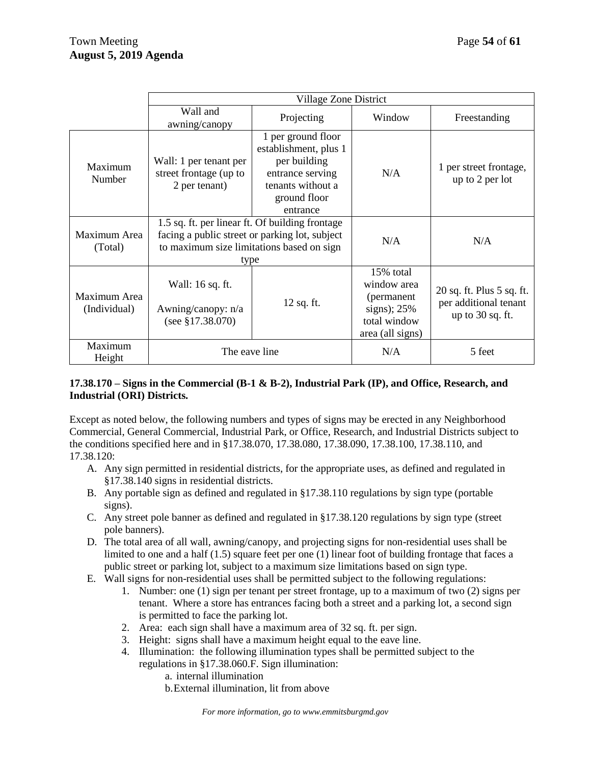| | Village Zone District | | | |
|---|---|---|---|---|
| | Wall and awning/canopy | Projecting | Window | Freestanding |
| Maximum Number | Wall: 1 per tenant per street frontage (up to 2 per tenant) | 1 per ground floor establishment, plus 1 per building entrance serving tenants without a ground floor entrance | N/A | 1 per street frontage, up to 2 per lot |
| Maximum Area (Total) | 1.5 sq. ft. per linear ft. Of building frontage facing a public street or parking lot, subject to maximum size limitations based on sign type | | N/A | N/A |
| Maximum Area (Individual) | Wall: 16 sq. ft.<br>Awning/canopy: n/a (see §17.38.070) | 12 sq. ft. | 15% total window area (permanent signs); 25% total window area (all signs) | 20 sq. ft. Plus 5 sq. ft. per additional tenant up to 30 sq. ft. |
| Maximum Height | The eave line | | N/A | 5 feet |

**17.38.170 – Signs in the Commercial (B-1 & B-2), Industrial Park (IP), and Office, Research, and Industrial (ORI) Districts.**

Except as noted below, the following numbers and types of signs may be erected in any Neighborhood Commercial, General Commercial, Industrial Park, or Office, Research, and Industrial Districts subject to the conditions specified here and in §17.38.070, 17.38.080, 17.38.090, 17.38.100, 17.38.110, and 17.38.120:

A. Any sign permitted in residential districts, for the appropriate uses, as defined and regulated in §17.38.140 signs in residential districts.
B. Any portable sign as defined and regulated in §17.38.110 regulations by sign type (portable signs).
C. Any street pole banner as defined and regulated in §17.38.120 regulations by sign type (street pole banners).
D. The total area of all wall, awning/canopy, and projecting signs for non-residential uses shall be limited to one and a half (1.5) square feet per one (1) linear foot of building frontage that faces a public street or parking lot, subject to a maximum size limitations based on sign type.
E. Wall signs for non-residential uses shall be permitted subject to the following regulations:
    1. Number: one (1) sign per tenant per street frontage, up to a maximum of two (2) signs per tenant. Where a store has entrances facing both a street and a parking lot, a second sign is permitted to face the parking lot.
    2. Area: each sign shall have a maximum area of 32 sq. ft. per sign.
    3. Height: signs shall have a maximum height equal to the eave line.
    4. Illumination: the following illumination types shall be permitted subject to the regulations in §17.38.060.F. Sign illumination:
        a. internal illumination
        b. External illumination, lit from above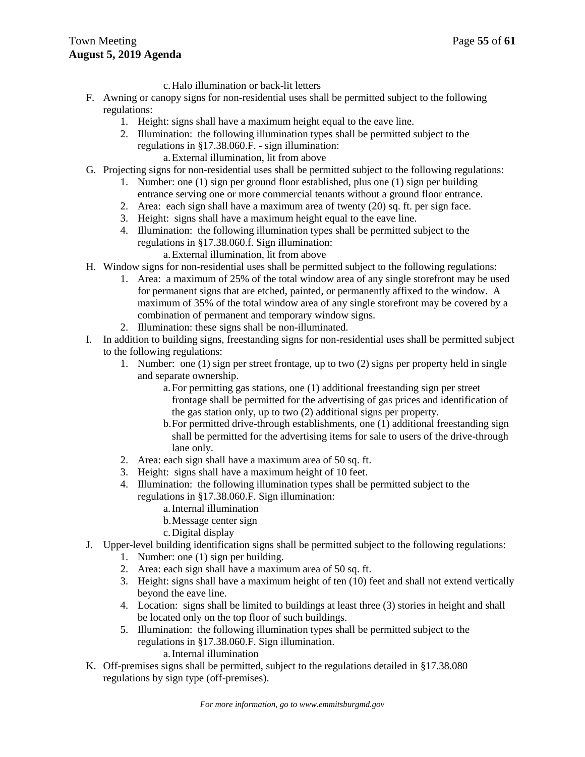c. Halo illumination or back-lit letters

F. Awning or canopy signs for non-residential uses shall be permitted subject to the following regulations:
   1. Height: signs shall have a maximum height equal to the eave line.
   2. Illumination: the following illumination types shall be permitted subject to the regulations in §17.38.060.F. - sign illumination:
      a. External illumination, lit from above

G. Projecting signs for non-residential uses shall be permitted subject to the following regulations:
   1. Number: one (1) sign per ground floor established, plus one (1) sign per building entrance serving one or more commercial tenants without a ground floor entrance.
   2. Area: each sign shall have a maximum area of twenty (20) sq. ft. per sign face.
   3. Height: signs shall have a maximum height equal to the eave line.
   4. Illumination: the following illumination types shall be permitted subject to the regulations in §17.38.060.f. Sign illumination:
      a. External illumination, lit from above

H. Window signs for non-residential uses shall be permitted subject to the following regulations:
   1. Area: a maximum of 25% of the total window area of any single storefront may be used for permanent signs that are etched, painted, or permanently affixed to the window. A maximum of 35% of the total window area of any single storefront may be covered by a combination of permanent and temporary window signs.
   2. Illumination: these signs shall be non-illuminated.

I. In addition to building signs, freestanding signs for non-residential uses shall be permitted subject to the following regulations:
   1. Number: one (1) sign per street frontage, up to two (2) signs per property held in single and separate ownership.
      a. For permitting gas stations, one (1) additional freestanding sign per street frontage shall be permitted for the advertising of gas prices and identification of the gas station only, up to two (2) additional signs per property.
      b. For permitted drive-through establishments, one (1) additional freestanding sign shall be permitted for the advertising items for sale to users of the drive-through lane only.
   2. Area: each sign shall have a maximum area of 50 sq. ft.
   3. Height: signs shall have a maximum height of 10 feet.
   4. Illumination: the following illumination types shall be permitted subject to the regulations in §17.38.060.F. Sign illumination:
      a. Internal illumination
      b. Message center sign
      c. Digital display

J. Upper-level building identification signs shall be permitted subject to the following regulations:
   1. Number: one (1) sign per building.
   2. Area: each sign shall have a maximum area of 50 sq. ft.
   3. Height: signs shall have a maximum height of ten (10) feet and shall not extend vertically beyond the eave line.
   4. Location: signs shall be limited to buildings at least three (3) stories in height and shall be located only on the top floor of such buildings.
   5. Illumination: the following illumination types shall be permitted subject to the regulations in §17.38.060.F. Sign illumination.
      a. Internal illumination

K. Off-premises signs shall be permitted, subject to the regulations detailed in §17.38.080 regulations by sign type (off-premises).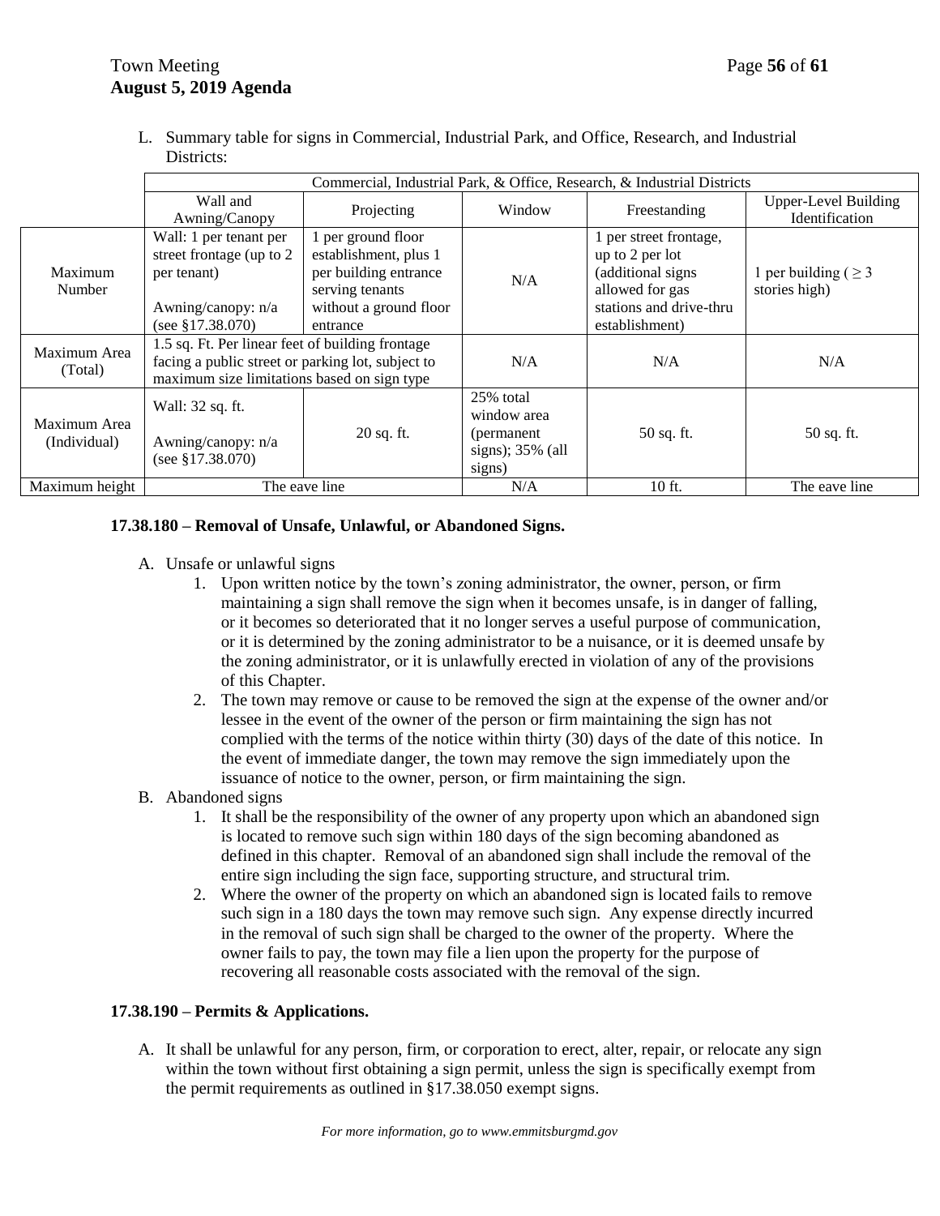L. Summary table for signs in Commercial, Industrial Park, and Office, Research, and Industrial Districts:

| | Commercial, Industrial Park, & Office, Research, & Industrial Districts | | | | |
|---|---|---|---|---|---|
| | Wall and Awning/Canopy | Projecting | Window | Freestanding | Upper-Level Building Identification |
| Maximum Number | Wall: 1 per tenant per street frontage (up to 2 per tenant)<br><br>Awning/canopy: n/a (see §17.38.070) | 1 per ground floor establishment, plus 1 per building entrance serving tenants without a ground floor entrance | N/A | 1 per street frontage, up to 2 per lot (additional signs allowed for gas stations and drive-thru establishment) | 1 per building ($\geq 3$ stories high) |
| Maximum Area (Total) | 1.5 sq. Ft. Per linear feet of building frontage facing a public street or parking lot, subject to maximum size limitations based on sign type | | N/A | N/A | N/A |
| Maximum Area (Individual) | Wall: 32 sq. ft.<br><br>Awning/canopy: n/a (see §17.38.070) | 20 sq. ft. | 25% total window area (permanent signs); 35% (all signs) | 50 sq. ft. | 50 sq. ft. |
| Maximum height | The eave line | | N/A | 10 ft. | The eave line |

**17.38.180 – Removal of Unsafe, Unlawful, or Abandoned Signs.**

A. Unsafe or unlawful signs
   1. Upon written notice by the town's zoning administrator, the owner, person, or firm maintaining a sign shall remove the sign when it becomes unsafe, is in danger of falling, or it becomes so deteriorated that it no longer serves a useful purpose of communication, or it is determined by the zoning administrator to be a nuisance, or it is deemed unsafe by the zoning administrator, or it is unlawfully erected in violation of any of the provisions of this Chapter.
   2. The town may remove or cause to be removed the sign at the expense of the owner and/or lessee in the event of the owner of the person or firm maintaining the sign has not complied with the terms of the notice within thirty (30) days of the date of this notice. In the event of immediate danger, the town may remove the sign immediately upon the issuance of notice to the owner, person, or firm maintaining the sign.

B. Abandoned signs
   1. It shall be the responsibility of the owner of any property upon which an abandoned sign is located to remove such sign within 180 days of the sign becoming abandoned as defined in this chapter. Removal of an abandoned sign shall include the removal of the entire sign including the sign face, supporting structure, and structural trim.
   2. Where the owner of the property on which an abandoned sign is located fails to remove such sign in a 180 days the town may remove such sign. Any expense directly incurred in the removal of such sign shall be charged to the owner of the property. Where the owner fails to pay, the town may file a lien upon the property for the purpose of recovering all reasonable costs associated with the removal of the sign.

**17.38.190 – Permits & Applications.**

A. It shall be unlawful for any person, firm, or corporation to erect, alter, repair, or relocate any sign within the town without first obtaining a sign permit, unless the sign is specifically exempt from the permit requirements as outlined in §17.38.050 exempt signs.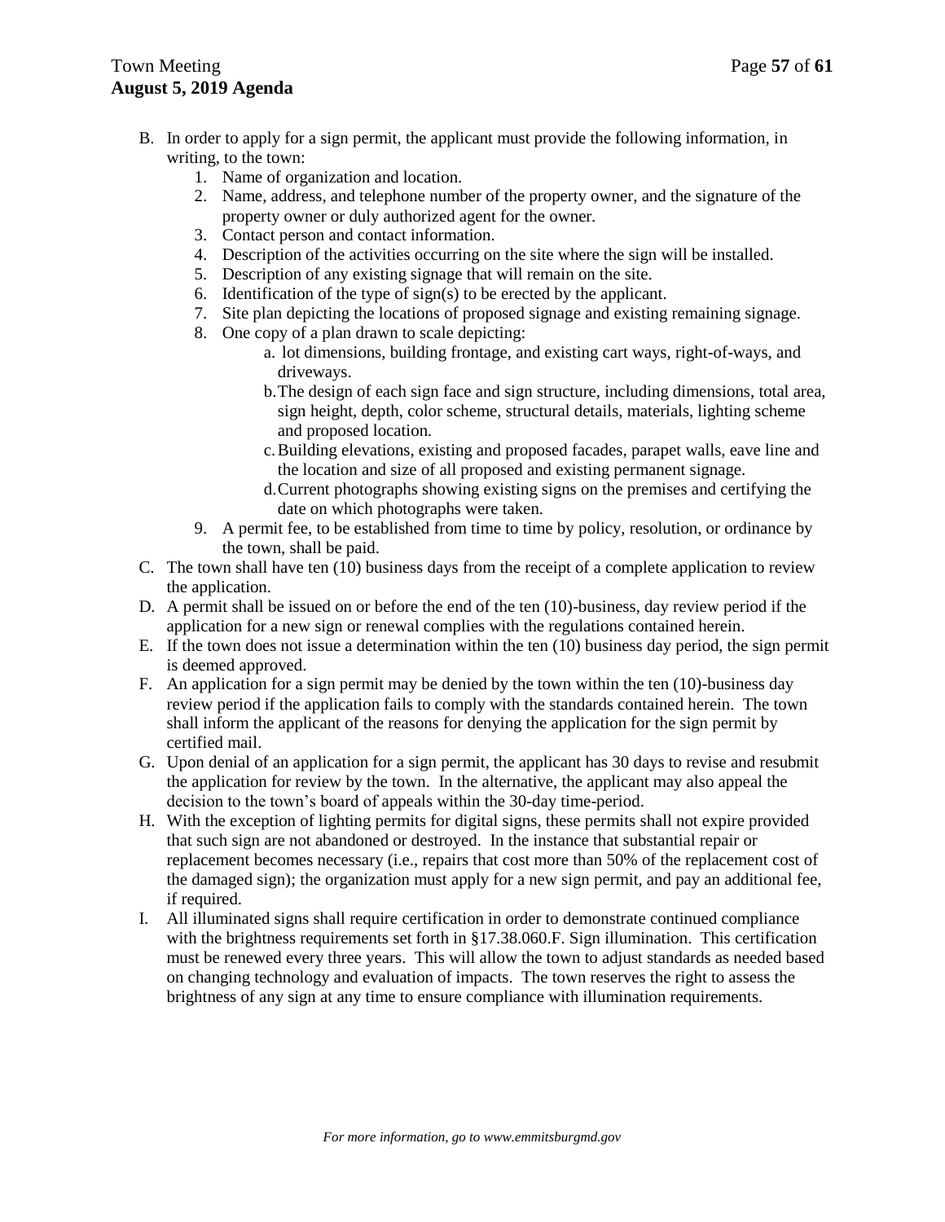B. In order to apply for a sign permit, the applicant must provide the following information, in writing, to the town:
   1. Name of organization and location.
   2. Name, address, and telephone number of the property owner, and the signature of the property owner or duly authorized agent for the owner.
   3. Contact person and contact information.
   4. Description of the activities occurring on the site where the sign will be installed.
   5. Description of any existing signage that will remain on the site.
   6. Identification of the type of sign(s) to be erected by the applicant.
   7. Site plan depicting the locations of proposed signage and existing remaining signage.
   8. One copy of a plan drawn to scale depicting:
      a. lot dimensions, building frontage, and existing cart ways, right-of-ways, and driveways.
      b. The design of each sign face and sign structure, including dimensions, total area, sign height, depth, color scheme, structural details, materials, lighting scheme and proposed location.
      c. Building elevations, existing and proposed facades, parapet walls, eave line and the location and size of all proposed and existing permanent signage.
      d. Current photographs showing existing signs on the premises and certifying the date on which photographs were taken.
   9. A permit fee, to be established from time to time by policy, resolution, or ordinance by the town, shall be paid.

C. The town shall have ten (10) business days from the receipt of a complete application to review the application.

D. A permit shall be issued on or before the end of the ten (10)-business, day review period if the application for a new sign or renewal complies with the regulations contained herein.

E. If the town does not issue a determination within the ten (10) business day period, the sign permit is deemed approved.

F. An application for a sign permit may be denied by the town within the ten (10)-business day review period if the application fails to comply with the standards contained herein. The town shall inform the applicant of the reasons for denying the application for the sign permit by certified mail.

G. Upon denial of an application for a sign permit, the applicant has 30 days to revise and resubmit the application for review by the town. In the alternative, the applicant may also appeal the decision to the town's board of appeals within the 30-day time-period.

H. With the exception of lighting permits for digital signs, these permits shall not expire provided that such sign are not abandoned or destroyed. In the instance that substantial repair or replacement becomes necessary (i.e., repairs that cost more than 50% of the replacement cost of the damaged sign); the organization must apply for a new sign permit, and pay an additional fee, if required.

I. All illuminated signs shall require certification in order to demonstrate continued compliance with the brightness requirements set forth in §17.38.060.F. Sign illumination. This certification must be renewed every three years. This will allow the town to adjust standards as needed based on changing technology and evaluation of impacts. The town reserves the right to assess the brightness of any sign at any time to ensure compliance with illumination requirements.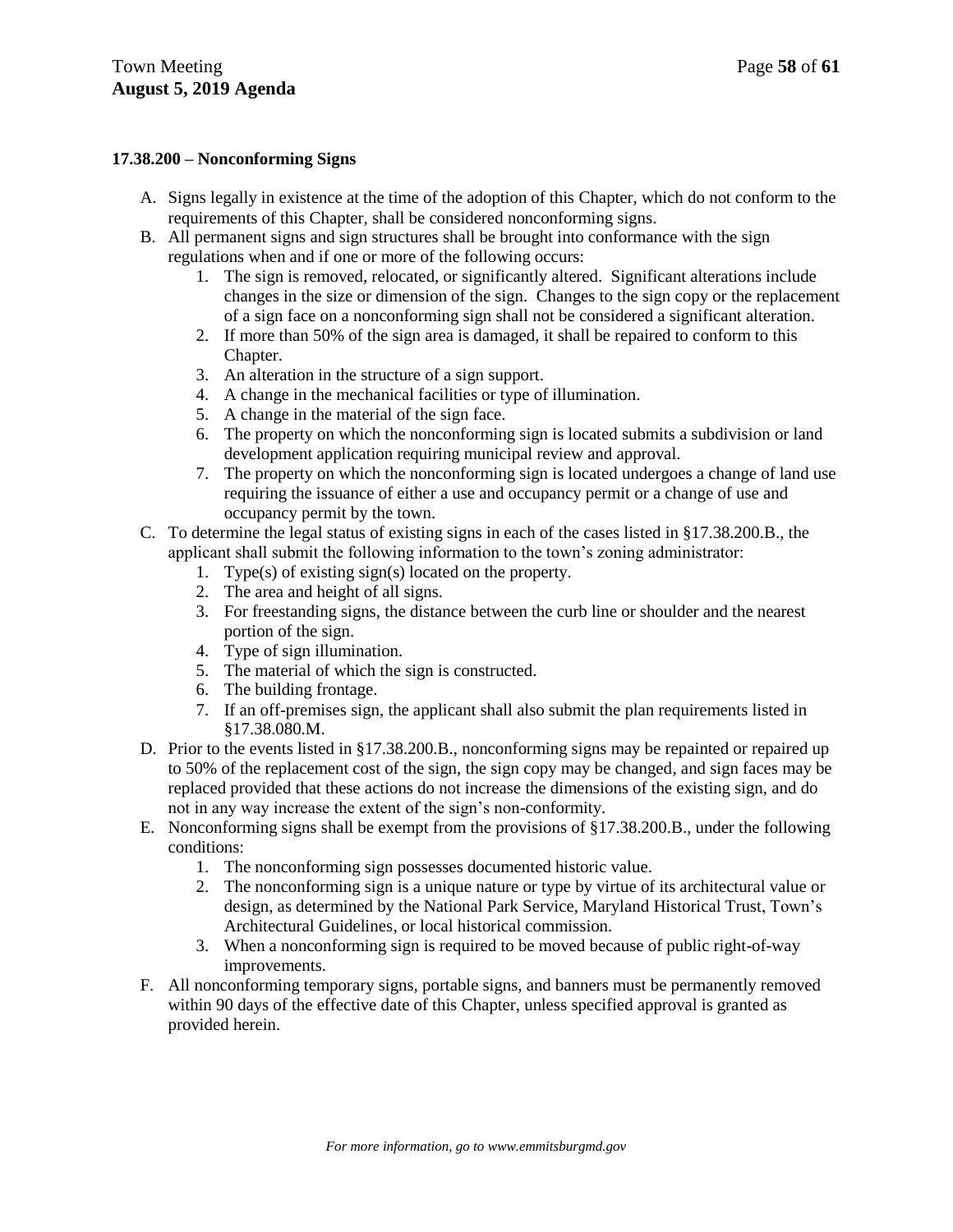**17.38.200 – Nonconforming Signs**

A. Signs legally in existence at the time of the adoption of this Chapter, which do not conform to the requirements of this Chapter, shall be considered nonconforming signs.

B. All permanent signs and sign structures shall be brought into conformance with the sign regulations when and if one or more of the following occurs:
   1. The sign is removed, relocated, or significantly altered. Significant alterations include changes in the size or dimension of the sign. Changes to the sign copy or the replacement of a sign face on a nonconforming sign shall not be considered a significant alteration.
   2. If more than 50% of the sign area is damaged, it shall be repaired to conform to this Chapter.
   3. An alteration in the structure of a sign support.
   4. A change in the mechanical facilities or type of illumination.
   5. A change in the material of the sign face.
   6. The property on which the nonconforming sign is located submits a subdivision or land development application requiring municipal review and approval.
   7. The property on which the nonconforming sign is located undergoes a change of land use requiring the issuance of either a use and occupancy permit or a change of use and occupancy permit by the town.

C. To determine the legal status of existing signs in each of the cases listed in §17.38.200.B., the applicant shall submit the following information to the town's zoning administrator:
   1. Type(s) of existing sign(s) located on the property.
   2. The area and height of all signs.
   3. For freestanding signs, the distance between the curb line or shoulder and the nearest portion of the sign.
   4. Type of sign illumination.
   5. The material of which the sign is constructed.
   6. The building frontage.
   7. If an off-premises sign, the applicant shall also submit the plan requirements listed in §17.38.080.M.

D. Prior to the events listed in §17.38.200.B., nonconforming signs may be repainted or repaired up to 50% of the replacement cost of the sign, the sign copy may be changed, and sign faces may be replaced provided that these actions do not increase the dimensions of the existing sign, and do not in any way increase the extent of the sign's non-conformity.

E. Nonconforming signs shall be exempt from the provisions of §17.38.200.B., under the following conditions:
   1. The nonconforming sign possesses documented historic value.
   2. The nonconforming sign is a unique nature or type by virtue of its architectural value or design, as determined by the National Park Service, Maryland Historical Trust, Town's Architectural Guidelines, or local historical commission.
   3. When a nonconforming sign is required to be moved because of public right-of-way improvements.

F. All nonconforming temporary signs, portable signs, and banners must be permanently removed within 90 days of the effective date of this Chapter, unless specified approval is granted as provided herein.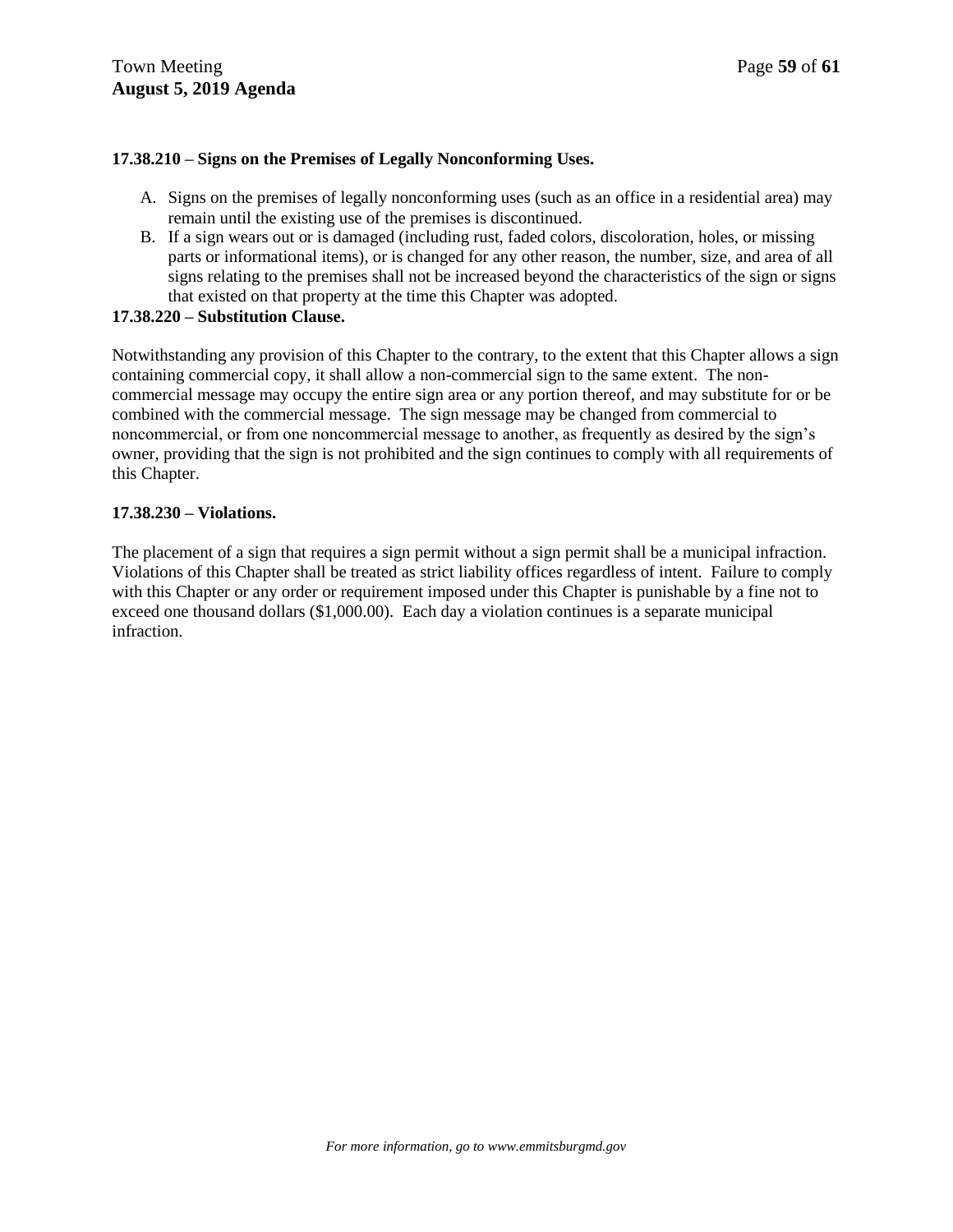**17.38.210 – Signs on the Premises of Legally Nonconforming Uses.**

A. Signs on the premises of legally nonconforming uses (such as an office in a residential area) may remain until the existing use of the premises is discontinued.
B. If a sign wears out or is damaged (including rust, faded colors, discoloration, holes, or missing parts or informational items), or is changed for any other reason, the number, size, and area of all signs relating to the premises shall not be increased beyond the characteristics of the sign or signs that existed on that property at the time this Chapter was adopted.

**17.38.220 – Substitution Clause.**

Notwithstanding any provision of this Chapter to the contrary, to the extent that this Chapter allows a sign containing commercial copy, it shall allow a non-commercial sign to the same extent. The non-commercial message may occupy the entire sign area or any portion thereof, and may substitute for or be combined with the commercial message. The sign message may be changed from commercial to noncommercial, or from one noncommercial message to another, as frequently as desired by the sign's owner, providing that the sign is not prohibited and the sign continues to comply with all requirements of this Chapter.

**17.38.230 – Violations.**

The placement of a sign that requires a sign permit without a sign permit shall be a municipal infraction. Violations of this Chapter shall be treated as strict liability offices regardless of intent. Failure to comply with this Chapter or any order or requirement imposed under this Chapter is punishable by a fine not to exceed one thousand dollars ($1,000.00). Each day a violation continues is a separate municipal infraction.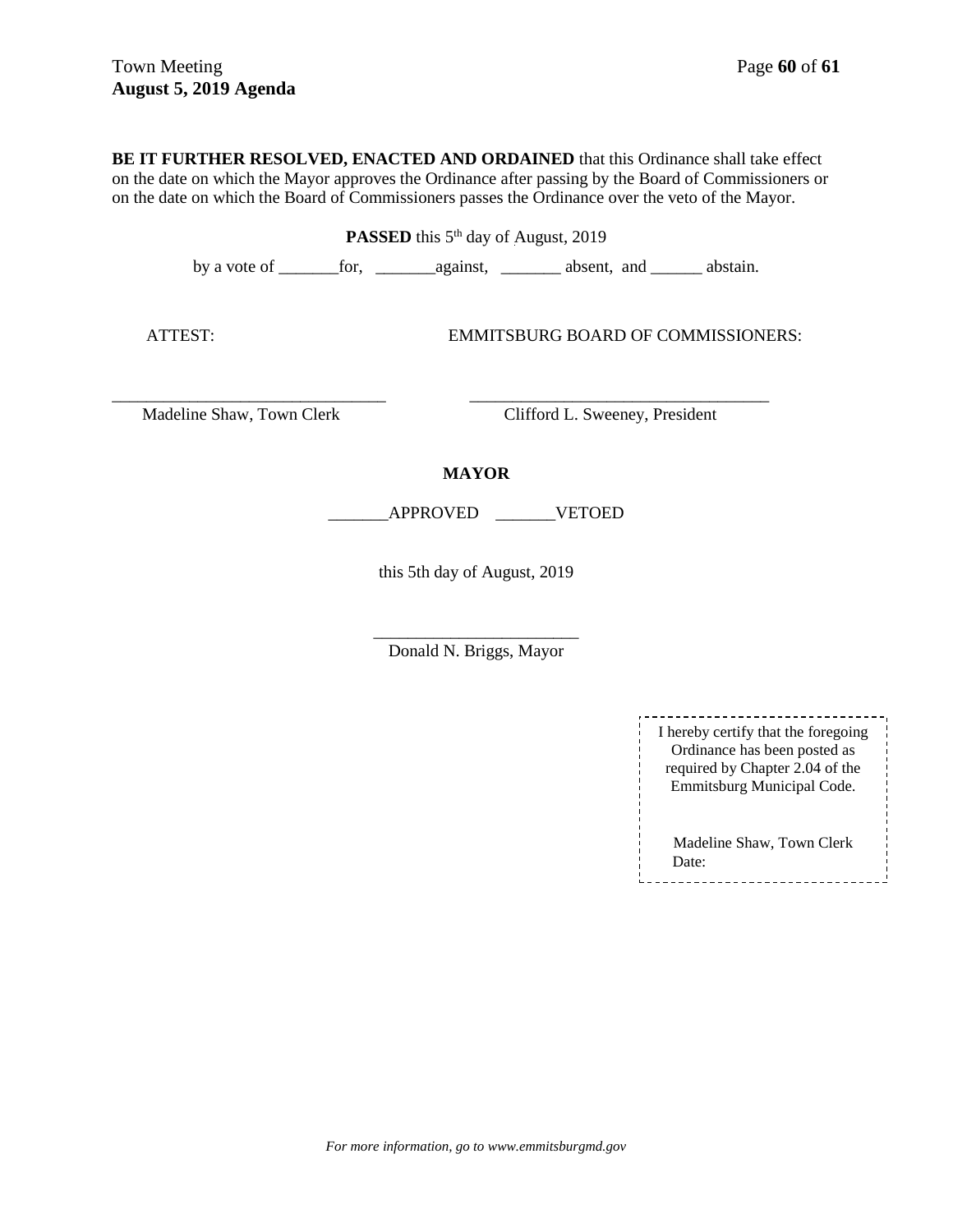**BE IT FURTHER RESOLVED, ENACTED AND ORDAINED** that this Ordinance shall take effect on the date on which the Mayor approves the Ordinance after passing by the Board of Commissioners or on the date on which the Board of Commissioners passes the Ordinance over the veto of the Mayor.

**PASSED** this 5th day of August, 2019

by a vote of _______for, _______against, _______ absent, and ______ abstain.

ATTEST: EMMITSBURG BOARD OF COMMISSIONERS:

_______________________________ _________________________________

Madeline Shaw, Town Clerk Clifford L. Sweeney, President

**MAYOR**

_______APPROVED _______VETOED

this 5th day of August, 2019

________________________

Donald N. Briggs, Mayor

I hereby certify that the foregoing Ordinance has been posted as required by Chapter 2.04 of the Emmitsburg Municipal Code.

Madeline Shaw, Town Clerk
Date:

*For more information, go to www.emmitsburgmd.gov*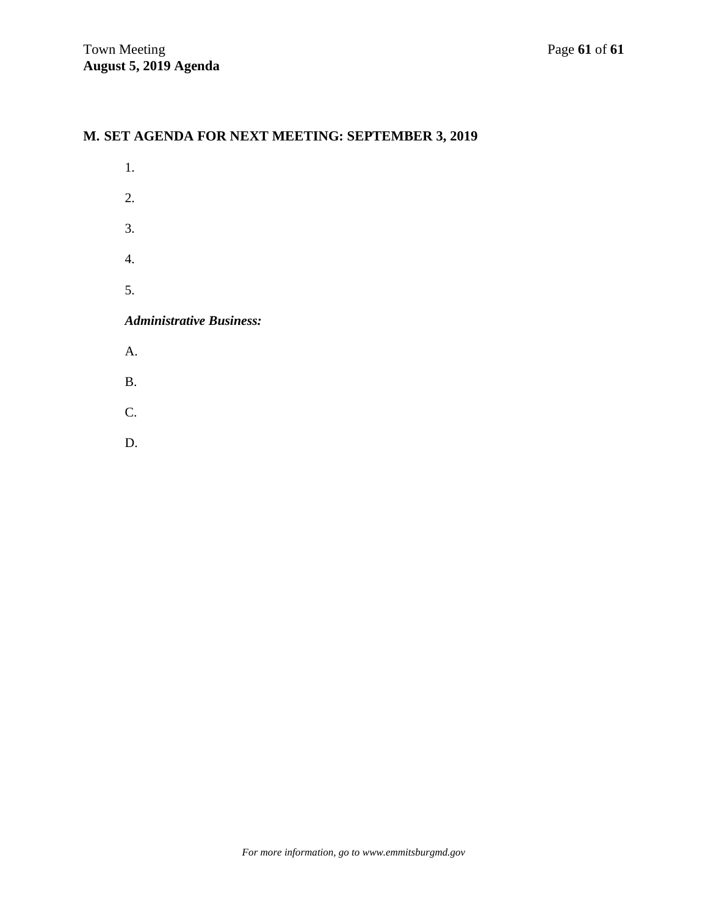## M. SET AGENDA FOR NEXT MEETING: SEPTEMBER 3, 2019

1.

2.

3.

4.

5.

***Administrative Business:***

A.

B.

C.

D.